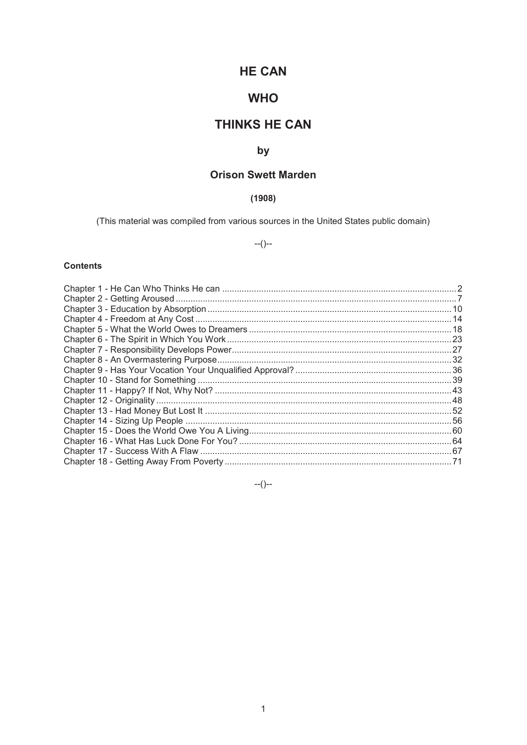# HE CAN

# WHO

# THINKS HE CAN

## by

## Orison Swett Marden

**(1908)**

(This material was compiled from various sources in the United States public domain)

--()--

**Contents**

Chapter 1 - He Can Who Thinks He can ..... 2
Chapter 2 - Getting Aroused ..... 7
Chapter 3 - Education by Absorption ..... 10
Chapter 4 - Freedom at Any Cost ..... 14
Chapter 5 - What the World Owes to Dreamers ..... 18
Chapter 6 - The Spirit in Which You Work ..... 23
Chapter 7 - Responsibility Develops Power ..... 27
Chapter 8 - An Overmastering Purpose ..... 32
Chapter 9 - Has Your Vocation Your Unqualified Approval? ..... 36
Chapter 10 - Stand for Something ..... 39
Chapter 11 - Happy? If Not, Why Not? ..... 43
Chapter 12 - Originality ..... 48
Chapter 13 - Had Money But Lost It ..... 52
Chapter 14 - Sizing Up People ..... 56
Chapter 15 - Does the World Owe You A Living ..... 60
Chapter 16 - What Has Luck Done For You? ..... 64
Chapter 17 - Success With A Flaw ..... 67
Chapter 18 - Getting Away From Poverty ..... 71

--()--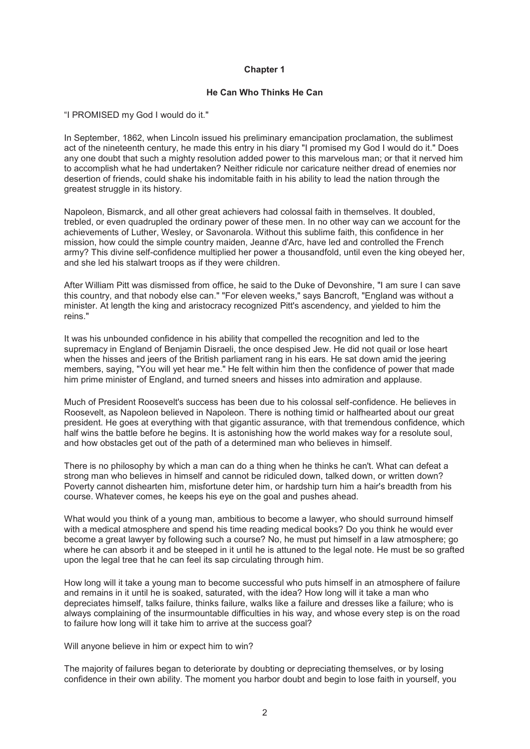# Chapter 1

## He Can Who Thinks He Can

"I PROMISED my God I would do it."

In September, 1862, when Lincoln issued his preliminary emancipation proclamation, the sublimest act of the nineteenth century, he made this entry in his diary "I promised my God I would do it." Does any one doubt that such a mighty resolution added power to this marvelous man; or that it nerved him to accomplish what he had undertaken? Neither ridicule nor caricature neither dread of enemies nor desertion of friends, could shake his indomitable faith in his ability to lead the nation through the greatest struggle in its history.

Napoleon, Bismarck, and all other great achievers had colossal faith in themselves. It doubled, trebled, or even quadrupled the ordinary power of these men. In no other way can we account for the achievements of Luther, Wesley, or Savonarola. Without this sublime faith, this confidence in her mission, how could the simple country maiden, Jeanne d'Arc, have led and controlled the French army? This divine self-confidence multiplied her power a thousandfold, until even the king obeyed her, and she led his stalwart troops as if they were children.

After William Pitt was dismissed from office, he said to the Duke of Devonshire, "I am sure I can save this country, and that nobody else can." "For eleven weeks," says Bancroft, "England was without a minister. At length the king and aristocracy recognized Pitt's ascendency, and yielded to him the reins."

It was his unbounded confidence in his ability that compelled the recognition and led to the supremacy in England of Benjamin Disraeli, the once despised Jew. He did not quail or lose heart when the hisses and jeers of the British parliament rang in his ears. He sat down amid the jeering members, saying, "You will yet hear me." He felt within him then the confidence of power that made him prime minister of England, and turned sneers and hisses into admiration and applause.

Much of President Roosevelt's success has been due to his colossal self-confidence. He believes in Roosevelt, as Napoleon believed in Napoleon. There is nothing timid or halfhearted about our great president. He goes at everything with that gigantic assurance, with that tremendous confidence, which half wins the battle before he begins. It is astonishing how the world makes way for a resolute soul, and how obstacles get out of the path of a determined man who believes in himself.

There is no philosophy by which a man can do a thing when he thinks he can't. What can defeat a strong man who believes in himself and cannot be ridiculed down, talked down, or written down? Poverty cannot dishearten him, misfortune deter him, or hardship turn him a hair's breadth from his course. Whatever comes, he keeps his eye on the goal and pushes ahead.

What would you think of a young man, ambitious to become a lawyer, who should surround himself with a medical atmosphere and spend his time reading medical books? Do you think he would ever become a great lawyer by following such a course? No, he must put himself in a law atmosphere; go where he can absorb it and be steeped in it until he is attuned to the legal note. He must be so grafted upon the legal tree that he can feel its sap circulating through him.

How long will it take a young man to become successful who puts himself in an atmosphere of failure and remains in it until he is soaked, saturated, with the idea? How long will it take a man who depreciates himself, talks failure, thinks failure, walks like a failure and dresses like a failure; who is always complaining of the insurmountable difficulties in his way, and whose every step is on the road to failure how long will it take him to arrive at the success goal?

Will anyone believe in him or expect him to win?

The majority of failures began to deteriorate by doubting or depreciating themselves, or by losing confidence in their own ability. The moment you harbor doubt and begin to lose faith in yourself, you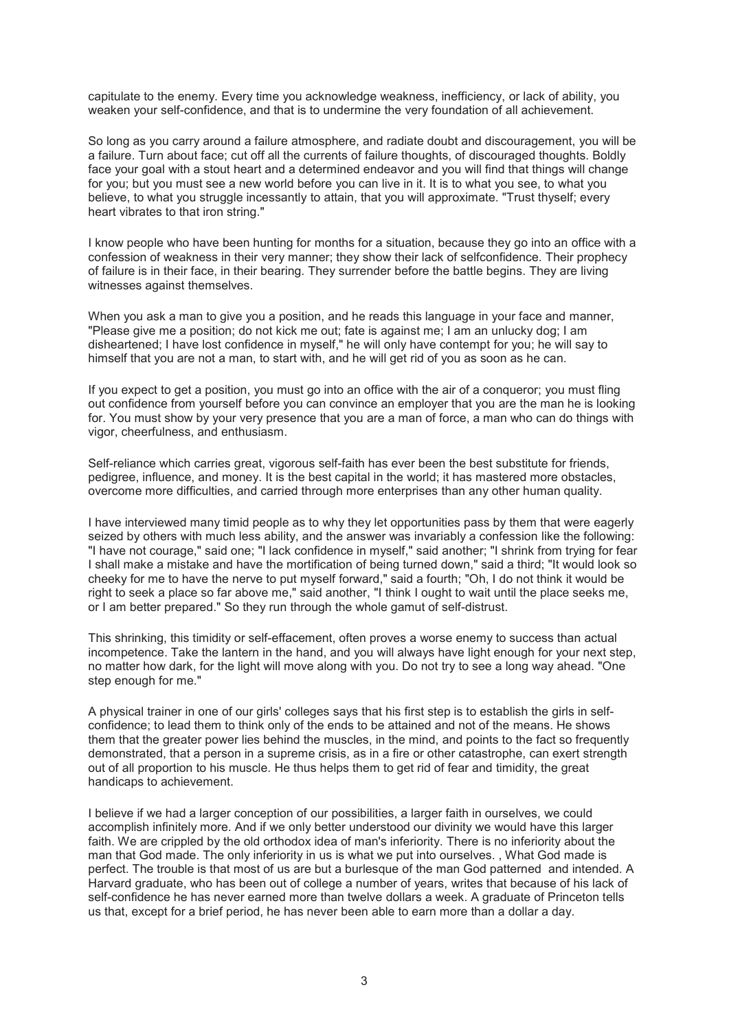capitulate to the enemy. Every time you acknowledge weakness, inefficiency, or lack of ability, you weaken your self-confidence, and that is to undermine the very foundation of all achievement.

So long as you carry around a failure atmosphere, and radiate doubt and discouragement, you will be a failure. Turn about face; cut off all the currents of failure thoughts, of discouraged thoughts. Boldly face your goal with a stout heart and a determined endeavor and you will find that things will change for you; but you must see a new world before you can live in it. It is to what you see, to what you believe, to what you struggle incessantly to attain, that you will approximate. "Trust thyself; every heart vibrates to that iron string."

I know people who have been hunting for months for a situation, because they go into an office with a confession of weakness in their very manner; they show their lack of selfconfidence. Their prophecy of failure is in their face, in their bearing. They surrender before the battle begins. They are living witnesses against themselves.

When you ask a man to give you a position, and he reads this language in your face and manner, "Please give me a position; do not kick me out; fate is against me; I am an unlucky dog; I am disheartened; I have lost confidence in myself," he will only have contempt for you; he will say to himself that you are not a man, to start with, and he will get rid of you as soon as he can.

If you expect to get a position, you must go into an office with the air of a conqueror; you must fling out confidence from yourself before you can convince an employer that you are the man he is looking for. You must show by your very presence that you are a man of force, a man who can do things with vigor, cheerfulness, and enthusiasm.

Self-reliance which carries great, vigorous self-faith has ever been the best substitute for friends, pedigree, influence, and money. It is the best capital in the world; it has mastered more obstacles, overcome more difficulties, and carried through more enterprises than any other human quality.

I have interviewed many timid people as to why they let opportunities pass by them that were eagerly seized by others with much less ability, and the answer was invariably a confession like the following: "I have not courage," said one; "I lack confidence in myself," said another; "I shrink from trying for fear I shall make a mistake and have the mortification of being turned down," said a third; "It would look so cheeky for me to have the nerve to put myself forward," said a fourth; "Oh, I do not think it would be right to seek a place so far above me," said another, "I think I ought to wait until the place seeks me, or I am better prepared." So they run through the whole gamut of self-distrust.

This shrinking, this timidity or self-effacement, often proves a worse enemy to success than actual incompetence. Take the lantern in the hand, and you will always have light enough for your next step, no matter how dark, for the light will move along with you. Do not try to see a long way ahead. "One step enough for me."

A physical trainer in one of our girls' colleges says that his first step is to establish the girls in self-confidence; to lead them to think only of the ends to be attained and not of the means. He shows them that the greater power lies behind the muscles, in the mind, and points to the fact so frequently demonstrated, that a person in a supreme crisis, as in a fire or other catastrophe, can exert strength out of all proportion to his muscle. He thus helps them to get rid of fear and timidity, the great handicaps to achievement.

I believe if we had a larger conception of our possibilities, a larger faith in ourselves, we could accomplish infinitely more. And if we only better understood our divinity we would have this larger faith. We are crippled by the old orthodox idea of man's inferiority. There is no inferiority about the man that God made. The only inferiority in us is what we put into ourselves. , What God made is perfect. The trouble is that most of us are but a burlesque of the man God patterned and intended. A Harvard graduate, who has been out of college a number of years, writes that because of his lack of self-confidence he has never earned more than twelve dollars a week. A graduate of Princeton tells us that, except for a brief period, he has never been able to earn more than a dollar a day.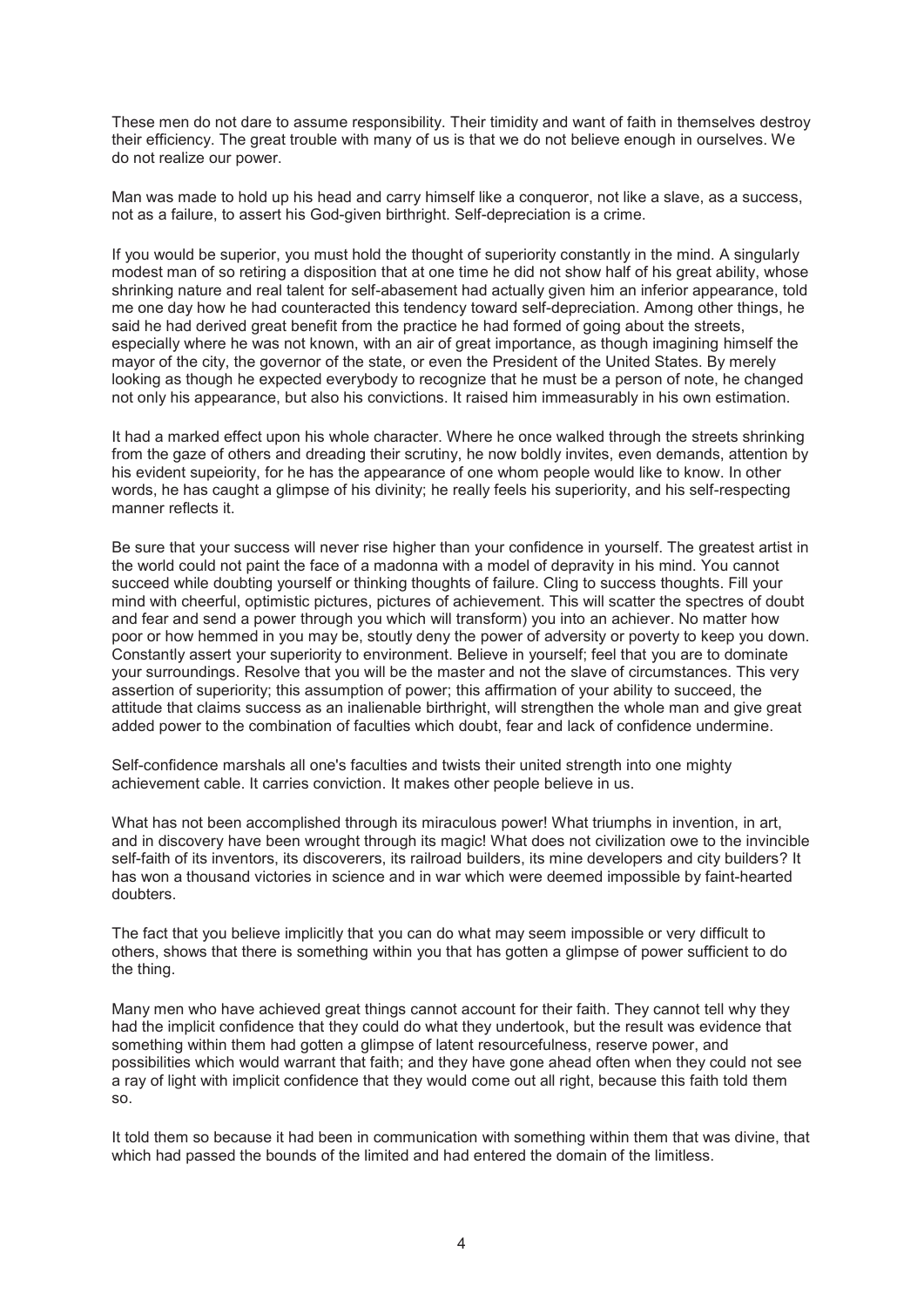These men do not dare to assume responsibility. Their timidity and want of faith in themselves destroy their efficiency. The great trouble with many of us is that we do not believe enough in ourselves. We do not realize our power.

Man was made to hold up his head and carry himself like a conqueror, not like a slave, as a success, not as a failure, to assert his God-given birthright. Self-depreciation is a crime.

If you would be superior, you must hold the thought of superiority constantly in the mind. A singularly modest man of so retiring a disposition that at one time he did not show half of his great ability, whose shrinking nature and real talent for self-abasement had actually given him an inferior appearance, told me one day how he had counteracted this tendency toward self-depreciation. Among other things, he said he had derived great benefit from the practice he had formed of going about the streets, especially where he was not known, with an air of great importance, as though imagining himself the mayor of the city, the governor of the state, or even the President of the United States. By merely looking as though he expected everybody to recognize that he must be a person of note, he changed not only his appearance, but also his convictions. It raised him immeasurably in his own estimation.

It had a marked effect upon his whole character. Where he once walked through the streets shrinking from the gaze of others and dreading their scrutiny, he now boldly invites, even demands, attention by his evident supeiority, for he has the appearance of one whom people would like to know. In other words, he has caught a glimpse of his divinity; he really feels his superiority, and his self-respecting manner reflects it.

Be sure that your success will never rise higher than your confidence in yourself. The greatest artist in the world could not paint the face of a madonna with a model of depravity in his mind. You cannot succeed while doubting yourself or thinking thoughts of failure. Cling to success thoughts. Fill your mind with cheerful, optimistic pictures, pictures of achievement. This will scatter the spectres of doubt and fear and send a power through you which will transform) you into an achiever. No matter how poor or how hemmed in you may be, stoutly deny the power of adversity or poverty to keep you down. Constantly assert your superiority to environment. Believe in yourself; feel that you are to dominate your surroundings. Resolve that you will be the master and not the slave of circumstances. This very assertion of superiority; this assumption of power; this affirmation of your ability to succeed, the attitude that claims success as an inalienable birthright, will strengthen the whole man and give great added power to the combination of faculties which doubt, fear and lack of confidence undermine.

Self-confidence marshals all one's faculties and twists their united strength into one mighty achievement cable. It carries conviction. It makes other people believe in us.

What has not been accomplished through its miraculous power! What triumphs in invention, in art, and in discovery have been wrought through its magic! What does not civilization owe to the invincible self-faith of its inventors, its discoverers, its railroad builders, its mine developers and city builders? It has won a thousand victories in science and in war which were deemed impossible by faint-hearted doubters.

The fact that you believe implicitly that you can do what may seem impossible or very difficult to others, shows that there is something within you that has gotten a glimpse of power sufficient to do the thing.

Many men who have achieved great things cannot account for their faith. They cannot tell why they had the implicit confidence that they could do what they undertook, but the result was evidence that something within them had gotten a glimpse of latent resourcefulness, reserve power, and possibilities which would warrant that faith; and they have gone ahead often when they could not see a ray of light with implicit confidence that they would come out all right, because this faith told them so.

It told them so because it had been in communication with something within them that was divine, that which had passed the bounds of the limited and had entered the domain of the limitless.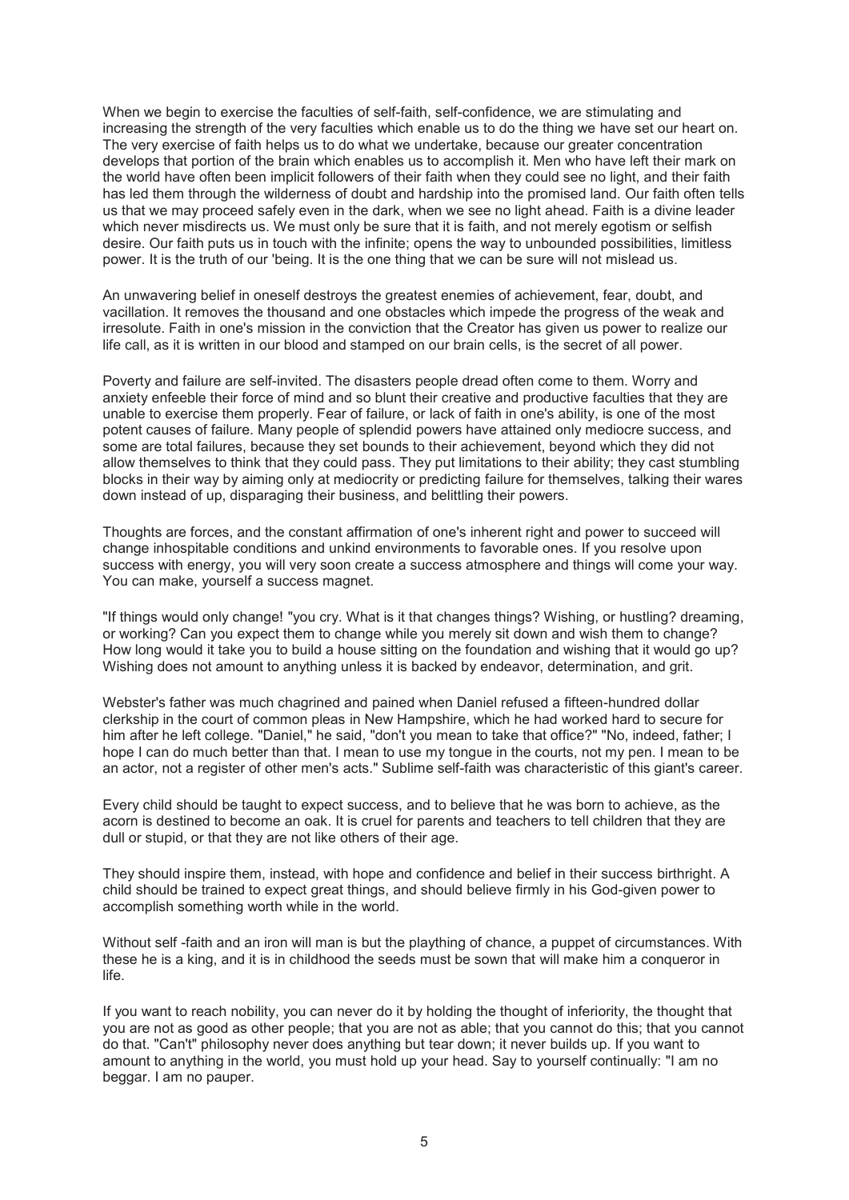When we begin to exercise the faculties of self-faith, self-confidence, we are stimulating and increasing the strength of the very faculties which enable us to do the thing we have set our heart on. The very exercise of faith helps us to do what we undertake, because our greater concentration develops that portion of the brain which enables us to accomplish it. Men who have left their mark on the world have often been implicit followers of their faith when they could see no light, and their faith has led them through the wilderness of doubt and hardship into the promised land. Our faith often tells us that we may proceed safely even in the dark, when we see no light ahead. Faith is a divine leader which never misdirects us. We must only be sure that it is faith, and not merely egotism or selfish desire. Our faith puts us in touch with the infinite; opens the way to unbounded possibilities, limitless power. It is the truth of our 'being. It is the one thing that we can be sure will not mislead us.

An unwavering belief in oneself destroys the greatest enemies of achievement, fear, doubt, and vacillation. It removes the thousand and one obstacles which impede the progress of the weak and irresolute. Faith in one's mission in the conviction that the Creator has given us power to realize our life call, as it is written in our blood and stamped on our brain cells, is the secret of all power.

Poverty and failure are self-invited. The disasters people dread often come to them. Worry and anxiety enfeeble their force of mind and so blunt their creative and productive faculties that they are unable to exercise them properly. Fear of failure, or lack of faith in one's ability, is one of the most potent causes of failure. Many people of splendid powers have attained only mediocre success, and some are total failures, because they set bounds to their achievement, beyond which they did not allow themselves to think that they could pass. They put limitations to their ability; they cast stumbling blocks in their way by aiming only at mediocrity or predicting failure for themselves, talking their wares down instead of up, disparaging their business, and belittling their powers.

Thoughts are forces, and the constant affirmation of one's inherent right and power to succeed will change inhospitable conditions and unkind environments to favorable ones. If you resolve upon success with energy, you will very soon create a success atmosphere and things will come your way. You can make, yourself a success magnet.

"If things would only change! "you cry. What is it that changes things? Wishing, or hustling? dreaming, or working? Can you expect them to change while you merely sit down and wish them to change? How long would it take you to build a house sitting on the foundation and wishing that it would go up? Wishing does not amount to anything unless it is backed by endeavor, determination, and grit.

Webster's father was much chagrined and pained when Daniel refused a fifteen-hundred dollar clerkship in the court of common pleas in New Hampshire, which he had worked hard to secure for him after he left college. "Daniel," he said, "don't you mean to take that office?" "No, indeed, father; I hope I can do much better than that. I mean to use my tongue in the courts, not my pen. I mean to be an actor, not a register of other men's acts." Sublime self-faith was characteristic of this giant's career.

Every child should be taught to expect success, and to believe that he was born to achieve, as the acorn is destined to become an oak. It is cruel for parents and teachers to tell children that they are dull or stupid, or that they are not like others of their age.

They should inspire them, instead, with hope and confidence and belief in their success birthright. A child should be trained to expect great things, and should believe firmly in his God-given power to accomplish something worth while in the world.

Without self -faith and an iron will man is but the plaything of chance, a puppet of circumstances. With these he is a king, and it is in childhood the seeds must be sown that will make him a conqueror in life.

If you want to reach nobility, you can never do it by holding the thought of inferiority, the thought that you are not as good as other people; that you are not as able; that you cannot do this; that you cannot do that. "Can't" philosophy never does anything but tear down; it never builds up. If you want to amount to anything in the world, you must hold up your head. Say to yourself continually: "I am no beggar. I am no pauper.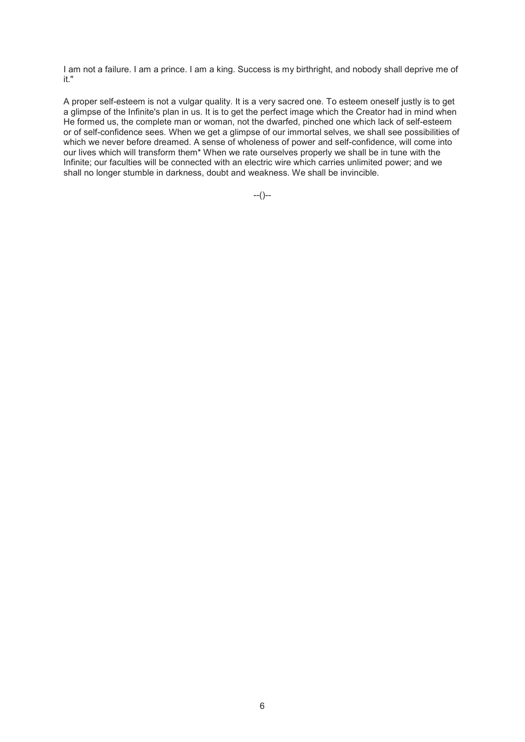I am not a failure. I am a prince. I am a king. Success is my birthright, and nobody shall deprive me of it."

A proper self-esteem is not a vulgar quality. It is a very sacred one. To esteem oneself justly is to get a glimpse of the Infinite's plan in us. It is to get the perfect image which the Creator had in mind when He formed us, the complete man or woman, not the dwarfed, pinched one which lack of self-esteem or of self-confidence sees. When we get a glimpse of our immortal selves, we shall see possibilities of which we never before dreamed. A sense of wholeness of power and self-confidence, will come into our lives which will transform them* When we rate ourselves properly we shall be in tune with the Infinite; our faculties will be connected with an electric wire which carries unlimited power; and we shall no longer stumble in darkness, doubt and weakness. We shall be invincible.

--()--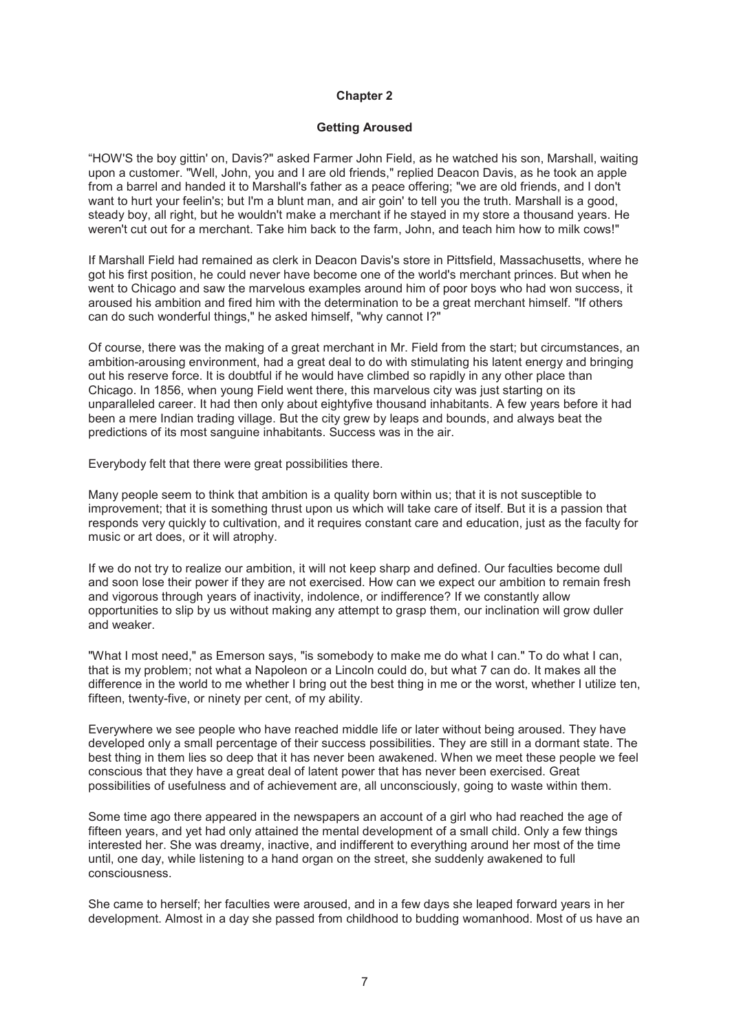## Chapter 2

### Getting Aroused

"HOW'S the boy gittin' on, Davis?" asked Farmer John Field, as he watched his son, Marshall, waiting upon a customer. "Well, John, you and I are old friends," replied Deacon Davis, as he took an apple from a barrel and handed it to Marshall's father as a peace offering; "we are old friends, and I don't want to hurt your feelin's; but I'm a blunt man, and air goin' to tell you the truth. Marshall is a good, steady boy, all right, but he wouldn't make a merchant if he stayed in my store a thousand years. He weren't cut out for a merchant. Take him back to the farm, John, and teach him how to milk cows!"

If Marshall Field had remained as clerk in Deacon Davis's store in Pittsfield, Massachusetts, where he got his first position, he could never have become one of the world's merchant princes. But when he went to Chicago and saw the marvelous examples around him of poor boys who had won success, it aroused his ambition and fired him with the determination to be a great merchant himself. "If others can do such wonderful things," he asked himself, "why cannot I?"

Of course, there was the making of a great merchant in Mr. Field from the start; but circumstances, an ambition-arousing environment, had a great deal to do with stimulating his latent energy and bringing out his reserve force. It is doubtful if he would have climbed so rapidly in any other place than Chicago. In 1856, when young Field went there, this marvelous city was just starting on its unparalleled career. It had then only about eightyfive thousand inhabitants. A few years before it had been a mere Indian trading village. But the city grew by leaps and bounds, and always beat the predictions of its most sanguine inhabitants. Success was in the air.

Everybody felt that there were great possibilities there.

Many people seem to think that ambition is a quality born within us; that it is not susceptible to improvement; that it is something thrust upon us which will take care of itself. But it is a passion that responds very quickly to cultivation, and it requires constant care and education, just as the faculty for music or art does, or it will atrophy.

If we do not try to realize our ambition, it will not keep sharp and defined. Our faculties become dull and soon lose their power if they are not exercised. How can we expect our ambition to remain fresh and vigorous through years of inactivity, indolence, or indifference? If we constantly allow opportunities to slip by us without making any attempt to grasp them, our inclination will grow duller and weaker.

"What I most need," as Emerson says, "is somebody to make me do what I can." To do what I can, that is my problem; not what a Napoleon or a Lincoln could do, but what 7 can do. It makes all the difference in the world to me whether I bring out the best thing in me or the worst, whether I utilize ten, fifteen, twenty-five, or ninety per cent, of my ability.

Everywhere we see people who have reached middle life or later without being aroused. They have developed only a small percentage of their success possibilities. They are still in a dormant state. The best thing in them lies so deep that it has never been awakened. When we meet these people we feel conscious that they have a great deal of latent power that has never been exercised. Great possibilities of usefulness and of achievement are, all unconsciously, going to waste within them.

Some time ago there appeared in the newspapers an account of a girl who had reached the age of fifteen years, and yet had only attained the mental development of a small child. Only a few things interested her. She was dreamy, inactive, and indifferent to everything around her most of the time until, one day, while listening to a hand organ on the street, she suddenly awakened to full consciousness.

She came to herself; her faculties were aroused, and in a few days she leaped forward years in her development. Almost in a day she passed from childhood to budding womanhood. Most of us have an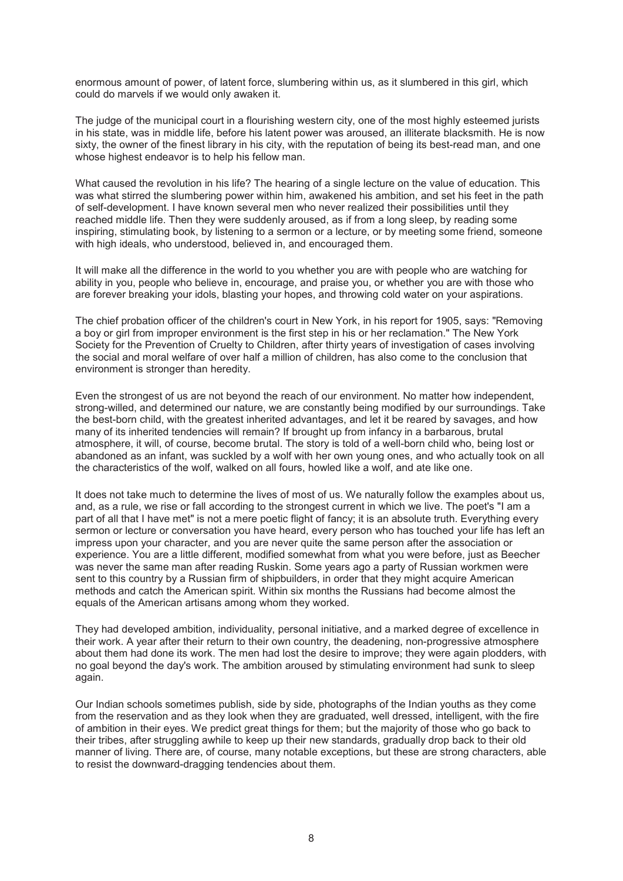enormous amount of power, of latent force, slumbering within us, as it slumbered in this girl, which could do marvels if we would only awaken it.

The judge of the municipal court in a flourishing western city, one of the most highly esteemed jurists in his state, was in middle life, before his latent power was aroused, an illiterate blacksmith. He is now sixty, the owner of the finest library in his city, with the reputation of being its best-read man, and one whose highest endeavor is to help his fellow man.

What caused the revolution in his life? The hearing of a single lecture on the value of education. This was what stirred the slumbering power within him, awakened his ambition, and set his feet in the path of self-development. I have known several men who never realized their possibilities until they reached middle life. Then they were suddenly aroused, as if from a long sleep, by reading some inspiring, stimulating book, by listening to a sermon or a lecture, or by meeting some friend, someone with high ideals, who understood, believed in, and encouraged them.

It will make all the difference in the world to you whether you are with people who are watching for ability in you, people who believe in, encourage, and praise you, or whether you are with those who are forever breaking your idols, blasting your hopes, and throwing cold water on your aspirations.

The chief probation officer of the children's court in New York, in his report for 1905, says: "Removing a boy or girl from improper environment is the first step in his or her reclamation." The New York Society for the Prevention of Cruelty to Children, after thirty years of investigation of cases involving the social and moral welfare of over half a million of children, has also come to the conclusion that environment is stronger than heredity.

Even the strongest of us are not beyond the reach of our environment. No matter how independent, strong-willed, and determined our nature, we are constantly being modified by our surroundings. Take the best-born child, with the greatest inherited advantages, and let it be reared by savages, and how many of its inherited tendencies will remain? If brought up from infancy in a barbarous, brutal atmosphere, it will, of course, become brutal. The story is told of a well-born child who, being lost or abandoned as an infant, was suckled by a wolf with her own young ones, and who actually took on all the characteristics of the wolf, walked on all fours, howled like a wolf, and ate like one.

It does not take much to determine the lives of most of us. We naturally follow the examples about us, and, as a rule, we rise or fall according to the strongest current in which we live. The poet's "I am a part of all that I have met" is not a mere poetic flight of fancy; it is an absolute truth. Everything every sermon or lecture or conversation you have heard, every person who has touched your life has left an impress upon your character, and you are never quite the same person after the association or experience. You are a little different, modified somewhat from what you were before, just as Beecher was never the same man after reading Ruskin. Some years ago a party of Russian workmen were sent to this country by a Russian firm of shipbuilders, in order that they might acquire American methods and catch the American spirit. Within six months the Russians had become almost the equals of the American artisans among whom they worked.

They had developed ambition, individuality, personal initiative, and a marked degree of excellence in their work. A year after their return to their own country, the deadening, non-progressive atmosphere about them had done its work. The men had lost the desire to improve; they were again plodders, with no goal beyond the day's work. The ambition aroused by stimulating environment had sunk to sleep again.

Our Indian schools sometimes publish, side by side, photographs of the Indian youths as they come from the reservation and as they look when they are graduated, well dressed, intelligent, with the fire of ambition in their eyes. We predict great things for them; but the majority of those who go back to their tribes, after struggling awhile to keep up their new standards, gradually drop back to their old manner of living. There are, of course, many notable exceptions, but these are strong characters, able to resist the downward-dragging tendencies about them.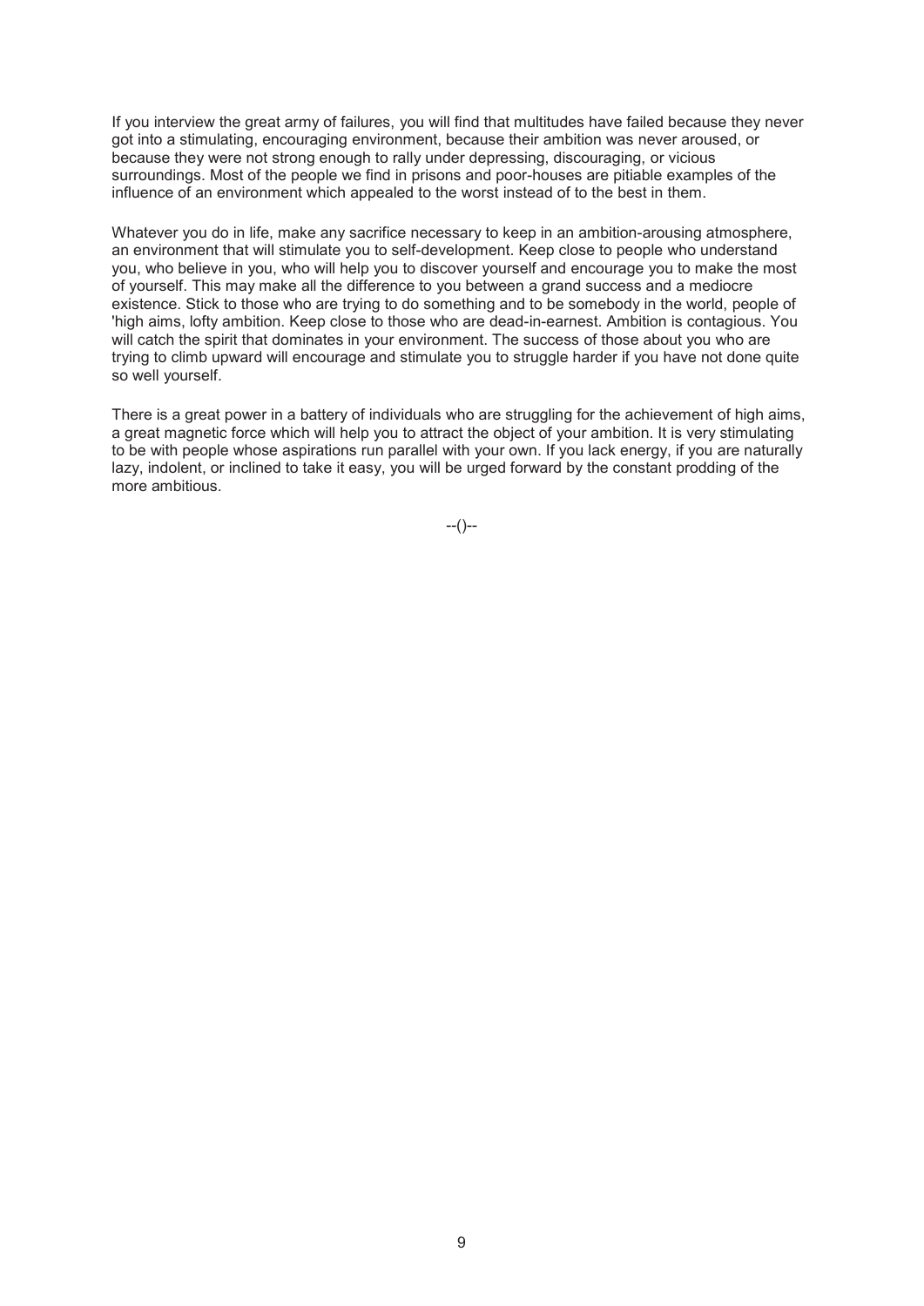If you interview the great army of failures, you will find that multitudes have failed because they never got into a stimulating, encouraging environment, because their ambition was never aroused, or because they were not strong enough to rally under depressing, discouraging, or vicious surroundings. Most of the people we find in prisons and poor-houses are pitiable examples of the influence of an environment which appealed to the worst instead of to the best in them.

Whatever you do in life, make any sacrifice necessary to keep in an ambition-arousing atmosphere, an environment that will stimulate you to self-development. Keep close to people who understand you, who believe in you, who will help you to discover yourself and encourage you to make the most of yourself. This may make all the difference to you between a grand success and a mediocre existence. Stick to those who are trying to do something and to be somebody in the world, people of 'high aims, lofty ambition. Keep close to those who are dead-in-earnest. Ambition is contagious. You will catch the spirit that dominates in your environment. The success of those about you who are trying to climb upward will encourage and stimulate you to struggle harder if you have not done quite so well yourself.

There is a great power in a battery of individuals who are struggling for the achievement of high aims, a great magnetic force which will help you to attract the object of your ambition. It is very stimulating to be with people whose aspirations run parallel with your own. If you lack energy, if you are naturally lazy, indolent, or inclined to take it easy, you will be urged forward by the constant prodding of the more ambitious.

--()--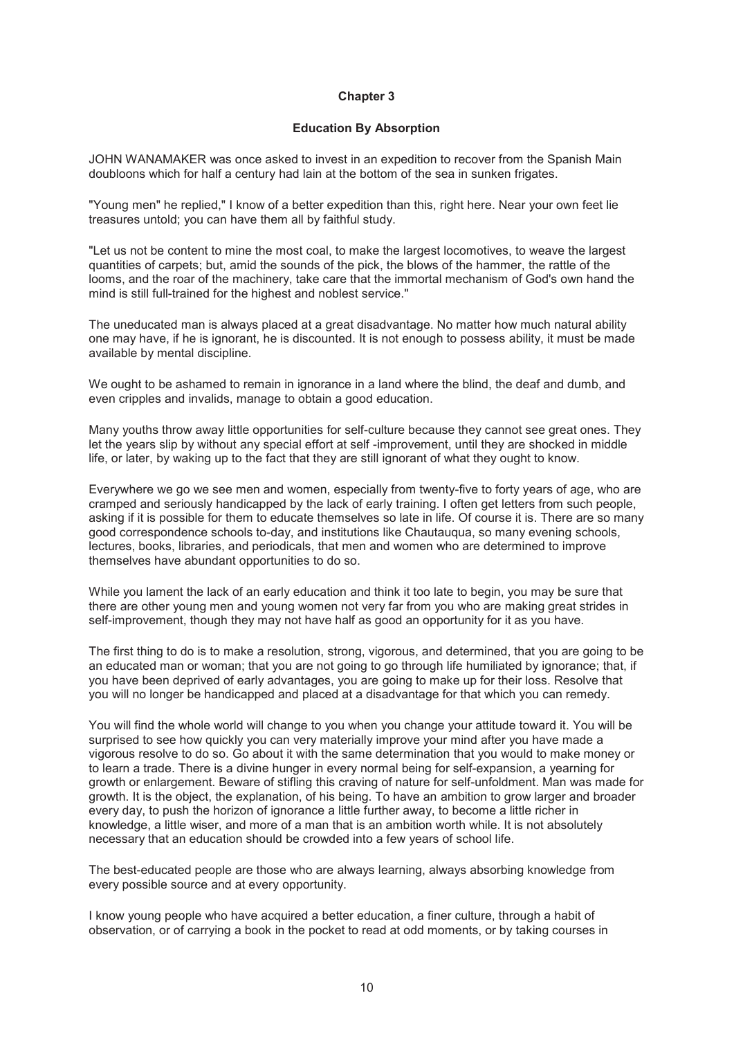## Chapter 3

### Education By Absorption

JOHN WANAMAKER was once asked to invest in an expedition to recover from the Spanish Main doubloons which for half a century had lain at the bottom of the sea in sunken frigates.

"Young men" he replied," I know of a better expedition than this, right here. Near your own feet lie treasures untold; you can have them all by faithful study.

"Let us not be content to mine the most coal, to make the largest locomotives, to weave the largest quantities of carpets; but, amid the sounds of the pick, the blows of the hammer, the rattle of the looms, and the roar of the machinery, take care that the immortal mechanism of God's own hand the mind is still full-trained for the highest and noblest service."

The uneducated man is always placed at a great disadvantage. No matter how much natural ability one may have, if he is ignorant, he is discounted. It is not enough to possess ability, it must be made available by mental discipline.

We ought to be ashamed to remain in ignorance in a land where the blind, the deaf and dumb, and even cripples and invalids, manage to obtain a good education.

Many youths throw away little opportunities for self-culture because they cannot see great ones. They let the years slip by without any special effort at self -improvement, until they are shocked in middle life, or later, by waking up to the fact that they are still ignorant of what they ought to know.

Everywhere we go we see men and women, especially from twenty-five to forty years of age, who are cramped and seriously handicapped by the lack of early training. I often get letters from such people, asking if it is possible for them to educate themselves so late in life. Of course it is. There are so many good correspondence schools to-day, and institutions like Chautauqua, so many evening schools, lectures, books, libraries, and periodicals, that men and women who are determined to improve themselves have abundant opportunities to do so.

While you lament the lack of an early education and think it too late to begin, you may be sure that there are other young men and young women not very far from you who are making great strides in self-improvement, though they may not have half as good an opportunity for it as you have.

The first thing to do is to make a resolution, strong, vigorous, and determined, that you are going to be an educated man or woman; that you are not going to go through life humiliated by ignorance; that, if you have been deprived of early advantages, you are going to make up for their loss. Resolve that you will no longer be handicapped and placed at a disadvantage for that which you can remedy.

You will find the whole world will change to you when you change your attitude toward it. You will be surprised to see how quickly you can very materially improve your mind after you have made a vigorous resolve to do so. Go about it with the same determination that you would to make money or to learn a trade. There is a divine hunger in every normal being for self-expansion, a yearning for growth or enlargement. Beware of stifling this craving of nature for self-unfoldment. Man was made for growth. It is the object, the explanation, of his being. To have an ambition to grow larger and broader every day, to push the horizon of ignorance a little further away, to become a little richer in knowledge, a little wiser, and more of a man that is an ambition worth while. It is not absolutely necessary that an education should be crowded into a few years of school life.

The best-educated people are those who are always learning, always absorbing knowledge from every possible source and at every opportunity.

I know young people who have acquired a better education, a finer culture, through a habit of observation, or of carrying a book in the pocket to read at odd moments, or by taking courses in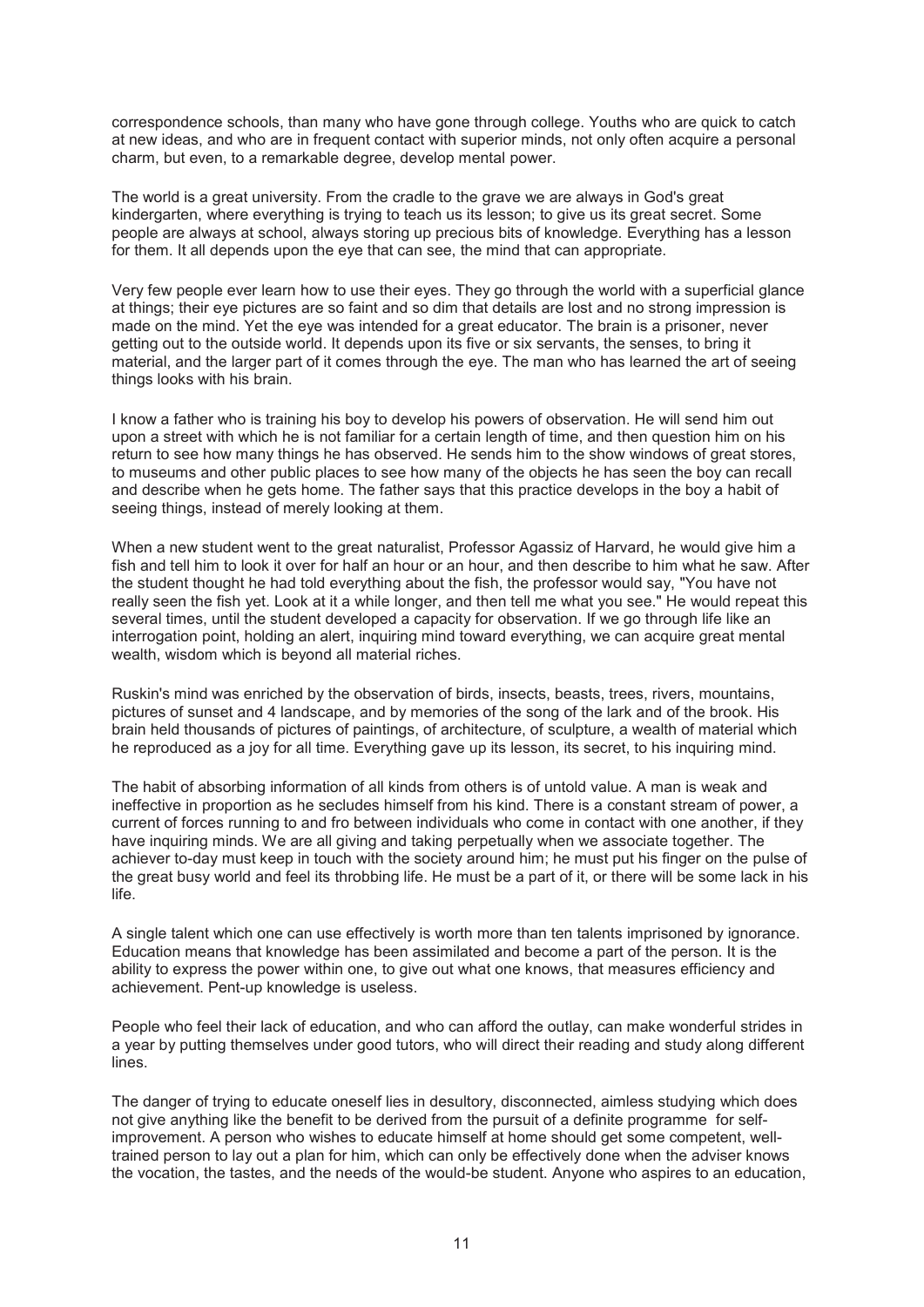correspondence schools, than many who have gone through college. Youths who are quick to catch at new ideas, and who are in frequent contact with superior minds, not only often acquire a personal charm, but even, to a remarkable degree, develop mental power.

The world is a great university. From the cradle to the grave we are always in God's great kindergarten, where everything is trying to teach us its lesson; to give us its great secret. Some people are always at school, always storing up precious bits of knowledge. Everything has a lesson for them. It all depends upon the eye that can see, the mind that can appropriate.

Very few people ever learn how to use their eyes. They go through the world with a superficial glance at things; their eye pictures are so faint and so dim that details are lost and no strong impression is made on the mind. Yet the eye was intended for a great educator. The brain is a prisoner, never getting out to the outside world. It depends upon its five or six servants, the senses, to bring it material, and the larger part of it comes through the eye. The man who has learned the art of seeing things looks with his brain.

I know a father who is training his boy to develop his powers of observation. He will send him out upon a street with which he is not familiar for a certain length of time, and then question him on his return to see how many things he has observed. He sends him to the show windows of great stores, to museums and other public places to see how many of the objects he has seen the boy can recall and describe when he gets home. The father says that this practice develops in the boy a habit of seeing things, instead of merely looking at them.

When a new student went to the great naturalist, Professor Agassiz of Harvard, he would give him a fish and tell him to look it over for half an hour or an hour, and then describe to him what he saw. After the student thought he had told everything about the fish, the professor would say, "You have not really seen the fish yet. Look at it a while longer, and then tell me what you see." He would repeat this several times, until the student developed a capacity for observation. If we go through life like an interrogation point, holding an alert, inquiring mind toward everything, we can acquire great mental wealth, wisdom which is beyond all material riches.

Ruskin's mind was enriched by the observation of birds, insects, beasts, trees, rivers, mountains, pictures of sunset and 4 landscape, and by memories of the song of the lark and of the brook. His brain held thousands of pictures of paintings, of architecture, of sculpture, a wealth of material which he reproduced as a joy for all time. Everything gave up its lesson, its secret, to his inquiring mind.

The habit of absorbing information of all kinds from others is of untold value. A man is weak and ineffective in proportion as he secludes himself from his kind. There is a constant stream of power, a current of forces running to and fro between individuals who come in contact with one another, if they have inquiring minds. We are all giving and taking perpetually when we associate together. The achiever to-day must keep in touch with the society around him; he must put his finger on the pulse of the great busy world and feel its throbbing life. He must be a part of it, or there will be some lack in his life.

A single talent which one can use effectively is worth more than ten talents imprisoned by ignorance. Education means that knowledge has been assimilated and become a part of the person. It is the ability to express the power within one, to give out what one knows, that measures efficiency and achievement. Pent-up knowledge is useless.

People who feel their lack of education, and who can afford the outlay, can make wonderful strides in a year by putting themselves under good tutors, who will direct their reading and study along different lines.

The danger of trying to educate oneself lies in desultory, disconnected, aimless studying which does not give anything like the benefit to be derived from the pursuit of a definite programme for self-improvement. A person who wishes to educate himself at home should get some competent, well-trained person to lay out a plan for him, which can only be effectively done when the adviser knows the vocation, the tastes, and the needs of the would-be student. Anyone who aspires to an education,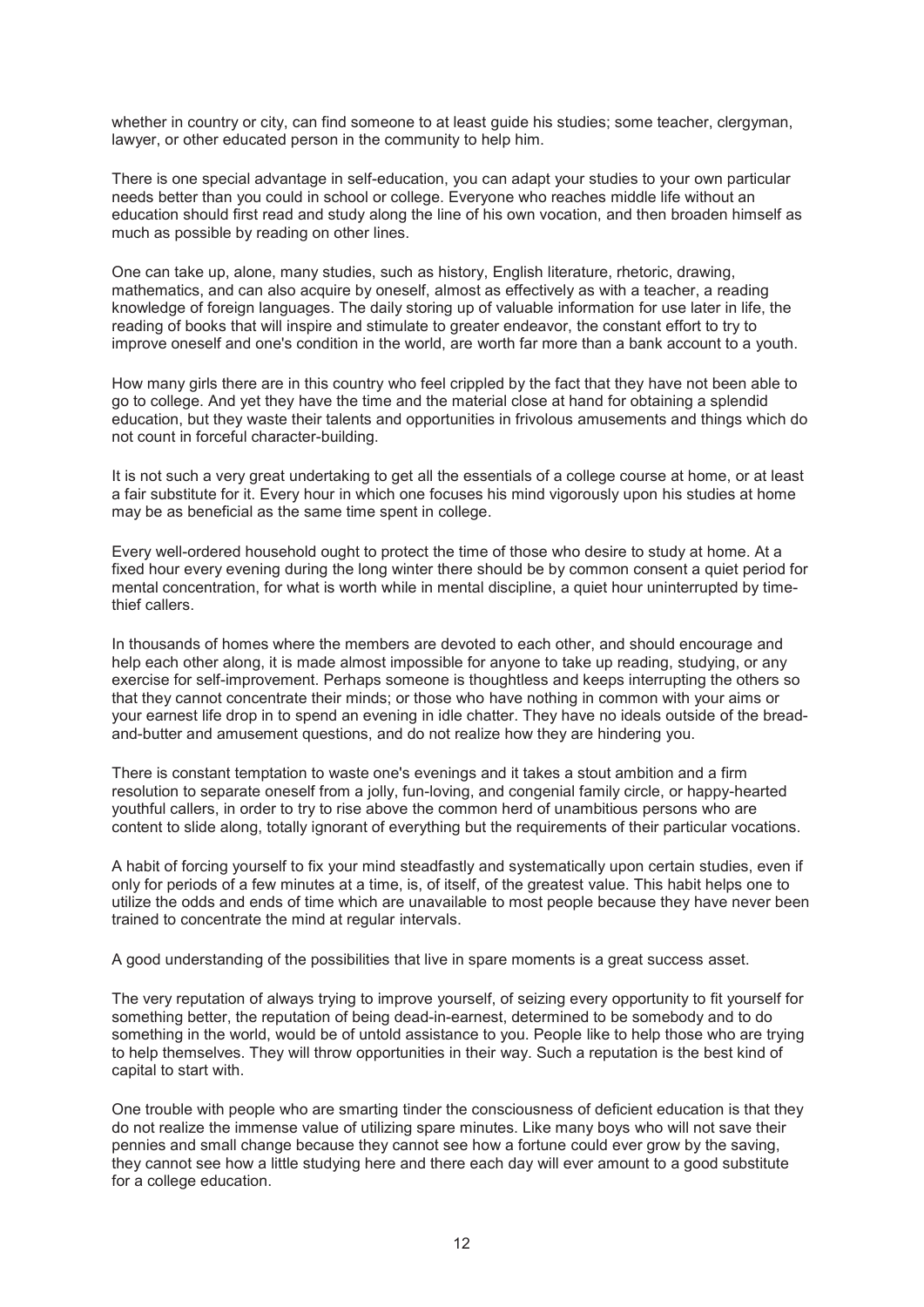whether in country or city, can find someone to at least guide his studies; some teacher, clergyman, lawyer, or other educated person in the community to help him.

There is one special advantage in self-education, you can adapt your studies to your own particular needs better than you could in school or college. Everyone who reaches middle life without an education should first read and study along the line of his own vocation, and then broaden himself as much as possible by reading on other lines.

One can take up, alone, many studies, such as history, English literature, rhetoric, drawing, mathematics, and can also acquire by oneself, almost as effectively as with a teacher, a reading knowledge of foreign languages. The daily storing up of valuable information for use later in life, the reading of books that will inspire and stimulate to greater endeavor, the constant effort to try to improve oneself and one's condition in the world, are worth far more than a bank account to a youth.

How many girls there are in this country who feel crippled by the fact that they have not been able to go to college. And yet they have the time and the material close at hand for obtaining a splendid education, but they waste their talents and opportunities in frivolous amusements and things which do not count in forceful character-building.

It is not such a very great undertaking to get all the essentials of a college course at home, or at least a fair substitute for it. Every hour in which one focuses his mind vigorously upon his studies at home may be as beneficial as the same time spent in college.

Every well-ordered household ought to protect the time of those who desire to study at home. At a fixed hour every evening during the long winter there should be by common consent a quiet period for mental concentration, for what is worth while in mental discipline, a quiet hour uninterrupted by time-thief callers.

In thousands of homes where the members are devoted to each other, and should encourage and help each other along, it is made almost impossible for anyone to take up reading, studying, or any exercise for self-improvement. Perhaps someone is thoughtless and keeps interrupting the others so that they cannot concentrate their minds; or those who have nothing in common with your aims or your earnest life drop in to spend an evening in idle chatter. They have no ideals outside of the bread-and-butter and amusement questions, and do not realize how they are hindering you.

There is constant temptation to waste one's evenings and it takes a stout ambition and a firm resolution to separate oneself from a jolly, fun-loving, and congenial family circle, or happy-hearted youthful callers, in order to try to rise above the common herd of unambitious persons who are content to slide along, totally ignorant of everything but the requirements of their particular vocations.

A habit of forcing yourself to fix your mind steadfastly and systematically upon certain studies, even if only for periods of a few minutes at a time, is, of itself, of the greatest value. This habit helps one to utilize the odds and ends of time which are unavailable to most people because they have never been trained to concentrate the mind at regular intervals.

A good understanding of the possibilities that live in spare moments is a great success asset.

The very reputation of always trying to improve yourself, of seizing every opportunity to fit yourself for something better, the reputation of being dead-in-earnest, determined to be somebody and to do something in the world, would be of untold assistance to you. People like to help those who are trying to help themselves. They will throw opportunities in their way. Such a reputation is the best kind of capital to start with.

One trouble with people who are smarting tinder the consciousness of deficient education is that they do not realize the immense value of utilizing spare minutes. Like many boys who will not save their pennies and small change because they cannot see how a fortune could ever grow by the saving, they cannot see how a little studying here and there each day will ever amount to a good substitute for a college education.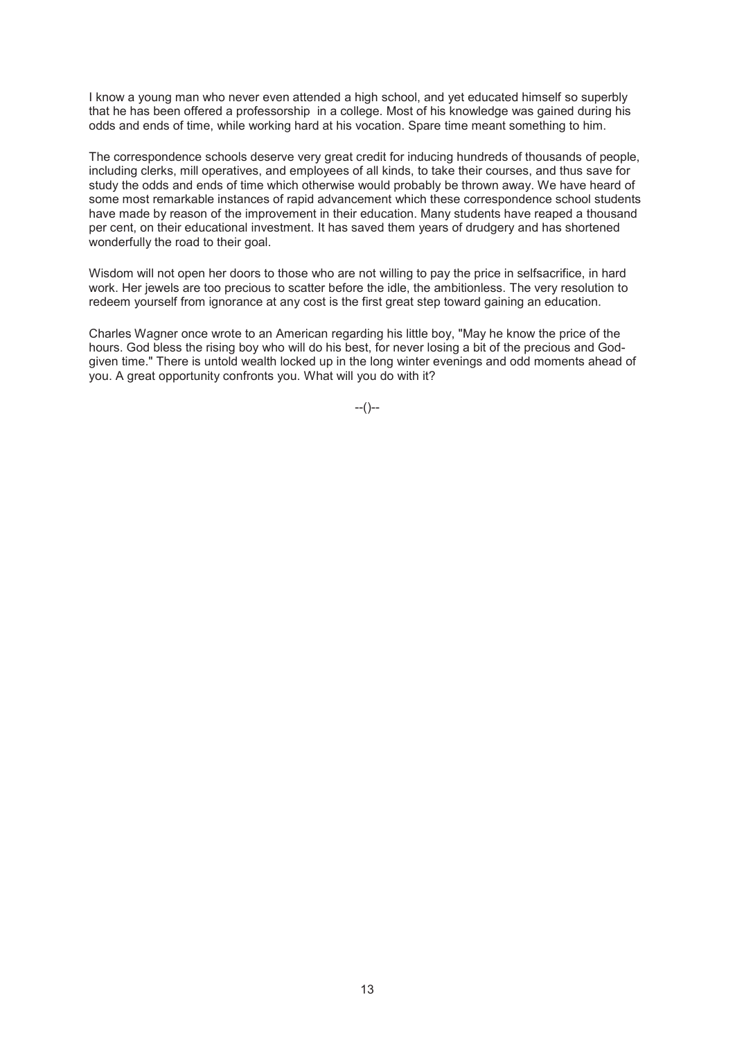I know a young man who never even attended a high school, and yet educated himself so superbly that he has been offered a professorship in a college. Most of his knowledge was gained during his odds and ends of time, while working hard at his vocation. Spare time meant something to him.

The correspondence schools deserve very great credit for inducing hundreds of thousands of people, including clerks, mill operatives, and employees of all kinds, to take their courses, and thus save for study the odds and ends of time which otherwise would probably be thrown away. We have heard of some most remarkable instances of rapid advancement which these correspondence school students have made by reason of the improvement in their education. Many students have reaped a thousand per cent, on their educational investment. It has saved them years of drudgery and has shortened wonderfully the road to their goal.

Wisdom will not open her doors to those who are not willing to pay the price in selfsacrifice, in hard work. Her jewels are too precious to scatter before the idle, the ambitionless. The very resolution to redeem yourself from ignorance at any cost is the first great step toward gaining an education.

Charles Wagner once wrote to an American regarding his little boy, "May he know the price of the hours. God bless the rising boy who will do his best, for never losing a bit of the precious and God-given time." There is untold wealth locked up in the long winter evenings and odd moments ahead of you. A great opportunity confronts you. What will you do with it?

--()--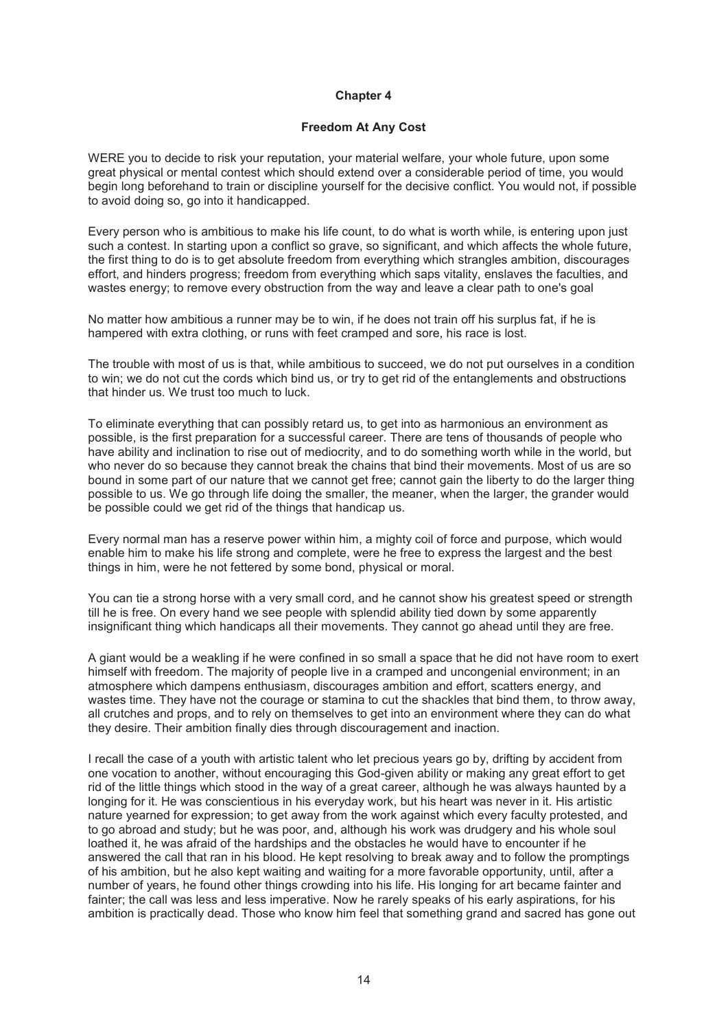## Chapter 4

### Freedom At Any Cost

WERE you to decide to risk your reputation, your material welfare, your whole future, upon some great physical or mental contest which should extend over a considerable period of time, you would begin long beforehand to train or discipline yourself for the decisive conflict. You would not, if possible to avoid doing so, go into it handicapped.

Every person who is ambitious to make his life count, to do what is worth while, is entering upon just such a contest. In starting upon a conflict so grave, so significant, and which affects the whole future, the first thing to do is to get absolute freedom from everything which strangles ambition, discourages effort, and hinders progress; freedom from everything which saps vitality, enslaves the faculties, and wastes energy; to remove every obstruction from the way and leave a clear path to one's goal

No matter how ambitious a runner may be to win, if he does not train off his surplus fat, if he is hampered with extra clothing, or runs with feet cramped and sore, his race is lost.

The trouble with most of us is that, while ambitious to succeed, we do not put ourselves in a condition to win; we do not cut the cords which bind us, or try to get rid of the entanglements and obstructions that hinder us. We trust too much to luck.

To eliminate everything that can possibly retard us, to get into as harmonious an environment as possible, is the first preparation for a successful career. There are tens of thousands of people who have ability and inclination to rise out of mediocrity, and to do something worth while in the world, but who never do so because they cannot break the chains that bind their movements. Most of us are so bound in some part of our nature that we cannot get free; cannot gain the liberty to do the larger thing possible to us. We go through life doing the smaller, the meaner, when the larger, the grander would be possible could we get rid of the things that handicap us.

Every normal man has a reserve power within him, a mighty coil of force and purpose, which would enable him to make his life strong and complete, were he free to express the largest and the best things in him, were he not fettered by some bond, physical or moral.

You can tie a strong horse with a very small cord, and he cannot show his greatest speed or strength till he is free. On every hand we see people with splendid ability tied down by some apparently insignificant thing which handicaps all their movements. They cannot go ahead until they are free.

A giant would be a weakling if he were confined in so small a space that he did not have room to exert himself with freedom. The majority of people live in a cramped and uncongenial environment; in an atmosphere which dampens enthusiasm, discourages ambition and effort, scatters energy, and wastes time. They have not the courage or stamina to cut the shackles that bind them, to throw away, all crutches and props, and to rely on themselves to get into an environment where they can do what they desire. Their ambition finally dies through discouragement and inaction.

I recall the case of a youth with artistic talent who let precious years go by, drifting by accident from one vocation to another, without encouraging this God-given ability or making any great effort to get rid of the little things which stood in the way of a great career, although he was always haunted by a longing for it. He was conscientious in his everyday work, but his heart was never in it. His artistic nature yearned for expression; to get away from the work against which every faculty protested, and to go abroad and study; but he was poor, and, although his work was drudgery and his whole soul loathed it, he was afraid of the hardships and the obstacles he would have to encounter if he answered the call that ran in his blood. He kept resolving to break away and to follow the promptings of his ambition, but he also kept waiting and waiting for a more favorable opportunity, until, after a number of years, he found other things crowding into his life. His longing for art became fainter and fainter; the call was less and less imperative. Now he rarely speaks of his early aspirations, for his ambition is practically dead. Those who know him feel that something grand and sacred has gone out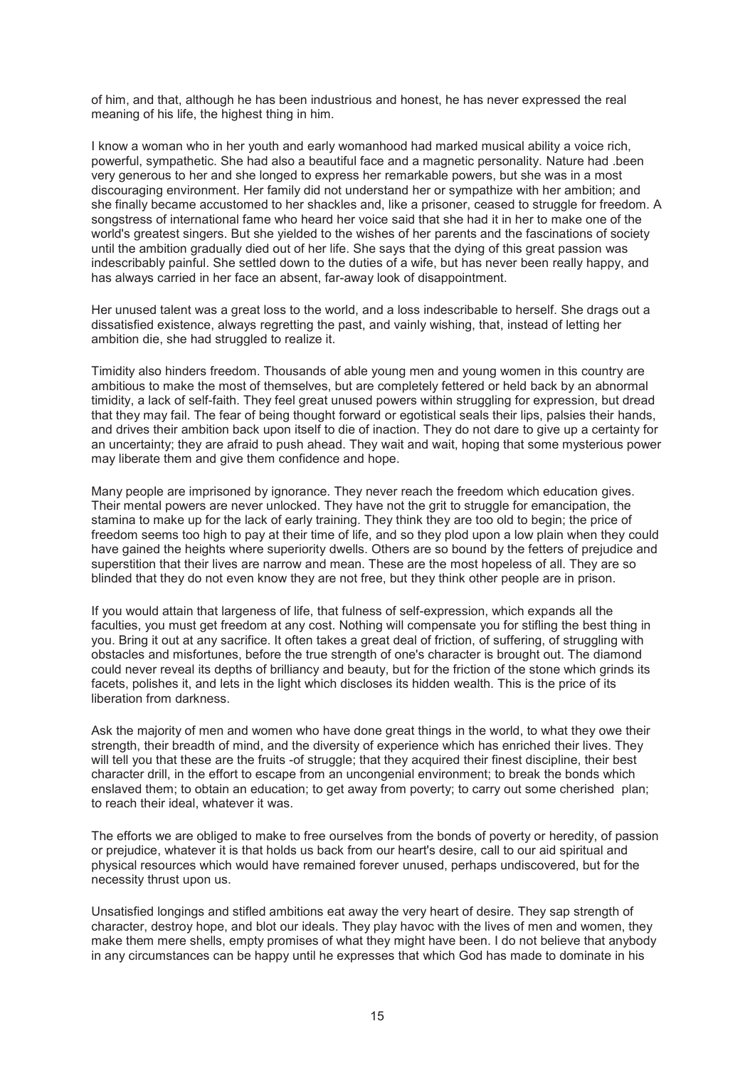of him, and that, although he has been industrious and honest, he has never expressed the real meaning of his life, the highest thing in him.

I know a woman who in her youth and early womanhood had marked musical ability a voice rich, powerful, sympathetic. She had also a beautiful face and a magnetic personality. Nature had .been very generous to her and she longed to express her remarkable powers, but she was in a most discouraging environment. Her family did not understand her or sympathize with her ambition; and she finally became accustomed to her shackles and, like a prisoner, ceased to struggle for freedom. A songstress of international fame who heard her voice said that she had it in her to make one of the world's greatest singers. But she yielded to the wishes of her parents and the fascinations of society until the ambition gradually died out of her life. She says that the dying of this great passion was indescribably painful. She settled down to the duties of a wife, but has never been really happy, and has always carried in her face an absent, far-away look of disappointment.

Her unused talent was a great loss to the world, and a loss indescribable to herself. She drags out a dissatisfied existence, always regretting the past, and vainly wishing, that, instead of letting her ambition die, she had struggled to realize it.

Timidity also hinders freedom. Thousands of able young men and young women in this country are ambitious to make the most of themselves, but are completely fettered or held back by an abnormal timidity, a lack of self-faith. They feel great unused powers within struggling for expression, but dread that they may fail. The fear of being thought forward or egotistical seals their lips, palsies their hands, and drives their ambition back upon itself to die of inaction. They do not dare to give up a certainty for an uncertainty; they are afraid to push ahead. They wait and wait, hoping that some mysterious power may liberate them and give them confidence and hope.

Many people are imprisoned by ignorance. They never reach the freedom which education gives. Their mental powers are never unlocked. They have not the grit to struggle for emancipation, the stamina to make up for the lack of early training. They think they are too old to begin; the price of freedom seems too high to pay at their time of life, and so they plod upon a low plain when they could have gained the heights where superiority dwells. Others are so bound by the fetters of prejudice and superstition that their lives are narrow and mean. These are the most hopeless of all. They are so blinded that they do not even know they are not free, but they think other people are in prison.

If you would attain that largeness of life, that fulness of self-expression, which expands all the faculties, you must get freedom at any cost. Nothing will compensate you for stifling the best thing in you. Bring it out at any sacrifice. It often takes a great deal of friction, of suffering, of struggling with obstacles and misfortunes, before the true strength of one's character is brought out. The diamond could never reveal its depths of brilliancy and beauty, but for the friction of the stone which grinds its facets, polishes it, and lets in the light which discloses its hidden wealth. This is the price of its liberation from darkness.

Ask the majority of men and women who have done great things in the world, to what they owe their strength, their breadth of mind, and the diversity of experience which has enriched their lives. They will tell you that these are the fruits -of struggle; that they acquired their finest discipline, their best character drill, in the effort to escape from an uncongenial environment; to break the bonds which enslaved them; to obtain an education; to get away from poverty; to carry out some cherished plan; to reach their ideal, whatever it was.

The efforts we are obliged to make to free ourselves from the bonds of poverty or heredity, of passion or prejudice, whatever it is that holds us back from our heart's desire, call to our aid spiritual and physical resources which would have remained forever unused, perhaps undiscovered, but for the necessity thrust upon us.

Unsatisfied longings and stifled ambitions eat away the very heart of desire. They sap strength of character, destroy hope, and blot our ideals. They play havoc with the lives of men and women, they make them mere shells, empty promises of what they might have been. I do not believe that anybody in any circumstances can be happy until he expresses that which God has made to dominate in his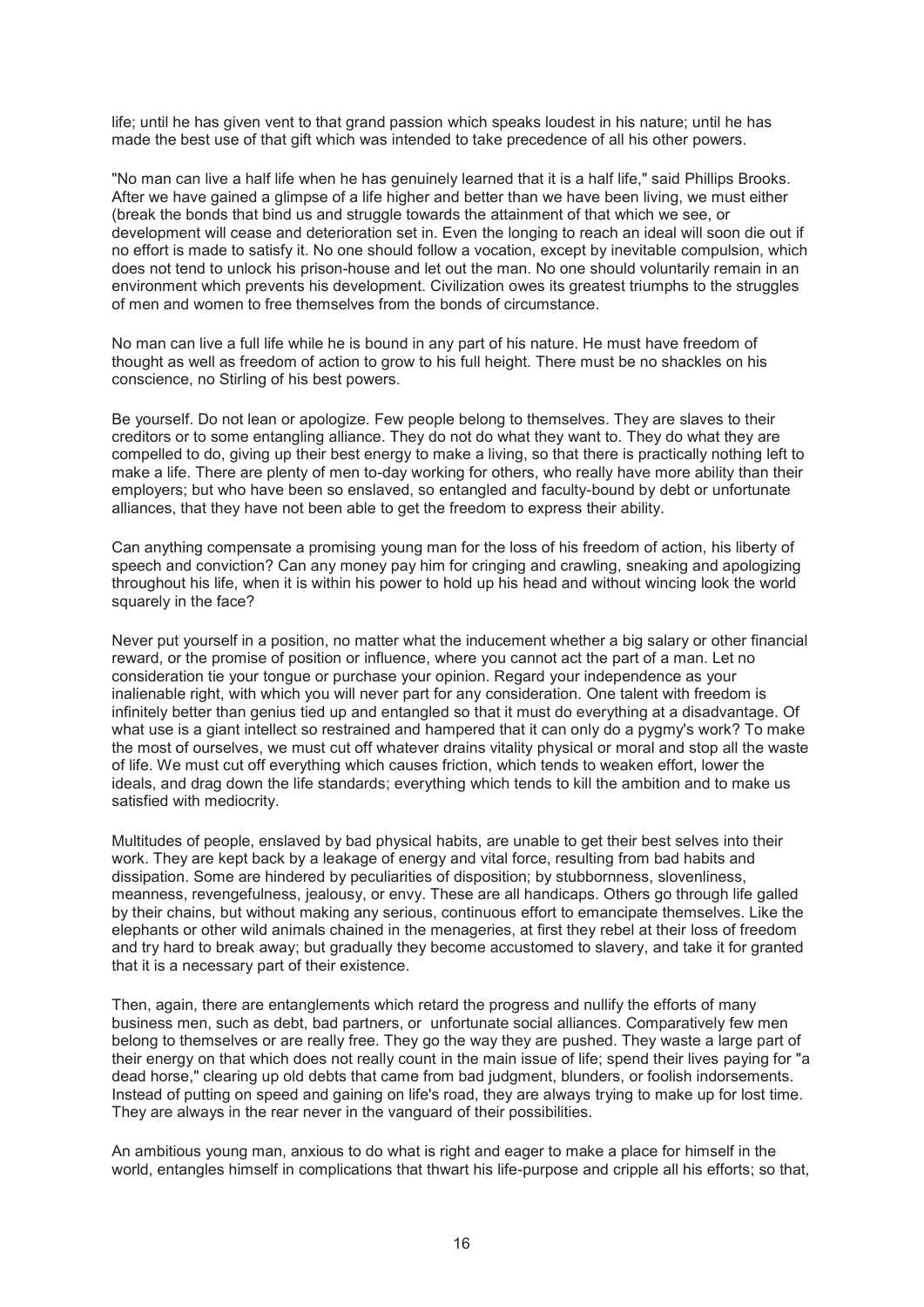life; until he has given vent to that grand passion which speaks loudest in his nature; until he has made the best use of that gift which was intended to take precedence of all his other powers.

"No man can live a half life when he has genuinely learned that it is a half life," said Phillips Brooks. After we have gained a glimpse of a life higher and better than we have been living, we must either (break the bonds that bind us and struggle towards the attainment of that which we see, or development will cease and deterioration set in. Even the longing to reach an ideal will soon die out if no effort is made to satisfy it. No one should follow a vocation, except by inevitable compulsion, which does not tend to unlock his prison-house and let out the man. No one should voluntarily remain in an environment which prevents his development. Civilization owes its greatest triumphs to the struggles of men and women to free themselves from the bonds of circumstance.

No man can live a full life while he is bound in any part of his nature. He must have freedom of thought as well as freedom of action to grow to his full height. There must be no shackles on his conscience, no Stirling of his best powers.

Be yourself. Do not lean or apologize. Few people belong to themselves. They are slaves to their creditors or to some entangling alliance. They do not do what they want to. They do what they are compelled to do, giving up their best energy to make a living, so that there is practically nothing left to make a life. There are plenty of men to-day working for others, who really have more ability than their employers; but who have been so enslaved, so entangled and faculty-bound by debt or unfortunate alliances, that they have not been able to get the freedom to express their ability.

Can anything compensate a promising young man for the loss of his freedom of action, his liberty of speech and conviction? Can any money pay him for cringing and crawling, sneaking and apologizing throughout his life, when it is within his power to hold up his head and without wincing look the world squarely in the face?

Never put yourself in a position, no matter what the inducement whether a big salary or other financial reward, or the promise of position or influence, where you cannot act the part of a man. Let no consideration tie your tongue or purchase your opinion. Regard your independence as your inalienable right, with which you will never part for any consideration. One talent with freedom is infinitely better than genius tied up and entangled so that it must do everything at a disadvantage. Of what use is a giant intellect so restrained and hampered that it can only do a pygmy's work? To make the most of ourselves, we must cut off whatever drains vitality physical or moral and stop all the waste of life. We must cut off everything which causes friction, which tends to weaken effort, lower the ideals, and drag down the life standards; everything which tends to kill the ambition and to make us satisfied with mediocrity.

Multitudes of people, enslaved by bad physical habits, are unable to get their best selves into their work. They are kept back by a leakage of energy and vital force, resulting from bad habits and dissipation. Some are hindered by peculiarities of disposition; by stubbornness, slovenliness, meanness, revengefulness, jealousy, or envy. These are all handicaps. Others go through life galled by their chains, but without making any serious, continuous effort to emancipate themselves. Like the elephants or other wild animals chained in the menageries, at first they rebel at their loss of freedom and try hard to break away; but gradually they become accustomed to slavery, and take it for granted that it is a necessary part of their existence.

Then, again, there are entanglements which retard the progress and nullify the efforts of many business men, such as debt, bad partners, or unfortunate social alliances. Comparatively few men belong to themselves or are really free. They go the way they are pushed. They waste a large part of their energy on that which does not really count in the main issue of life; spend their lives paying for "a dead horse," clearing up old debts that came from bad judgment, blunders, or foolish indorsements. Instead of putting on speed and gaining on life's road, they are always trying to make up for lost time. They are always in the rear never in the vanguard of their possibilities.

An ambitious young man, anxious to do what is right and eager to make a place for himself in the world, entangles himself in complications that thwart his life-purpose and cripple all his efforts; so that,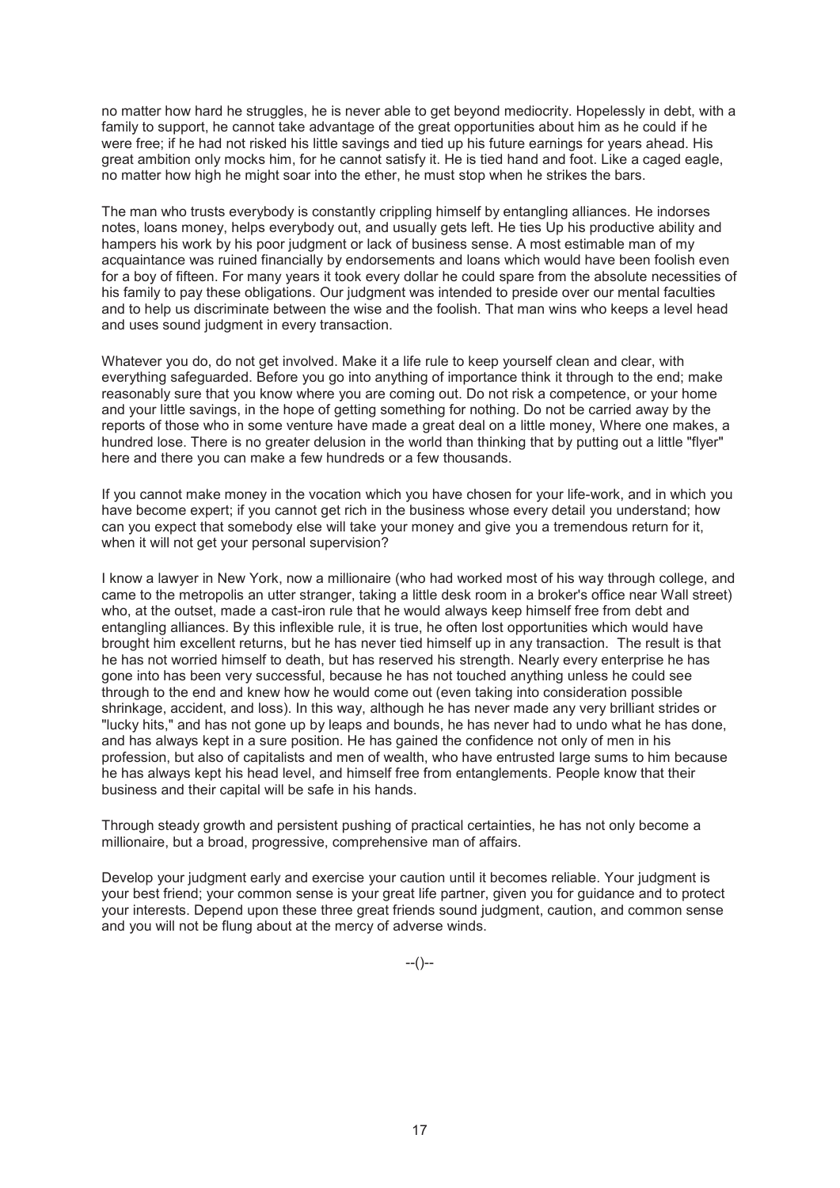no matter how hard he struggles, he is never able to get beyond mediocrity. Hopelessly in debt, with a family to support, he cannot take advantage of the great opportunities about him as he could if he were free; if he had not risked his little savings and tied up his future earnings for years ahead. His great ambition only mocks him, for he cannot satisfy it. He is tied hand and foot. Like a caged eagle, no matter how high he might soar into the ether, he must stop when he strikes the bars.

The man who trusts everybody is constantly crippling himself by entangling alliances. He indorses notes, loans money, helps everybody out, and usually gets left. He ties Up his productive ability and hampers his work by his poor judgment or lack of business sense. A most estimable man of my acquaintance was ruined financially by endorsements and loans which would have been foolish even for a boy of fifteen. For many years it took every dollar he could spare from the absolute necessities of his family to pay these obligations. Our judgment was intended to preside over our mental faculties and to help us discriminate between the wise and the foolish. That man wins who keeps a level head and uses sound judgment in every transaction.

Whatever you do, do not get involved. Make it a life rule to keep yourself clean and clear, with everything safeguarded. Before you go into anything of importance think it through to the end; make reasonably sure that you know where you are coming out. Do not risk a competence, or your home and your little savings, in the hope of getting something for nothing. Do not be carried away by the reports of those who in some venture have made a great deal on a little money, Where one makes, a hundred lose. There is no greater delusion in the world than thinking that by putting out a little "flyer" here and there you can make a few hundreds or a few thousands.

If you cannot make money in the vocation which you have chosen for your life-work, and in which you have become expert; if you cannot get rich in the business whose every detail you understand; how can you expect that somebody else will take your money and give you a tremendous return for it, when it will not get your personal supervision?

I know a lawyer in New York, now a millionaire (who had worked most of his way through college, and came to the metropolis an utter stranger, taking a little desk room in a broker's office near Wall street) who, at the outset, made a cast-iron rule that he would always keep himself free from debt and entangling alliances. By this inflexible rule, it is true, he often lost opportunities which would have brought him excellent returns, but he has never tied himself up in any transaction. The result is that he has not worried himself to death, but has reserved his strength. Nearly every enterprise he has gone into has been very successful, because he has not touched anything unless he could see through to the end and knew how he would come out (even taking into consideration possible shrinkage, accident, and loss). In this way, although he has never made any very brilliant strides or "lucky hits," and has not gone up by leaps and bounds, he has never had to undo what he has done, and has always kept in a sure position. He has gained the confidence not only of men in his profession, but also of capitalists and men of wealth, who have entrusted large sums to him because he has always kept his head level, and himself free from entanglements. People know that their business and their capital will be safe in his hands.

Through steady growth and persistent pushing of practical certainties, he has not only become a millionaire, but a broad, progressive, comprehensive man of affairs.

Develop your judgment early and exercise your caution until it becomes reliable. Your judgment is your best friend; your common sense is your great life partner, given you for guidance and to protect your interests. Depend upon these three great friends sound judgment, caution, and common sense and you will not be flung about at the mercy of adverse winds.

--()--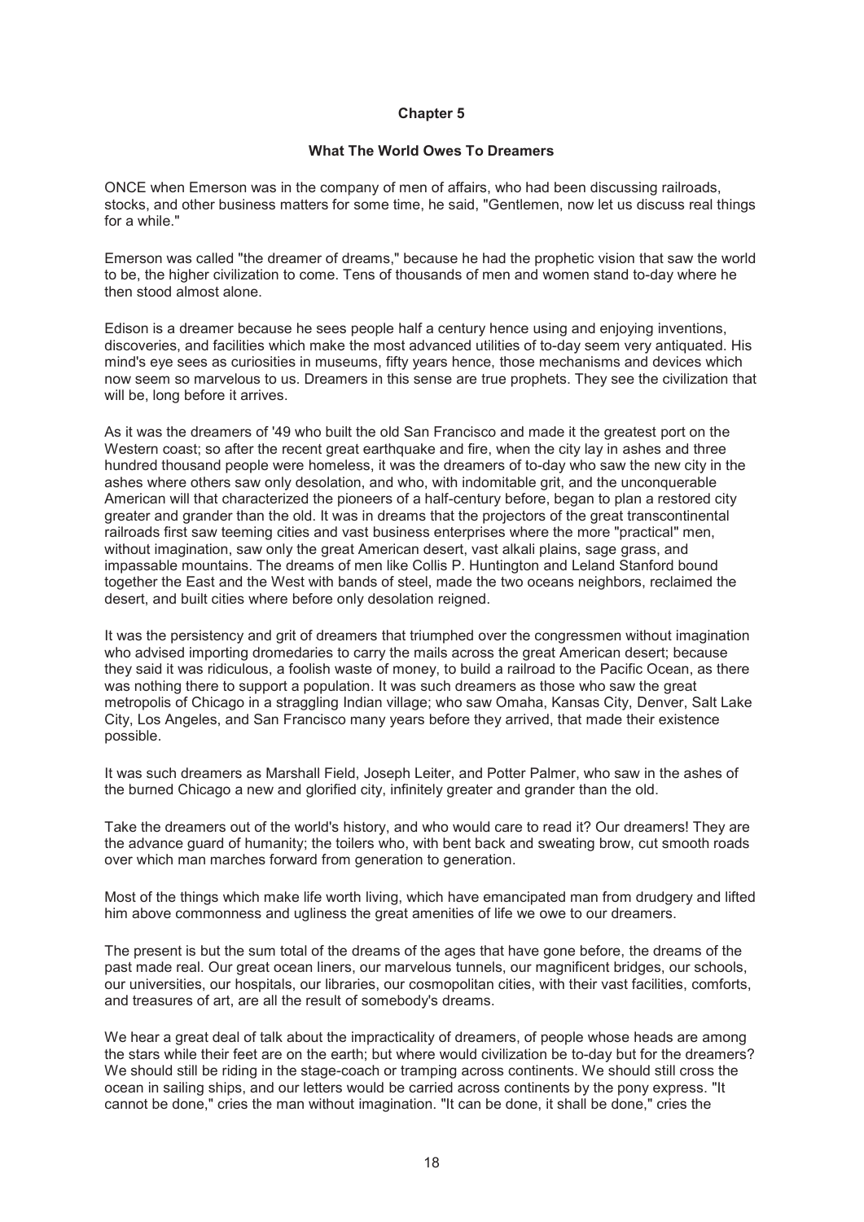## Chapter 5

### What The World Owes To Dreamers

ONCE when Emerson was in the company of men of affairs, who had been discussing railroads, stocks, and other business matters for some time, he said, "Gentlemen, now let us discuss real things for a while."

Emerson was called "the dreamer of dreams," because he had the prophetic vision that saw the world to be, the higher civilization to come. Tens of thousands of men and women stand to-day where he then stood almost alone.

Edison is a dreamer because he sees people half a century hence using and enjoying inventions, discoveries, and facilities which make the most advanced utilities of to-day seem very antiquated. His mind's eye sees as curiosities in museums, fifty years hence, those mechanisms and devices which now seem so marvelous to us. Dreamers in this sense are true prophets. They see the civilization that will be, long before it arrives.

As it was the dreamers of '49 who built the old San Francisco and made it the greatest port on the Western coast; so after the recent great earthquake and fire, when the city lay in ashes and three hundred thousand people were homeless, it was the dreamers of to-day who saw the new city in the ashes where others saw only desolation, and who, with indomitable grit, and the unconquerable American will that characterized the pioneers of a half-century before, began to plan a restored city greater and grander than the old. It was in dreams that the projectors of the great transcontinental railroads first saw teeming cities and vast business enterprises where the more "practical" men, without imagination, saw only the great American desert, vast alkali plains, sage grass, and impassable mountains. The dreams of men like Collis P. Huntington and Leland Stanford bound together the East and the West with bands of steel, made the two oceans neighbors, reclaimed the desert, and built cities where before only desolation reigned.

It was the persistency and grit of dreamers that triumphed over the congressmen without imagination who advised importing dromedaries to carry the mails across the great American desert; because they said it was ridiculous, a foolish waste of money, to build a railroad to the Pacific Ocean, as there was nothing there to support a population. It was such dreamers as those who saw the great metropolis of Chicago in a straggling Indian village; who saw Omaha, Kansas City, Denver, Salt Lake City, Los Angeles, and San Francisco many years before they arrived, that made their existence possible.

It was such dreamers as Marshall Field, Joseph Leiter, and Potter Palmer, who saw in the ashes of the burned Chicago a new and glorified city, infinitely greater and grander than the old.

Take the dreamers out of the world's history, and who would care to read it? Our dreamers! They are the advance guard of humanity; the toilers who, with bent back and sweating brow, cut smooth roads over which man marches forward from generation to generation.

Most of the things which make life worth living, which have emancipated man from drudgery and lifted him above commonness and ugliness the great amenities of life we owe to our dreamers.

The present is but the sum total of the dreams of the ages that have gone before, the dreams of the past made real. Our great ocean liners, our marvelous tunnels, our magnificent bridges, our schools, our universities, our hospitals, our libraries, our cosmopolitan cities, with their vast facilities, comforts, and treasures of art, are all the result of somebody's dreams.

We hear a great deal of talk about the impracticality of dreamers, of people whose heads are among the stars while their feet are on the earth; but where would civilization be to-day but for the dreamers? We should still be riding in the stage-coach or tramping across continents. We should still cross the ocean in sailing ships, and our letters would be carried across continents by the pony express. "It cannot be done," cries the man without imagination. "It can be done, it shall be done," cries the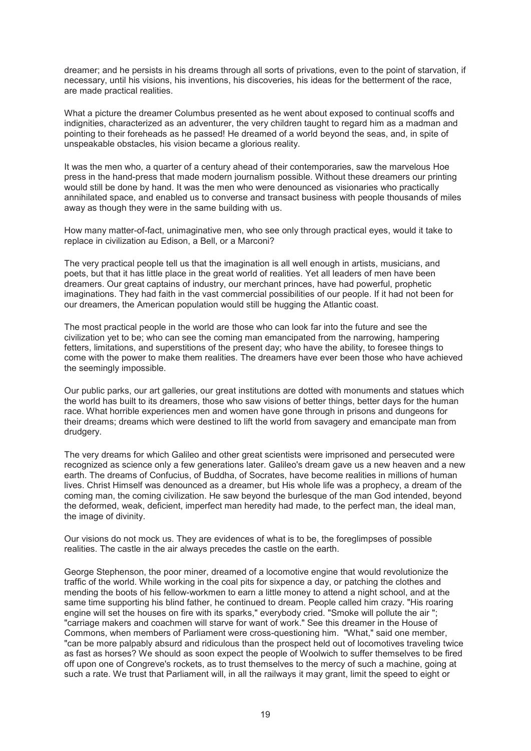dreamer; and he persists in his dreams through all sorts of privations, even to the point of starvation, if necessary, until his visions, his inventions, his discoveries, his ideas for the betterment of the race, are made practical realities.

What a picture the dreamer Columbus presented as he went about exposed to continual scoffs and indignities, characterized as an adventurer, the very children taught to regard him as a madman and pointing to their foreheads as he passed! He dreamed of a world beyond the seas, and, in spite of unspeakable obstacles, his vision became a glorious reality.

It was the men who, a quarter of a century ahead of their contemporaries, saw the marvelous Hoe press in the hand-press that made modern journalism possible. Without these dreamers our printing would still be done by hand. It was the men who were denounced as visionaries who practically annihilated space, and enabled us to converse and transact business with people thousands of miles away as though they were in the same building with us.

How many matter-of-fact, unimaginative men, who see only through practical eyes, would it take to replace in civilization au Edison, a Bell, or a Marconi?

The very practical people tell us that the imagination is all well enough in artists, musicians, and poets, but that it has little place in the great world of realities. Yet all leaders of men have been dreamers. Our great captains of industry, our merchant princes, have had powerful, prophetic imaginations. They had faith in the vast commercial possibilities of our people. If it had not been for our dreamers, the American population would still be hugging the Atlantic coast.

The most practical people in the world are those who can look far into the future and see the civilization yet to be; who can see the coming man emancipated from the narrowing, hampering fetters, limitations, and superstitions of the present day; who have the ability, to foresee things to come with the power to make them realities. The dreamers have ever been those who have achieved the seemingly impossible.

Our public parks, our art galleries, our great institutions are dotted with monuments and statues which the world has built to its dreamers, those who saw visions of better things, better days for the human race. What horrible experiences men and women have gone through in prisons and dungeons for their dreams; dreams which were destined to lift the world from savagery and emancipate man from drudgery.

The very dreams for which Galileo and other great scientists were imprisoned and persecuted were recognized as science only a few generations later. Galileo's dream gave us a new heaven and a new earth. The dreams of Confucius, of Buddha, of Socrates, have become realities in millions of human lives. Christ Himself was denounced as a dreamer, but His whole life was a prophecy, a dream of the coming man, the coming civilization. He saw beyond the burlesque of the man God intended, beyond the deformed, weak, deficient, imperfect man heredity had made, to the perfect man, the ideal man, the image of divinity.

Our visions do not mock us. They are evidences of what is to be, the foreglimpses of possible realities. The castle in the air always precedes the castle on the earth.

George Stephenson, the poor miner, dreamed of a locomotive engine that would revolutionize the traffic of the world. While working in the coal pits for sixpence a day, or patching the clothes and mending the boots of his fellow-workmen to earn a little money to attend a night school, and at the same time supporting his blind father, he continued to dream. People called him crazy. "His roaring engine will set the houses on fire with its sparks," everybody cried. "Smoke will pollute the air "; "carriage makers and coachmen will starve for want of work." See this dreamer in the House of Commons, when members of Parliament were cross-questioning him. "What," said one member, "can be more palpably absurd and ridiculous than the prospect held out of locomotives traveling twice as fast as horses? We should as soon expect the people of Woolwich to suffer themselves to be fired off upon one of Congreve's rockets, as to trust themselves to the mercy of such a machine, going at such a rate. We trust that Parliament will, in all the railways it may grant, limit the speed to eight or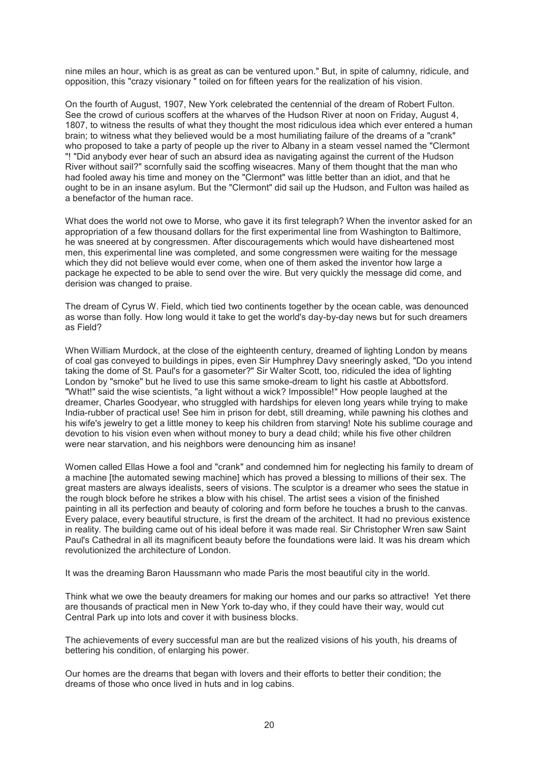nine miles an hour, which is as great as can be ventured upon." But, in spite of calumny, ridicule, and opposition, this "crazy visionary " toiled on for fifteen years for the realization of his vision.

On the fourth of August, 1907, New York celebrated the centennial of the dream of Robert Fulton. See the crowd of curious scoffers at the wharves of the Hudson River at noon on Friday, August 4, 1807, to witness the results of what they thought the most ridiculous idea which ever entered a human brain; to witness what they believed would be a most humiliating failure of the dreams of a "crank" who proposed to take a party of people up the river to Albany in a steam vessel named the "Clermont "! "Did anybody ever hear of such an absurd idea as navigating against the current of the Hudson River without sail?" scornfully said the scoffing wiseacres. Many of them thought that the man who had fooled away his time and money on the "Clermont" was little better than an idiot, and that he ought to be in an insane asylum. But the "Clermont" did sail up the Hudson, and Fulton was hailed as a benefactor of the human race.

What does the world not owe to Morse, who gave it its first telegraph? When the inventor asked for an appropriation of a few thousand dollars for the first experimental line from Washington to Baltimore, he was sneered at by congressmen. After discouragements which would have disheartened most men, this experimental line was completed, and some congressmen were waiting for the message which they did not believe would ever come, when one of them asked the inventor how large a package he expected to be able to send over the wire. But very quickly the message did come, and derision was changed to praise.

The dream of Cyrus W. Field, which tied two continents together by the ocean cable, was denounced as worse than folly. How long would it take to get the world's day-by-day news but for such dreamers as Field?

When William Murdock, at the close of the eighteenth century, dreamed of lighting London by means of coal gas conveyed to buildings in pipes, even Sir Humphrey Davy sneeringly asked, "Do you intend taking the dome of St. Paul's for a gasometer?" Sir Walter Scott, too, ridiculed the idea of lighting London by "smoke" but he lived to use this same smoke-dream to light his castle at Abbottsford. "What!" said the wise scientists, "a light without a wick? Impossible!" How people laughed at the dreamer, Charles Goodyear, who struggled with hardships for eleven long years while trying to make India-rubber of practical use! See him in prison for debt, still dreaming, while pawning his clothes and his wife's jewelry to get a little money to keep his children from starving! Note his sublime courage and devotion to his vision even when without money to bury a dead child; while his five other children were near starvation, and his neighbors were denouncing him as insane!

Women called Ellas Howe a fool and "crank" and condemned him for neglecting his family to dream of a machine [the automated sewing machine] which has proved a blessing to millions of their sex. The great masters are always idealists, seers of visions. The sculptor is a dreamer who sees the statue in the rough block before he strikes a blow with his chisel. The artist sees a vision of the finished painting in all its perfection and beauty of coloring and form before he touches a brush to the canvas. Every palace, every beautiful structure, is first the dream of the architect. It had no previous existence in reality. The building came out of his ideal before it was made real. Sir Christopher Wren saw Saint Paul's Cathedral in all its magnificent beauty before the foundations were laid. It was his dream which revolutionized the architecture of London.

It was the dreaming Baron Haussmann who made Paris the most beautiful city in the world.

Think what we owe the beauty dreamers for making our homes and our parks so attractive! Yet there are thousands of practical men in New York to-day who, if they could have their way, would cut Central Park up into lots and cover it with business blocks.

The achievements of every successful man are but the realized visions of his youth, his dreams of bettering his condition, of enlarging his power.

Our homes are the dreams that began with lovers and their efforts to better their condition; the dreams of those who once lived in huts and in log cabins.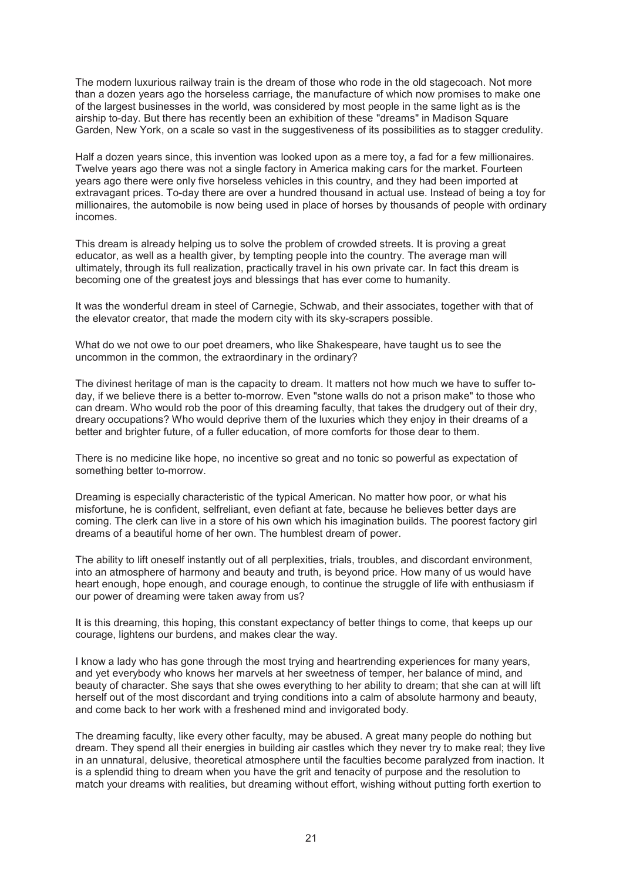The modern luxurious railway train is the dream of those who rode in the old stagecoach. Not more than a dozen years ago the horseless carriage, the manufacture of which now promises to make one of the largest businesses in the world, was considered by most people in the same light as is the airship to-day. But there has recently been an exhibition of these "dreams" in Madison Square Garden, New York, on a scale so vast in the suggestiveness of its possibilities as to stagger credulity.

Half a dozen years since, this invention was looked upon as a mere toy, a fad for a few millionaires. Twelve years ago there was not a single factory in America making cars for the market. Fourteen years ago there were only five horseless vehicles in this country, and they had been imported at extravagant prices. To-day there are over a hundred thousand in actual use. Instead of being a toy for millionaires, the automobile is now being used in place of horses by thousands of people with ordinary incomes.

This dream is already helping us to solve the problem of crowded streets. It is proving a great educator, as well as a health giver, by tempting people into the country. The average man will ultimately, through its full realization, practically travel in his own private car. In fact this dream is becoming one of the greatest joys and blessings that has ever come to humanity.

It was the wonderful dream in steel of Carnegie, Schwab, and their associates, together with that of the elevator creator, that made the modern city with its sky-scrapers possible.

What do we not owe to our poet dreamers, who like Shakespeare, have taught us to see the uncommon in the common, the extraordinary in the ordinary?

The divinest heritage of man is the capacity to dream. It matters not how much we have to suffer to-day, if we believe there is a better to-morrow. Even "stone walls do not a prison make" to those who can dream. Who would rob the poor of this dreaming faculty, that takes the drudgery out of their dry, dreary occupations? Who would deprive them of the luxuries which they enjoy in their dreams of a better and brighter future, of a fuller education, of more comforts for those dear to them.

There is no medicine like hope, no incentive so great and no tonic so powerful as expectation of something better to-morrow.

Dreaming is especially characteristic of the typical American. No matter how poor, or what his misfortune, he is confident, selfreliant, even defiant at fate, because he believes better days are coming. The clerk can live in a store of his own which his imagination builds. The poorest factory girl dreams of a beautiful home of her own. The humblest dream of power.

The ability to lift oneself instantly out of all perplexities, trials, troubles, and discordant environment, into an atmosphere of harmony and beauty and truth, is beyond price. How many of us would have heart enough, hope enough, and courage enough, to continue the struggle of life with enthusiasm if our power of dreaming were taken away from us?

It is this dreaming, this hoping, this constant expectancy of better things to come, that keeps up our courage, lightens our burdens, and makes clear the way.

I know a lady who has gone through the most trying and heartrending experiences for many years, and yet everybody who knows her marvels at her sweetness of temper, her balance of mind, and beauty of character. She says that she owes everything to her ability to dream; that she can at will lift herself out of the most discordant and trying conditions into a calm of absolute harmony and beauty, and come back to her work with a freshened mind and invigorated body.

The dreaming faculty, like every other faculty, may be abused. A great many people do nothing but dream. They spend all their energies in building air castles which they never try to make real; they live in an unnatural, delusive, theoretical atmosphere until the faculties become paralyzed from inaction. It is a splendid thing to dream when you have the grit and tenacity of purpose and the resolution to match your dreams with realities, but dreaming without effort, wishing without putting forth exertion to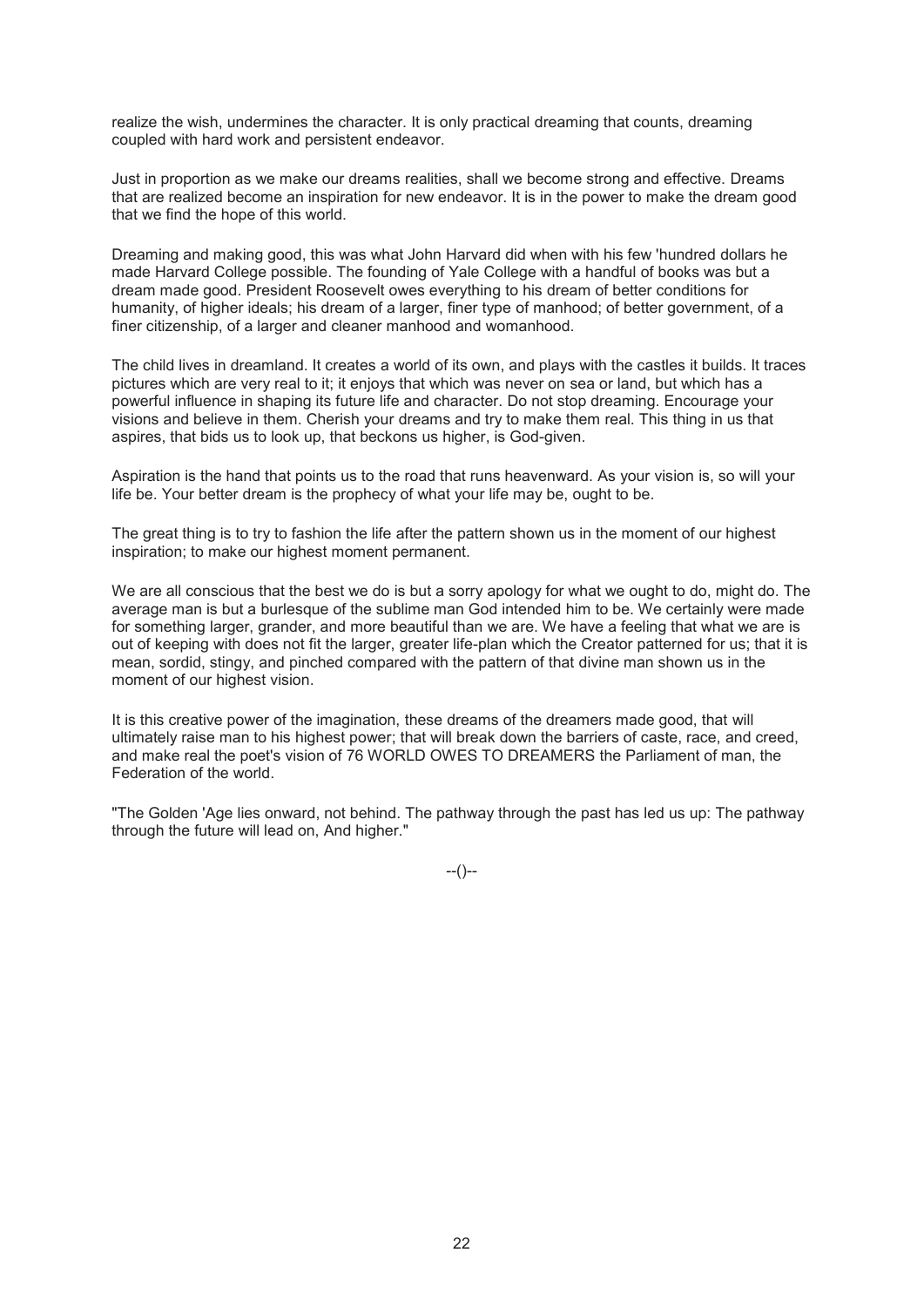realize the wish, undermines the character. It is only practical dreaming that counts, dreaming coupled with hard work and persistent endeavor.

Just in proportion as we make our dreams realities, shall we become strong and effective. Dreams that are realized become an inspiration for new endeavor. It is in the power to make the dream good that we find the hope of this world.

Dreaming and making good, this was what John Harvard did when with his few 'hundred dollars he made Harvard College possible. The founding of Yale College with a handful of books was but a dream made good. President Roosevelt owes everything to his dream of better conditions for humanity, of higher ideals; his dream of a larger, finer type of manhood; of better government, of a finer citizenship, of a larger and cleaner manhood and womanhood.

The child lives in dreamland. It creates a world of its own, and plays with the castles it builds. It traces pictures which are very real to it; it enjoys that which was never on sea or land, but which has a powerful influence in shaping its future life and character. Do not stop dreaming. Encourage your visions and believe in them. Cherish your dreams and try to make them real. This thing in us that aspires, that bids us to look up, that beckons us higher, is God-given.

Aspiration is the hand that points us to the road that runs heavenward. As your vision is, so will your life be. Your better dream is the prophecy of what your life may be, ought to be.

The great thing is to try to fashion the life after the pattern shown us in the moment of our highest inspiration; to make our highest moment permanent.

We are all conscious that the best we do is but a sorry apology for what we ought to do, might do. The average man is but a burlesque of the sublime man God intended him to be. We certainly were made for something larger, grander, and more beautiful than we are. We have a feeling that what we are is out of keeping with does not fit the larger, greater life-plan which the Creator patterned for us; that it is mean, sordid, stingy, and pinched compared with the pattern of that divine man shown us in the moment of our highest vision.

It is this creative power of the imagination, these dreams of the dreamers made good, that will ultimately raise man to his highest power; that will break down the barriers of caste, race, and creed, and make real the poet's vision of 76 WORLD OWES TO DREAMERS the Parliament of man, the Federation of the world.

"The Golden 'Age lies onward, not behind. The pathway through the past has led us up: The pathway through the future will lead on, And higher."

--()--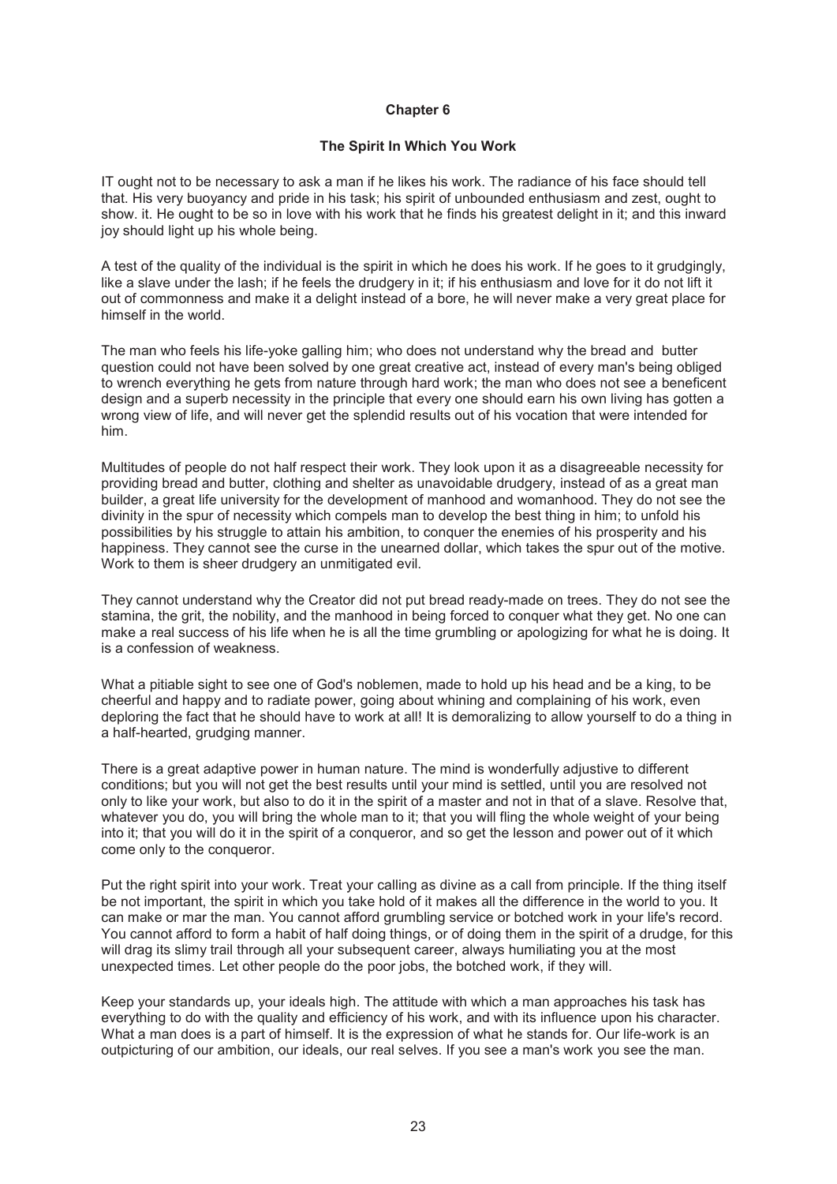# Chapter 6

## The Spirit In Which You Work

IT ought not to be necessary to ask a man if he likes his work. The radiance of his face should tell that. His very buoyancy and pride in his task; his spirit of unbounded enthusiasm and zest, ought to show. it. He ought to be so in love with his work that he finds his greatest delight in it; and this inward joy should light up his whole being.

A test of the quality of the individual is the spirit in which he does his work. If he goes to it grudgingly, like a slave under the lash; if he feels the drudgery in it; if his enthusiasm and love for it do not lift it out of commonness and make it a delight instead of a bore, he will never make a very great place for himself in the world.

The man who feels his life-yoke galling him; who does not understand why the bread and butter question could not have been solved by one great creative act, instead of every man's being obliged to wrench everything he gets from nature through hard work; the man who does not see a beneficent design and a superb necessity in the principle that every one should earn his own living has gotten a wrong view of life, and will never get the splendid results out of his vocation that were intended for him.

Multitudes of people do not half respect their work. They look upon it as a disagreeable necessity for providing bread and butter, clothing and shelter as unavoidable drudgery, instead of as a great man builder, a great life university for the development of manhood and womanhood. They do not see the divinity in the spur of necessity which compels man to develop the best thing in him; to unfold his possibilities by his struggle to attain his ambition, to conquer the enemies of his prosperity and his happiness. They cannot see the curse in the unearned dollar, which takes the spur out of the motive. Work to them is sheer drudgery an unmitigated evil.

They cannot understand why the Creator did not put bread ready-made on trees. They do not see the stamina, the grit, the nobility, and the manhood in being forced to conquer what they get. No one can make a real success of his life when he is all the time grumbling or apologizing for what he is doing. It is a confession of weakness.

What a pitiable sight to see one of God's noblemen, made to hold up his head and be a king, to be cheerful and happy and to radiate power, going about whining and complaining of his work, even deploring the fact that he should have to work at all! It is demoralizing to allow yourself to do a thing in a half-hearted, grudging manner.

There is a great adaptive power in human nature. The mind is wonderfully adjustive to different conditions; but you will not get the best results until your mind is settled, until you are resolved not only to like your work, but also to do it in the spirit of a master and not in that of a slave. Resolve that, whatever you do, you will bring the whole man to it; that you will fling the whole weight of your being into it; that you will do it in the spirit of a conqueror, and so get the lesson and power out of it which come only to the conqueror.

Put the right spirit into your work. Treat your calling as divine as a call from principle. If the thing itself be not important, the spirit in which you take hold of it makes all the difference in the world to you. It can make or mar the man. You cannot afford grumbling service or botched work in your life's record. You cannot afford to form a habit of half doing things, or of doing them in the spirit of a drudge, for this will drag its slimy trail through all your subsequent career, always humiliating you at the most unexpected times. Let other people do the poor jobs, the botched work, if they will.

Keep your standards up, your ideals high. The attitude with which a man approaches his task has everything to do with the quality and efficiency of his work, and with its influence upon his character. What a man does is a part of himself. It is the expression of what he stands for. Our life-work is an outpicturing of our ambition, our ideals, our real selves. If you see a man's work you see the man.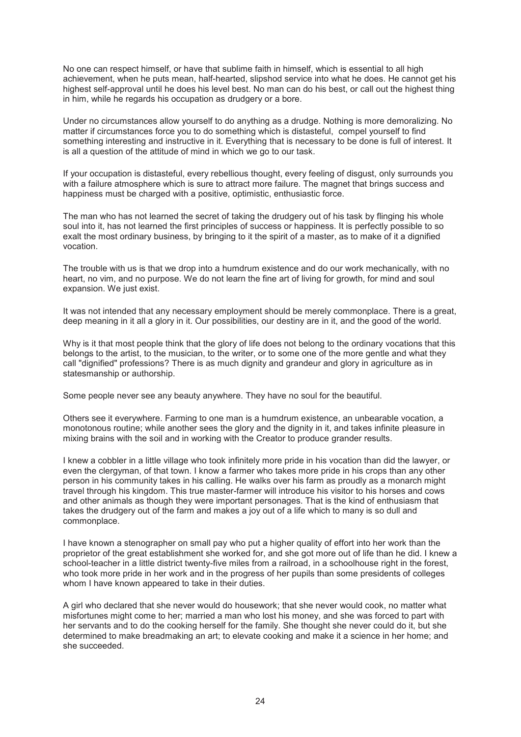No one can respect himself, or have that sublime faith in himself, which is essential to all high achievement, when he puts mean, half-hearted, slipshod service into what he does. He cannot get his highest self-approval until he does his level best. No man can do his best, or call out the highest thing in him, while he regards his occupation as drudgery or a bore.

Under no circumstances allow yourself to do anything as a drudge. Nothing is more demoralizing. No matter if circumstances force you to do something which is distasteful, compel yourself to find something interesting and instructive in it. Everything that is necessary to be done is full of interest. It is all a question of the attitude of mind in which we go to our task.

If your occupation is distasteful, every rebellious thought, every feeling of disgust, only surrounds you with a failure atmosphere which is sure to attract more failure. The magnet that brings success and happiness must be charged with a positive, optimistic, enthusiastic force.

The man who has not learned the secret of taking the drudgery out of his task by flinging his whole soul into it, has not learned the first principles of success or happiness. It is perfectly possible to so exalt the most ordinary business, by bringing to it the spirit of a master, as to make of it a dignified vocation.

The trouble with us is that we drop into a humdrum existence and do our work mechanically, with no heart, no vim, and no purpose. We do not learn the fine art of living for growth, for mind and soul expansion. We just exist.

It was not intended that any necessary employment should be merely commonplace. There is a great, deep meaning in it all a glory in it. Our possibilities, our destiny are in it, and the good of the world.

Why is it that most people think that the glory of life does not belong to the ordinary vocations that this belongs to the artist, to the musician, to the writer, or to some one of the more gentle and what they call "dignified" professions? There is as much dignity and grandeur and glory in agriculture as in statesmanship or authorship.

Some people never see any beauty anywhere. They have no soul for the beautiful.

Others see it everywhere. Farming to one man is a humdrum existence, an unbearable vocation, a monotonous routine; while another sees the glory and the dignity in it, and takes infinite pleasure in mixing brains with the soil and in working with the Creator to produce grander results.

I knew a cobbler in a little village who took infinitely more pride in his vocation than did the lawyer, or even the clergyman, of that town. I know a farmer who takes more pride in his crops than any other person in his community takes in his calling. He walks over his farm as proudly as a monarch might travel through his kingdom. This true master-farmer will introduce his visitor to his horses and cows and other animals as though they were important personages. That is the kind of enthusiasm that takes the drudgery out of the farm and makes a joy out of a life which to many is so dull and commonplace.

I have known a stenographer on small pay who put a higher quality of effort into her work than the proprietor of the great establishment she worked for, and she got more out of life than he did. I knew a school-teacher in a little district twenty-five miles from a railroad, in a schoolhouse right in the forest, who took more pride in her work and in the progress of her pupils than some presidents of colleges whom I have known appeared to take in their duties.

A girl who declared that she never would do housework; that she never would cook, no matter what misfortunes might come to her; married a man who lost his money, and she was forced to part with her servants and to do the cooking herself for the family. She thought she never could do it, but she determined to make breadmaking an art; to elevate cooking and make it a science in her home; and she succeeded.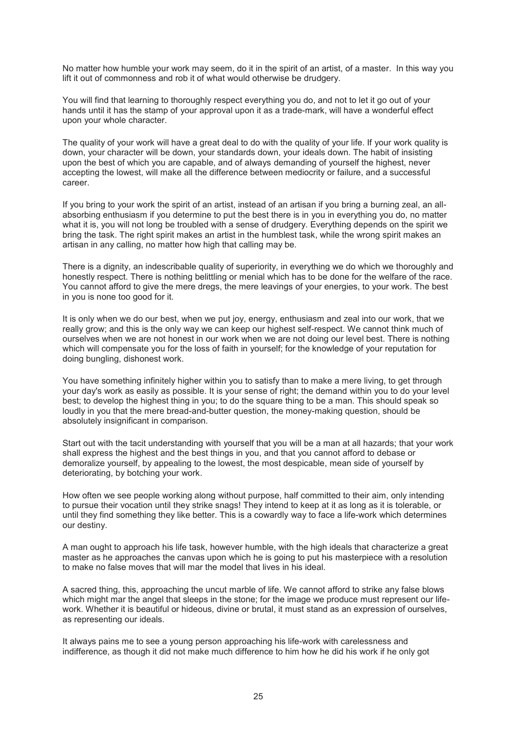No matter how humble your work may seem, do it in the spirit of an artist, of a master. In this way you lift it out of commonness and rob it of what would otherwise be drudgery.

You will find that learning to thoroughly respect everything you do, and not to let it go out of your hands until it has the stamp of your approval upon it as a trade-mark, will have a wonderful effect upon your whole character.

The quality of your work will have a great deal to do with the quality of your life. If your work quality is down, your character will be down, your standards down, your ideals down. The habit of insisting upon the best of which you are capable, and of always demanding of yourself the highest, never accepting the lowest, will make all the difference between mediocrity or failure, and a successful career.

If you bring to your work the spirit of an artist, instead of an artisan if you bring a burning zeal, an all-absorbing enthusiasm if you determine to put the best there is in you in everything you do, no matter what it is, you will not long be troubled with a sense of drudgery. Everything depends on the spirit we bring the task. The right spirit makes an artist in the humblest task, while the wrong spirit makes an artisan in any calling, no matter how high that calling may be.

There is a dignity, an indescribable quality of superiority, in everything we do which we thoroughly and honestly respect. There is nothing belittling or menial which has to be done for the welfare of the race. You cannot afford to give the mere dregs, the mere leavings of your energies, to your work. The best in you is none too good for it.

It is only when we do our best, when we put joy, energy, enthusiasm and zeal into our work, that we really grow; and this is the only way we can keep our highest self-respect. We cannot think much of ourselves when we are not honest in our work when we are not doing our level best. There is nothing which will compensate you for the loss of faith in yourself; for the knowledge of your reputation for doing bungling, dishonest work.

You have something infinitely higher within you to satisfy than to make a mere living, to get through your day's work as easily as possible. It is your sense of right; the demand within you to do your level best; to develop the highest thing in you; to do the square thing to be a man. This should speak so loudly in you that the mere bread-and-butter question, the money-making question, should be absolutely insignificant in comparison.

Start out with the tacit understanding with yourself that you will be a man at all hazards; that your work shall express the highest and the best things in you, and that you cannot afford to debase or demoralize yourself, by appealing to the lowest, the most despicable, mean side of yourself by deteriorating, by botching your work.

How often we see people working along without purpose, half committed to their aim, only intending to pursue their vocation until they strike snags! They intend to keep at it as long as it is tolerable, or until they find something they like better. This is a cowardly way to face a life-work which determines our destiny.

A man ought to approach his life task, however humble, with the high ideals that characterize a great master as he approaches the canvas upon which he is going to put his masterpiece with a resolution to make no false moves that will mar the model that lives in his ideal.

A sacred thing, this, approaching the uncut marble of life. We cannot afford to strike any false blows which might mar the angel that sleeps in the stone; for the image we produce must represent our life-work. Whether it is beautiful or hideous, divine or brutal, it must stand as an expression of ourselves, as representing our ideals.

It always pains me to see a young person approaching his life-work with carelessness and indifference, as though it did not make much difference to him how he did his work if he only got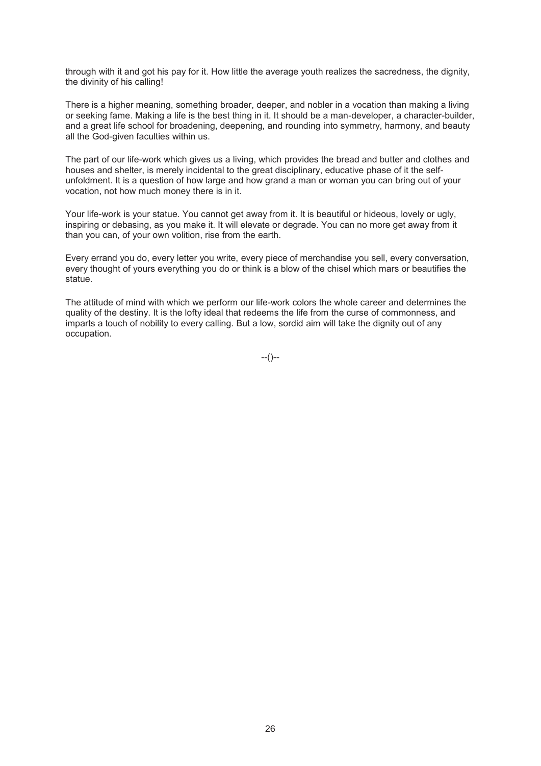through with it and got his pay for it. How little the average youth realizes the sacredness, the dignity, the divinity of his calling!

There is a higher meaning, something broader, deeper, and nobler in a vocation than making a living or seeking fame. Making a life is the best thing in it. It should be a man-developer, a character-builder, and a great life school for broadening, deepening, and rounding into symmetry, harmony, and beauty all the God-given faculties within us.

The part of our life-work which gives us a living, which provides the bread and butter and clothes and houses and shelter, is merely incidental to the great disciplinary, educative phase of it the self-unfoldment. It is a question of how large and how grand a man or woman you can bring out of your vocation, not how much money there is in it.

Your life-work is your statue. You cannot get away from it. It is beautiful or hideous, lovely or ugly, inspiring or debasing, as you make it. It will elevate or degrade. You can no more get away from it than you can, of your own volition, rise from the earth.

Every errand you do, every letter you write, every piece of merchandise you sell, every conversation, every thought of yours everything you do or think is a blow of the chisel which mars or beautifies the statue.

The attitude of mind with which we perform our life-work colors the whole career and determines the quality of the destiny. It is the lofty ideal that redeems the life from the curse of commonness, and imparts a touch of nobility to every calling. But a low, sordid aim will take the dignity out of any occupation.

--()--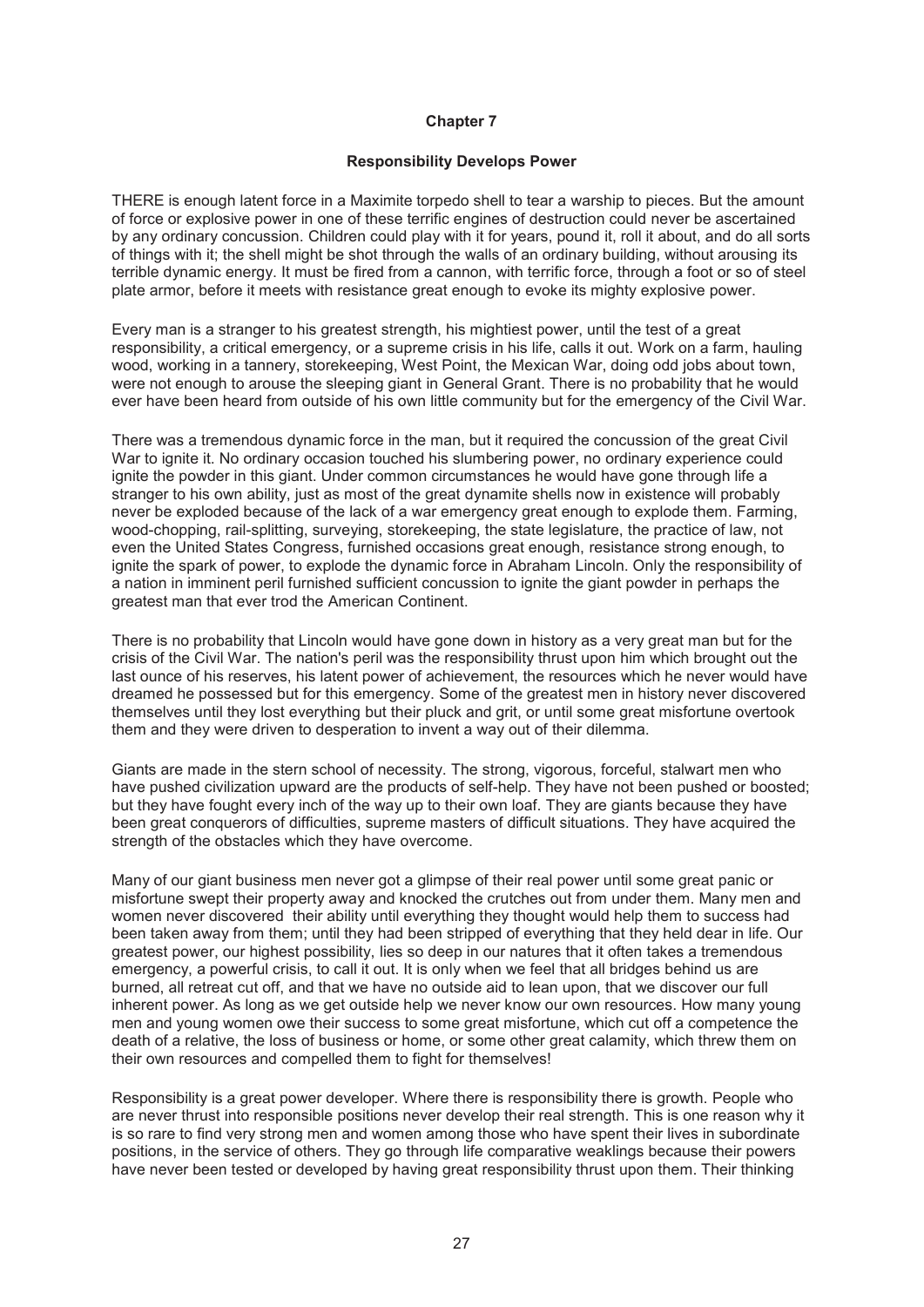## Chapter 7

### Responsibility Develops Power

THERE is enough latent force in a Maximite torpedo shell to tear a warship to pieces. But the amount of force or explosive power in one of these terrific engines of destruction could never be ascertained by any ordinary concussion. Children could play with it for years, pound it, roll it about, and do all sorts of things with it; the shell might be shot through the walls of an ordinary building, without arousing its terrible dynamic energy. It must be fired from a cannon, with terrific force, through a foot or so of steel plate armor, before it meets with resistance great enough to evoke its mighty explosive power.

Every man is a stranger to his greatest strength, his mightiest power, until the test of a great responsibility, a critical emergency, or a supreme crisis in his life, calls it out. Work on a farm, hauling wood, working in a tannery, storekeeping, West Point, the Mexican War, doing odd jobs about town, were not enough to arouse the sleeping giant in General Grant. There is no probability that he would ever have been heard from outside of his own little community but for the emergency of the Civil War.

There was a tremendous dynamic force in the man, but it required the concussion of the great Civil War to ignite it. No ordinary occasion touched his slumbering power, no ordinary experience could ignite the powder in this giant. Under common circumstances he would have gone through life a stranger to his own ability, just as most of the great dynamite shells now in existence will probably never be exploded because of the lack of a war emergency great enough to explode them. Farming, wood-chopping, rail-splitting, surveying, storekeeping, the state legislature, the practice of law, not even the United States Congress, furnished occasions great enough, resistance strong enough, to ignite the spark of power, to explode the dynamic force in Abraham Lincoln. Only the responsibility of a nation in imminent peril furnished sufficient concussion to ignite the giant powder in perhaps the greatest man that ever trod the American Continent.

There is no probability that Lincoln would have gone down in history as a very great man but for the crisis of the Civil War. The nation's peril was the responsibility thrust upon him which brought out the last ounce of his reserves, his latent power of achievement, the resources which he never would have dreamed he possessed but for this emergency. Some of the greatest men in history never discovered themselves until they lost everything but their pluck and grit, or until some great misfortune overtook them and they were driven to desperation to invent a way out of their dilemma.

Giants are made in the stern school of necessity. The strong, vigorous, forceful, stalwart men who have pushed civilization upward are the products of self-help. They have not been pushed or boosted; but they have fought every inch of the way up to their own loaf. They are giants because they have been great conquerors of difficulties, supreme masters of difficult situations. They have acquired the strength of the obstacles which they have overcome.

Many of our giant business men never got a glimpse of their real power until some great panic or misfortune swept their property away and knocked the crutches out from under them. Many men and women never discovered their ability until everything they thought would help them to success had been taken away from them; until they had been stripped of everything that they held dear in life. Our greatest power, our highest possibility, lies so deep in our natures that it often takes a tremendous emergency, a powerful crisis, to call it out. It is only when we feel that all bridges behind us are burned, all retreat cut off, and that we have no outside aid to lean upon, that we discover our full inherent power. As long as we get outside help we never know our own resources. How many young men and young women owe their success to some great misfortune, which cut off a competence the death of a relative, the loss of business or home, or some other great calamity, which threw them on their own resources and compelled them to fight for themselves!

Responsibility is a great power developer. Where there is responsibility there is growth. People who are never thrust into responsible positions never develop their real strength. This is one reason why it is so rare to find very strong men and women among those who have spent their lives in subordinate positions, in the service of others. They go through life comparative weaklings because their powers have never been tested or developed by having great responsibility thrust upon them. Their thinking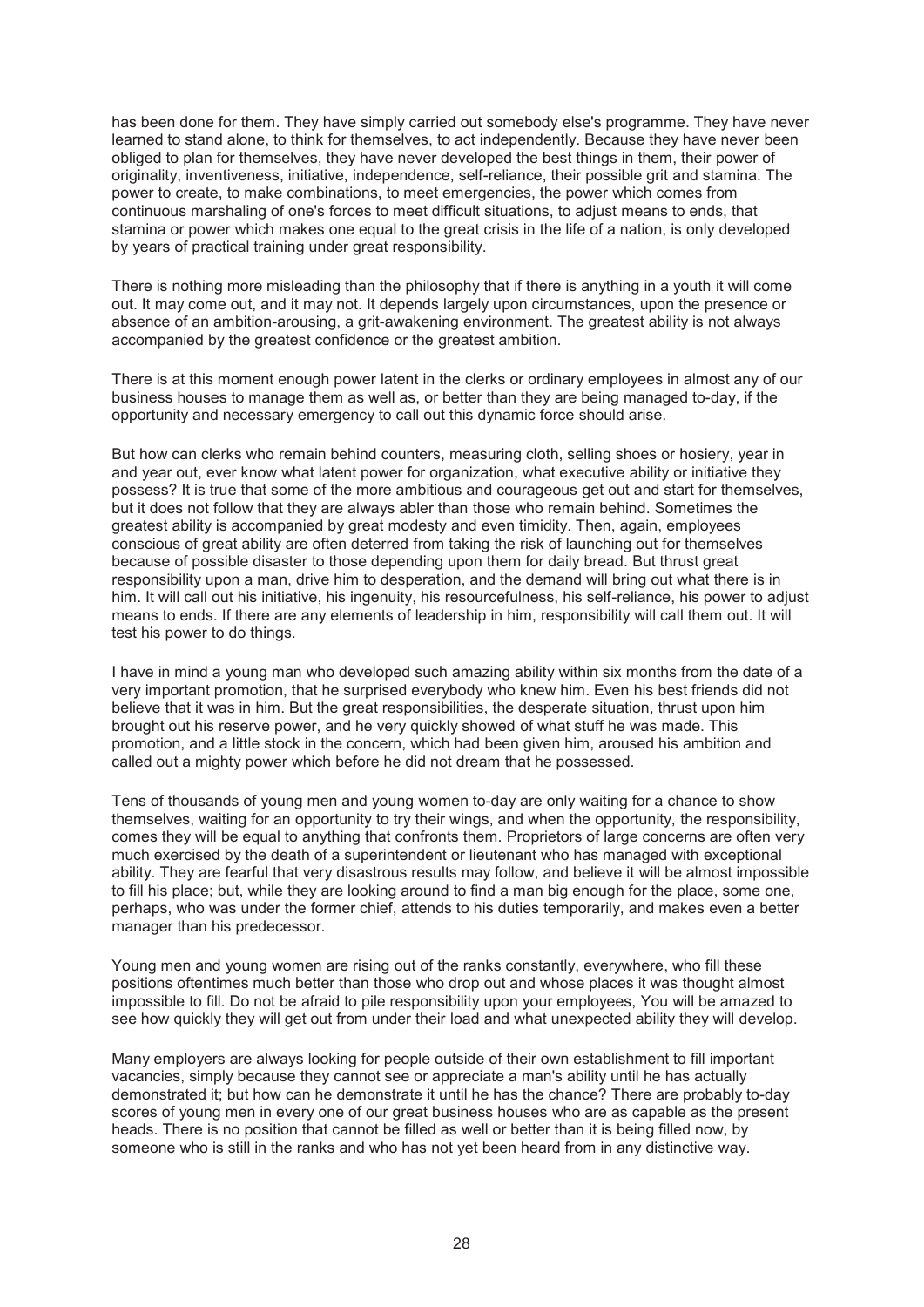has been done for them. They have simply carried out somebody else's programme. They have never learned to stand alone, to think for themselves, to act independently. Because they have never been obliged to plan for themselves, they have never developed the best things in them, their power of originality, inventiveness, initiative, independence, self-reliance, their possible grit and stamina. The power to create, to make combinations, to meet emergencies, the power which comes from continuous marshaling of one's forces to meet difficult situations, to adjust means to ends, that stamina or power which makes one equal to the great crisis in the life of a nation, is only developed by years of practical training under great responsibility.

There is nothing more misleading than the philosophy that if there is anything in a youth it will come out. It may come out, and it may not. It depends largely upon circumstances, upon the presence or absence of an ambition-arousing, a grit-awakening environment. The greatest ability is not always accompanied by the greatest confidence or the greatest ambition.

There is at this moment enough power latent in the clerks or ordinary employees in almost any of our business houses to manage them as well as, or better than they are being managed to-day, if the opportunity and necessary emergency to call out this dynamic force should arise.

But how can clerks who remain behind counters, measuring cloth, selling shoes or hosiery, year in and year out, ever know what latent power for organization, what executive ability or initiative they possess? It is true that some of the more ambitious and courageous get out and start for themselves, but it does not follow that they are always abler than those who remain behind. Sometimes the greatest ability is accompanied by great modesty and even timidity. Then, again, employees conscious of great ability are often deterred from taking the risk of launching out for themselves because of possible disaster to those depending upon them for daily bread. But thrust great responsibility upon a man, drive him to desperation, and the demand will bring out what there is in him. It will call out his initiative, his ingenuity, his resourcefulness, his self-reliance, his power to adjust means to ends. If there are any elements of leadership in him, responsibility will call them out. It will test his power to do things.

I have in mind a young man who developed such amazing ability within six months from the date of a very important promotion, that he surprised everybody who knew him. Even his best friends did not believe that it was in him. But the great responsibilities, the desperate situation, thrust upon him brought out his reserve power, and he very quickly showed of what stuff he was made. This promotion, and a little stock in the concern, which had been given him, aroused his ambition and called out a mighty power which before he did not dream that he possessed.

Tens of thousands of young men and young women to-day are only waiting for a chance to show themselves, waiting for an opportunity to try their wings, and when the opportunity, the responsibility, comes they will be equal to anything that confronts them. Proprietors of large concerns are often very much exercised by the death of a superintendent or lieutenant who has managed with exceptional ability. They are fearful that very disastrous results may follow, and believe it will be almost impossible to fill his place; but, while they are looking around to find a man big enough for the place, some one, perhaps, who was under the former chief, attends to his duties temporarily, and makes even a better manager than his predecessor.

Young men and young women are rising out of the ranks constantly, everywhere, who fill these positions oftentimes much better than those who drop out and whose places it was thought almost impossible to fill. Do not be afraid to pile responsibility upon your employees, You will be amazed to see how quickly they will get out from under their load and what unexpected ability they will develop.

Many employers are always looking for people outside of their own establishment to fill important vacancies, simply because they cannot see or appreciate a man's ability until he has actually demonstrated it; but how can he demonstrate it until he has the chance? There are probably to-day scores of young men in every one of our great business houses who are as capable as the present heads. There is no position that cannot be filled as well or better than it is being filled now, by someone who is still in the ranks and who has not yet been heard from in any distinctive way.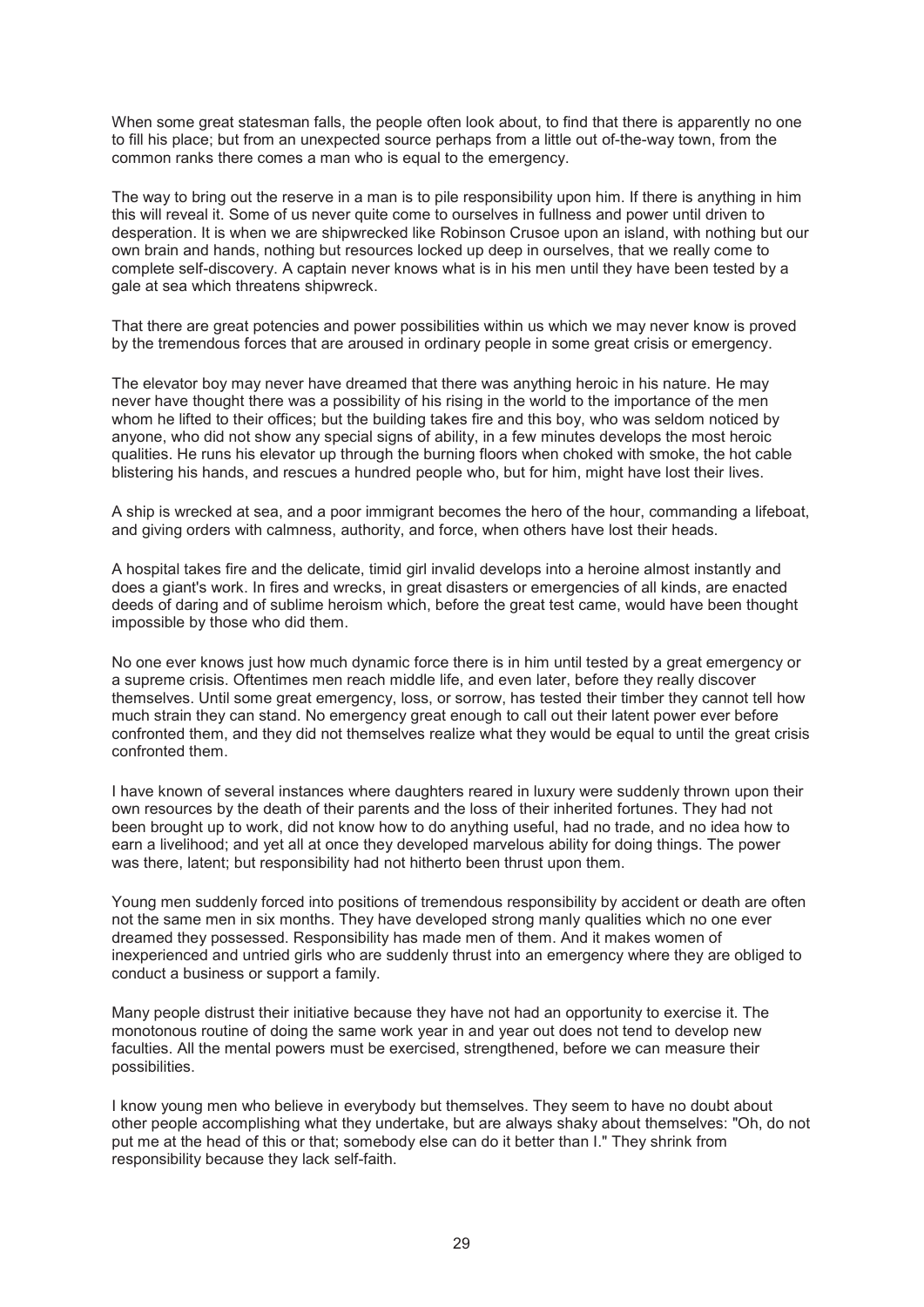When some great statesman falls, the people often look about, to find that there is apparently no one to fill his place; but from an unexpected source perhaps from a little out of-the-way town, from the common ranks there comes a man who is equal to the emergency.

The way to bring out the reserve in a man is to pile responsibility upon him. If there is anything in him this will reveal it. Some of us never quite come to ourselves in fullness and power until driven to desperation. It is when we are shipwrecked like Robinson Crusoe upon an island, with nothing but our own brain and hands, nothing but resources locked up deep in ourselves, that we really come to complete self-discovery. A captain never knows what is in his men until they have been tested by a gale at sea which threatens shipwreck.

That there are great potencies and power possibilities within us which we may never know is proved by the tremendous forces that are aroused in ordinary people in some great crisis or emergency.

The elevator boy may never have dreamed that there was anything heroic in his nature. He may never have thought there was a possibility of his rising in the world to the importance of the men whom he lifted to their offices; but the building takes fire and this boy, who was seldom noticed by anyone, who did not show any special signs of ability, in a few minutes develops the most heroic qualities. He runs his elevator up through the burning floors when choked with smoke, the hot cable blistering his hands, and rescues a hundred people who, but for him, might have lost their lives.

A ship is wrecked at sea, and a poor immigrant becomes the hero of the hour, commanding a lifeboat, and giving orders with calmness, authority, and force, when others have lost their heads.

A hospital takes fire and the delicate, timid girl invalid develops into a heroine almost instantly and does a giant's work. In fires and wrecks, in great disasters or emergencies of all kinds, are enacted deeds of daring and of sublime heroism which, before the great test came, would have been thought impossible by those who did them.

No one ever knows just how much dynamic force there is in him until tested by a great emergency or a supreme crisis. Oftentimes men reach middle life, and even later, before they really discover themselves. Until some great emergency, loss, or sorrow, has tested their timber they cannot tell how much strain they can stand. No emergency great enough to call out their latent power ever before confronted them, and they did not themselves realize what they would be equal to until the great crisis confronted them.

I have known of several instances where daughters reared in luxury were suddenly thrown upon their own resources by the death of their parents and the loss of their inherited fortunes. They had not been brought up to work, did not know how to do anything useful, had no trade, and no idea how to earn a livelihood; and yet all at once they developed marvelous ability for doing things. The power was there, latent; but responsibility had not hitherto been thrust upon them.

Young men suddenly forced into positions of tremendous responsibility by accident or death are often not the same men in six months. They have developed strong manly qualities which no one ever dreamed they possessed. Responsibility has made men of them. And it makes women of inexperienced and untried girls who are suddenly thrust into an emergency where they are obliged to conduct a business or support a family.

Many people distrust their initiative because they have not had an opportunity to exercise it. The monotonous routine of doing the same work year in and year out does not tend to develop new faculties. All the mental powers must be exercised, strengthened, before we can measure their possibilities.

I know young men who believe in everybody but themselves. They seem to have no doubt about other people accomplishing what they undertake, but are always shaky about themselves: "Oh, do not put me at the head of this or that; somebody else can do it better than I." They shrink from responsibility because they lack self-faith.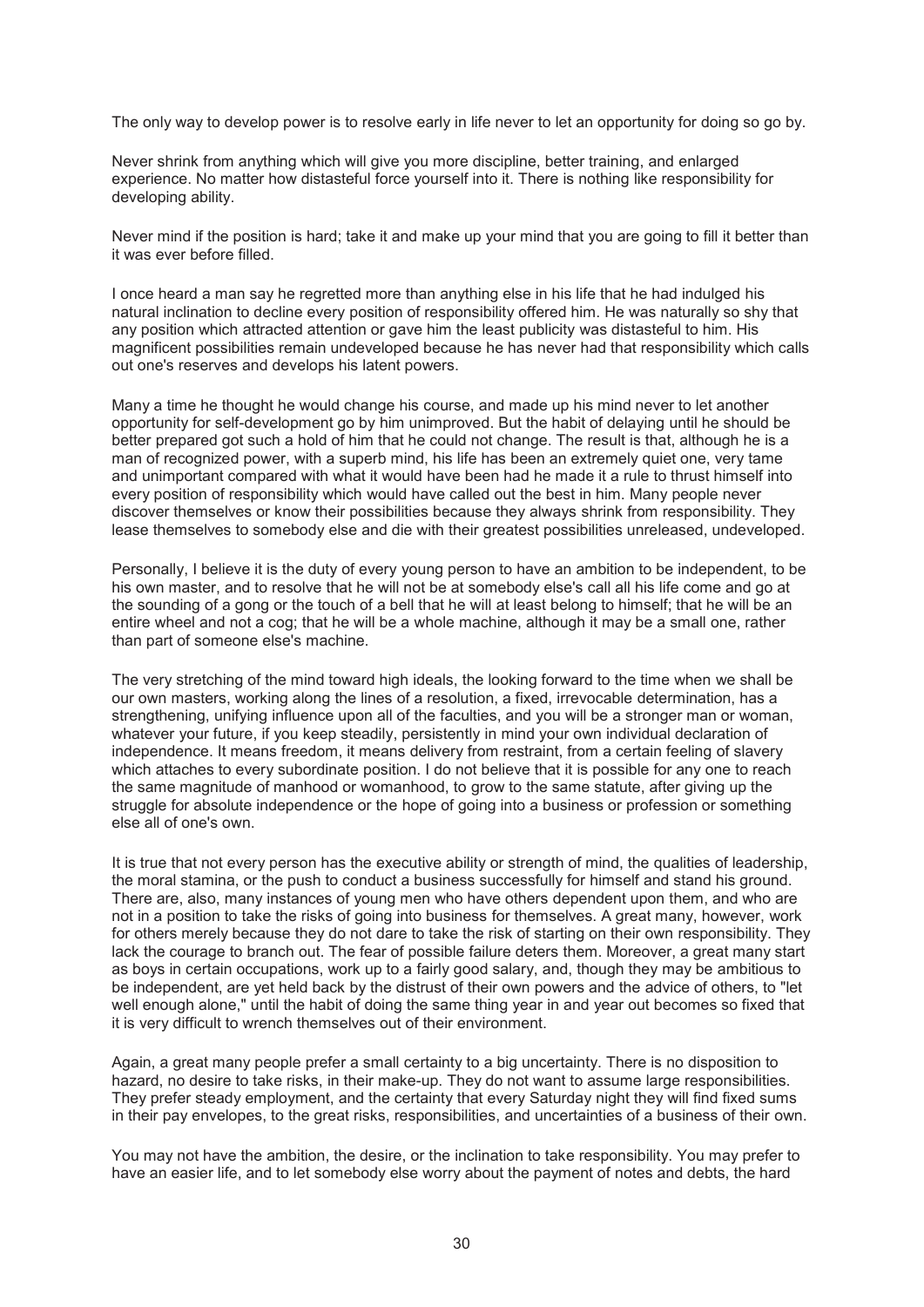The only way to develop power is to resolve early in life never to let an opportunity for doing so go by.

Never shrink from anything which will give you more discipline, better training, and enlarged experience. No matter how distasteful force yourself into it. There is nothing like responsibility for developing ability.

Never mind if the position is hard; take it and make up your mind that you are going to fill it better than it was ever before filled.

I once heard a man say he regretted more than anything else in his life that he had indulged his natural inclination to decline every position of responsibility offered him. He was naturally so shy that any position which attracted attention or gave him the least publicity was distasteful to him. His magnificent possibilities remain undeveloped because he has never had that responsibility which calls out one's reserves and develops his latent powers.

Many a time he thought he would change his course, and made up his mind never to let another opportunity for self-development go by him unimproved. But the habit of delaying until he should be better prepared got such a hold of him that he could not change. The result is that, although he is a man of recognized power, with a superb mind, his life has been an extremely quiet one, very tame and unimportant compared with what it would have been had he made it a rule to thrust himself into every position of responsibility which would have called out the best in him. Many people never discover themselves or know their possibilities because they always shrink from responsibility. They lease themselves to somebody else and die with their greatest possibilities unreleased, undeveloped.

Personally, I believe it is the duty of every young person to have an ambition to be independent, to be his own master, and to resolve that he will not be at somebody else's call all his life come and go at the sounding of a gong or the touch of a bell that he will at least belong to himself; that he will be an entire wheel and not a cog; that he will be a whole machine, although it may be a small one, rather than part of someone else's machine.

The very stretching of the mind toward high ideals, the looking forward to the time when we shall be our own masters, working along the lines of a resolution, a fixed, irrevocable determination, has a strengthening, unifying influence upon all of the faculties, and you will be a stronger man or woman, whatever your future, if you keep steadily, persistently in mind your own individual declaration of independence. It means freedom, it means delivery from restraint, from a certain feeling of slavery which attaches to every subordinate position. I do not believe that it is possible for any one to reach the same magnitude of manhood or womanhood, to grow to the same statute, after giving up the struggle for absolute independence or the hope of going into a business or profession or something else all of one's own.

It is true that not every person has the executive ability or strength of mind, the qualities of leadership, the moral stamina, or the push to conduct a business successfully for himself and stand his ground. There are, also, many instances of young men who have others dependent upon them, and who are not in a position to take the risks of going into business for themselves. A great many, however, work for others merely because they do not dare to take the risk of starting on their own responsibility. They lack the courage to branch out. The fear of possible failure deters them. Moreover, a great many start as boys in certain occupations, work up to a fairly good salary, and, though they may be ambitious to be independent, are yet held back by the distrust of their own powers and the advice of others, to "let well enough alone," until the habit of doing the same thing year in and year out becomes so fixed that it is very difficult to wrench themselves out of their environment.

Again, a great many people prefer a small certainty to a big uncertainty. There is no disposition to hazard, no desire to take risks, in their make-up. They do not want to assume large responsibilities. They prefer steady employment, and the certainty that every Saturday night they will find fixed sums in their pay envelopes, to the great risks, responsibilities, and uncertainties of a business of their own.

You may not have the ambition, the desire, or the inclination to take responsibility. You may prefer to have an easier life, and to let somebody else worry about the payment of notes and debts, the hard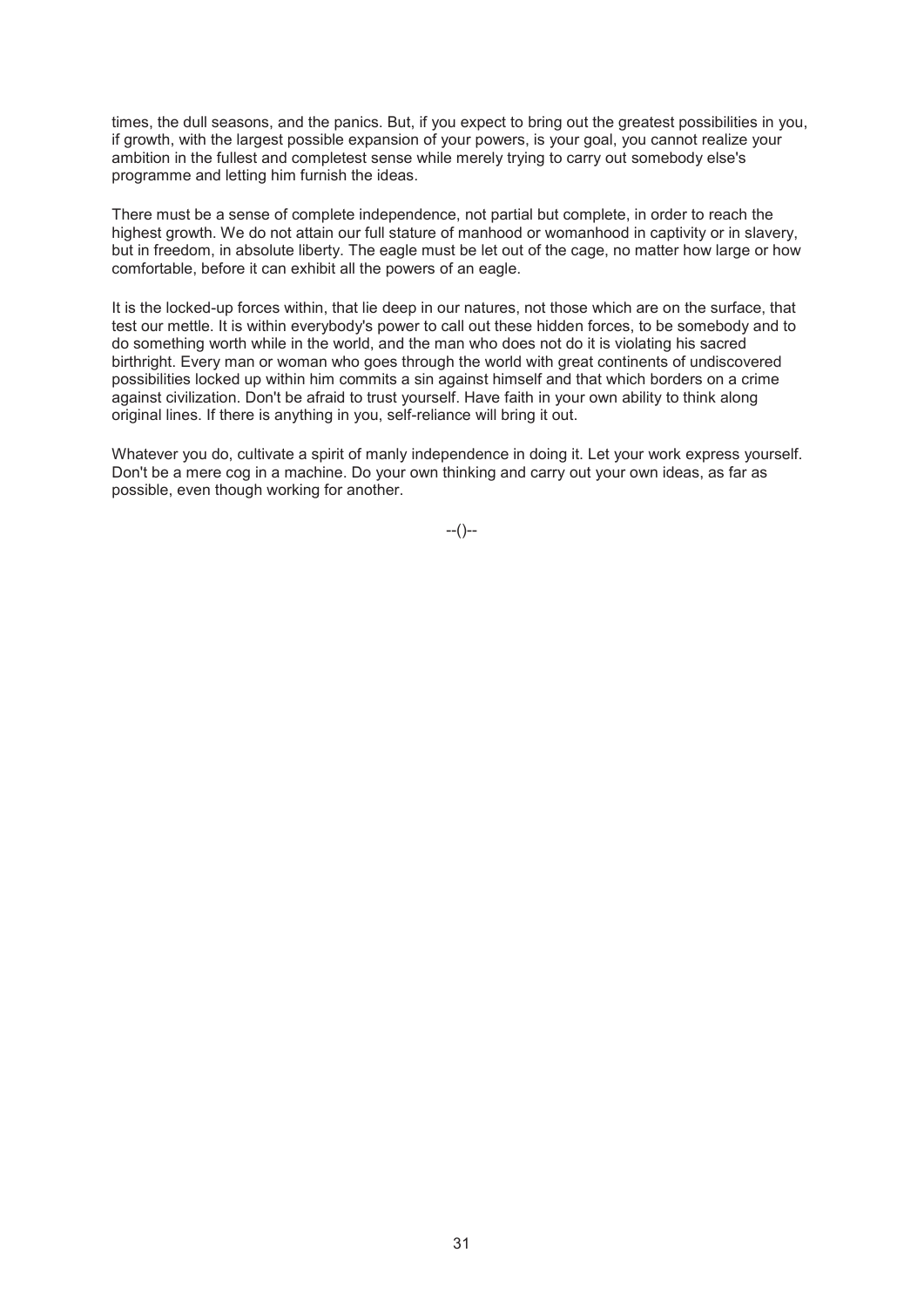times, the dull seasons, and the panics. But, if you expect to bring out the greatest possibilities in you, if growth, with the largest possible expansion of your powers, is your goal, you cannot realize your ambition in the fullest and completest sense while merely trying to carry out somebody else's programme and letting him furnish the ideas.

There must be a sense of complete independence, not partial but complete, in order to reach the highest growth. We do not attain our full stature of manhood or womanhood in captivity or in slavery, but in freedom, in absolute liberty. The eagle must be let out of the cage, no matter how large or how comfortable, before it can exhibit all the powers of an eagle.

It is the locked-up forces within, that lie deep in our natures, not those which are on the surface, that test our mettle. It is within everybody's power to call out these hidden forces, to be somebody and to do something worth while in the world, and the man who does not do it is violating his sacred birthright. Every man or woman who goes through the world with great continents of undiscovered possibilities locked up within him commits a sin against himself and that which borders on a crime against civilization. Don't be afraid to trust yourself. Have faith in your own ability to think along original lines. If there is anything in you, self-reliance will bring it out.

Whatever you do, cultivate a spirit of manly independence in doing it. Let your work express yourself. Don't be a mere cog in a machine. Do your own thinking and carry out your own ideas, as far as possible, even though working for another.

--()--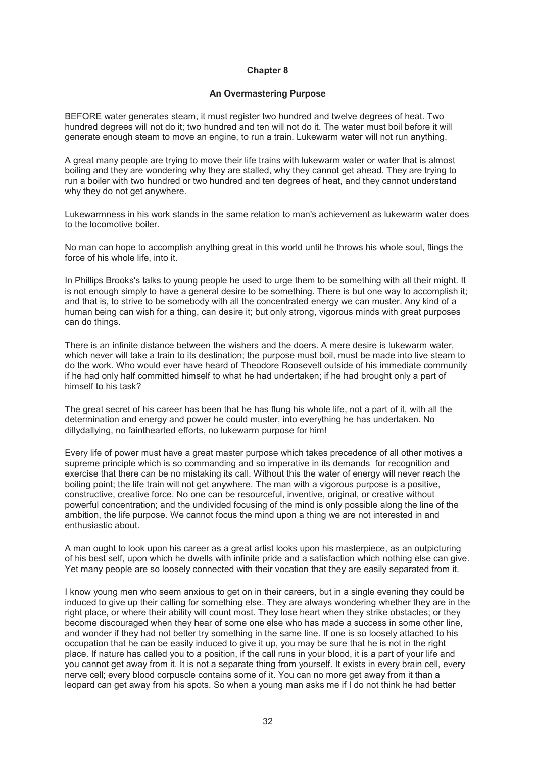# Chapter 8

## An Overmastering Purpose

BEFORE water generates steam, it must register two hundred and twelve degrees of heat. Two hundred degrees will not do it; two hundred and ten will not do it. The water must boil before it will generate enough steam to move an engine, to run a train. Lukewarm water will not run anything.

A great many people are trying to move their life trains with lukewarm water or water that is almost boiling and they are wondering why they are stalled, why they cannot get ahead. They are trying to run a boiler with two hundred or two hundred and ten degrees of heat, and they cannot understand why they do not get anywhere.

Lukewarmness in his work stands in the same relation to man's achievement as lukewarm water does to the locomotive boiler.

No man can hope to accomplish anything great in this world until he throws his whole soul, flings the force of his whole life, into it.

In Phillips Brooks's talks to young people he used to urge them to be something with all their might. It is not enough simply to have a general desire to be something. There is but one way to accomplish it; and that is, to strive to be somebody with all the concentrated energy we can muster. Any kind of a human being can wish for a thing, can desire it; but only strong, vigorous minds with great purposes can do things.

There is an infinite distance between the wishers and the doers. A mere desire is lukewarm water, which never will take a train to its destination; the purpose must boil, must be made into live steam to do the work. Who would ever have heard of Theodore Roosevelt outside of his immediate community if he had only half committed himself to what he had undertaken; if he had brought only a part of himself to his task?

The great secret of his career has been that he has flung his whole life, not a part of it, with all the determination and energy and power he could muster, into everything he has undertaken. No dillydallying, no fainthearted efforts, no lukewarm purpose for him!

Every life of power must have a great master purpose which takes precedence of all other motives a supreme principle which is so commanding and so imperative in its demands for recognition and exercise that there can be no mistaking its call. Without this the water of energy will never reach the boiling point; the life train will not get anywhere. The man with a vigorous purpose is a positive, constructive, creative force. No one can be resourceful, inventive, original, or creative without powerful concentration; and the undivided focusing of the mind is only possible along the line of the ambition, the life purpose. We cannot focus the mind upon a thing we are not interested in and enthusiastic about.

A man ought to look upon his career as a great artist looks upon his masterpiece, as an outpicturing of his best self, upon which he dwells with infinite pride and a satisfaction which nothing else can give. Yet many people are so loosely connected with their vocation that they are easily separated from it.

I know young men who seem anxious to get on in their careers, but in a single evening they could be induced to give up their calling for something else. They are always wondering whether they are in the right place, or where their ability will count most. They lose heart when they strike obstacles; or they become discouraged when they hear of some one else who has made a success in some other line, and wonder if they had not better try something in the same line. If one is so loosely attached to his occupation that he can be easily induced to give it up, you may be sure that he is not in the right place. If nature has called you to a position, if the call runs in your blood, it is a part of your life and you cannot get away from it. It is not a separate thing from yourself. It exists in every brain cell, every nerve cell; every blood corpuscle contains some of it. You can no more get away from it than a leopard can get away from his spots. So when a young man asks me if I do not think he had better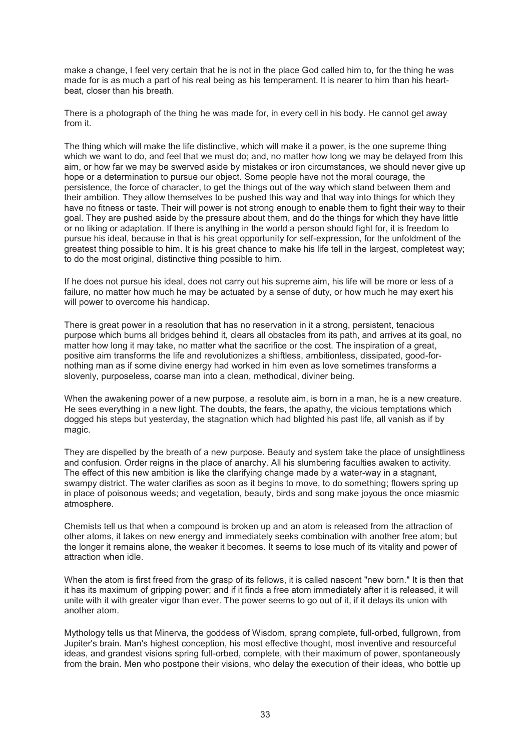make a change, I feel very certain that he is not in the place God called him to, for the thing he was made for is as much a part of his real being as his temperament. It is nearer to him than his heart-beat, closer than his breath.

There is a photograph of the thing he was made for, in every cell in his body. He cannot get away from it.

The thing which will make the life distinctive, which will make it a power, is the one supreme thing which we want to do, and feel that we must do; and, no matter how long we may be delayed from this aim, or how far we may be swerved aside by mistakes or iron circumstances, we should never give up hope or a determination to pursue our object. Some people have not the moral courage, the persistence, the force of character, to get the things out of the way which stand between them and their ambition. They allow themselves to be pushed this way and that way into things for which they have no fitness or taste. Their will power is not strong enough to enable them to fight their way to their goal. They are pushed aside by the pressure about them, and do the things for which they have little or no liking or adaptation. If there is anything in the world a person should fight for, it is freedom to pursue his ideal, because in that is his great opportunity for self-expression, for the unfoldment of the greatest thing possible to him. It is his great chance to make his life tell in the largest, completest way; to do the most original, distinctive thing possible to him.

If he does not pursue his ideal, does not carry out his supreme aim, his life will be more or less of a failure, no matter how much he may be actuated by a sense of duty, or how much he may exert his will power to overcome his handicap.

There is great power in a resolution that has no reservation in it a strong, persistent, tenacious purpose which burns all bridges behind it, clears all obstacles from its path, and arrives at its goal, no matter how long it may take, no matter what the sacrifice or the cost. The inspiration of a great, positive aim transforms the life and revolutionizes a shiftless, ambitionless, dissipated, good-for-nothing man as if some divine energy had worked in him even as love sometimes transforms a slovenly, purposeless, coarse man into a clean, methodical, diviner being.

When the awakening power of a new purpose, a resolute aim, is born in a man, he is a new creature. He sees everything in a new light. The doubts, the fears, the apathy, the vicious temptations which dogged his steps but yesterday, the stagnation which had blighted his past life, all vanish as if by magic.

They are dispelled by the breath of a new purpose. Beauty and system take the place of unsightliness and confusion. Order reigns in the place of anarchy. All his slumbering faculties awaken to activity. The effect of this new ambition is like the clarifying change made by a water-way in a stagnant, swampy district. The water clarifies as soon as it begins to move, to do something; flowers spring up in place of poisonous weeds; and vegetation, beauty, birds and song make joyous the once miasmic atmosphere.

Chemists tell us that when a compound is broken up and an atom is released from the attraction of other atoms, it takes on new energy and immediately seeks combination with another free atom; but the longer it remains alone, the weaker it becomes. It seems to lose much of its vitality and power of attraction when idle.

When the atom is first freed from the grasp of its fellows, it is called nascent "new born." It is then that it has its maximum of gripping power; and if it finds a free atom immediately after it is released, it will unite with it with greater vigor than ever. The power seems to go out of it, if it delays its union with another atom.

Mythology tells us that Minerva, the goddess of Wisdom, sprang complete, full-orbed, fullgrown, from Jupiter's brain. Man's highest conception, his most effective thought, most inventive and resourceful ideas, and grandest visions spring full-orbed, complete, with their maximum of power, spontaneously from the brain. Men who postpone their visions, who delay the execution of their ideas, who bottle up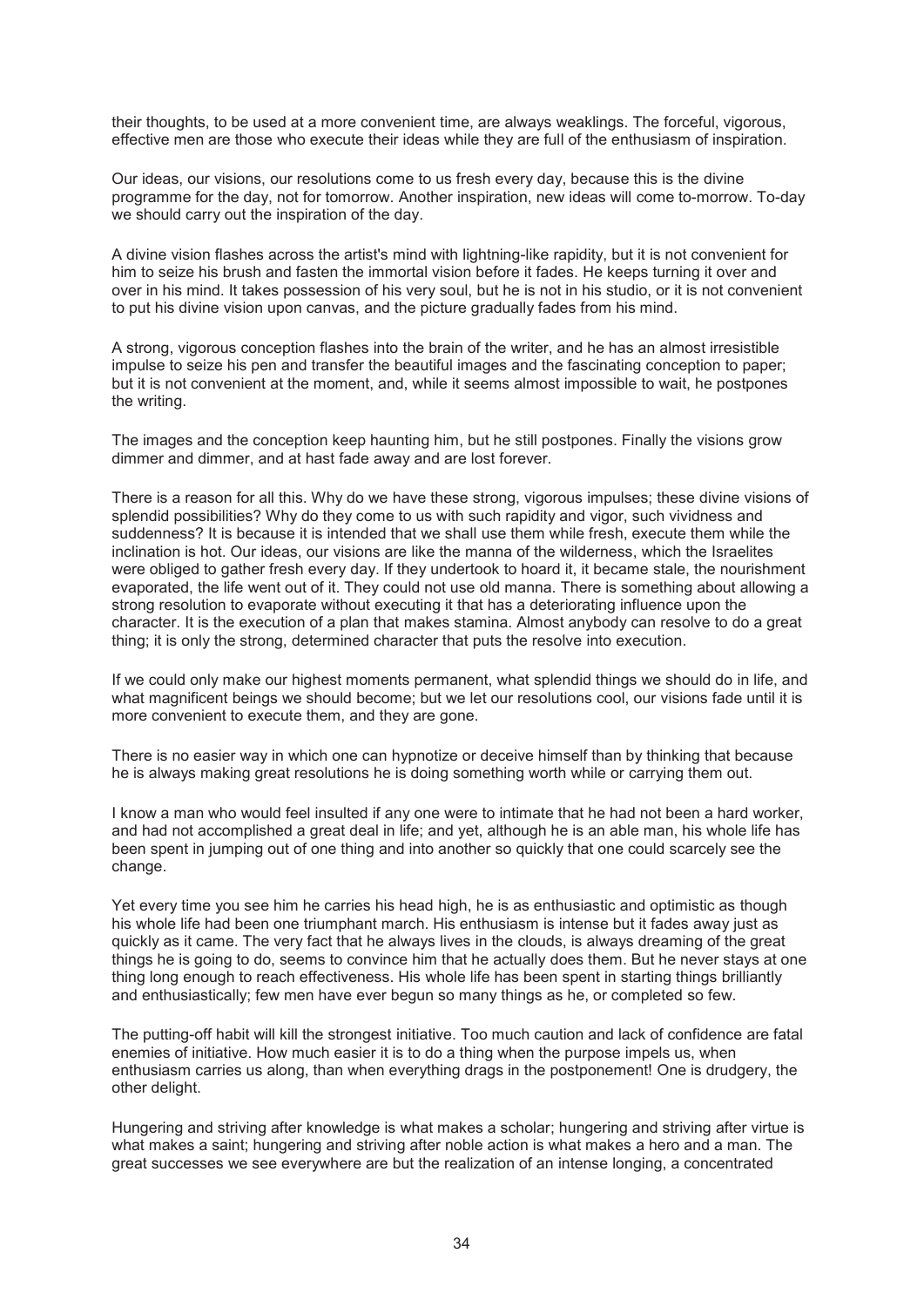their thoughts, to be used at a more convenient time, are always weaklings. The forceful, vigorous, effective men are those who execute their ideas while they are full of the enthusiasm of inspiration.

Our ideas, our visions, our resolutions come to us fresh every day, because this is the divine programme for the day, not for tomorrow. Another inspiration, new ideas will come to-morrow. To-day we should carry out the inspiration of the day.

A divine vision flashes across the artist's mind with lightning-like rapidity, but it is not convenient for him to seize his brush and fasten the immortal vision before it fades. He keeps turning it over and over in his mind. It takes possession of his very soul, but he is not in his studio, or it is not convenient to put his divine vision upon canvas, and the picture gradually fades from his mind.

A strong, vigorous conception flashes into the brain of the writer, and he has an almost irresistible impulse to seize his pen and transfer the beautiful images and the fascinating conception to paper; but it is not convenient at the moment, and, while it seems almost impossible to wait, he postpones the writing.

The images and the conception keep haunting him, but he still postpones. Finally the visions grow dimmer and dimmer, and at hast fade away and are lost forever.

There is a reason for all this. Why do we have these strong, vigorous impulses; these divine visions of splendid possibilities? Why do they come to us with such rapidity and vigor, such vividness and suddenness? It is because it is intended that we shall use them while fresh, execute them while the inclination is hot. Our ideas, our visions are like the manna of the wilderness, which the Israelites were obliged to gather fresh every day. If they undertook to hoard it, it became stale, the nourishment evaporated, the life went out of it. They could not use old manna. There is something about allowing a strong resolution to evaporate without executing it that has a deteriorating influence upon the character. It is the execution of a plan that makes stamina. Almost anybody can resolve to do a great thing; it is only the strong, determined character that puts the resolve into execution.

If we could only make our highest moments permanent, what splendid things we should do in life, and what magnificent beings we should become; but we let our resolutions cool, our visions fade until it is more convenient to execute them, and they are gone.

There is no easier way in which one can hypnotize or deceive himself than by thinking that because he is always making great resolutions he is doing something worth while or carrying them out.

I know a man who would feel insulted if any one were to intimate that he had not been a hard worker, and had not accomplished a great deal in life; and yet, although he is an able man, his whole life has been spent in jumping out of one thing and into another so quickly that one could scarcely see the change.

Yet every time you see him he carries his head high, he is as enthusiastic and optimistic as though his whole life had been one triumphant march. His enthusiasm is intense but it fades away just as quickly as it came. The very fact that he always lives in the clouds, is always dreaming of the great things he is going to do, seems to convince him that he actually does them. But he never stays at one thing long enough to reach effectiveness. His whole life has been spent in starting things brilliantly and enthusiastically; few men have ever begun so many things as he, or completed so few.

The putting-off habit will kill the strongest initiative. Too much caution and lack of confidence are fatal enemies of initiative. How much easier it is to do a thing when the purpose impels us, when enthusiasm carries us along, than when everything drags in the postponement! One is drudgery, the other delight.

Hungering and striving after knowledge is what makes a scholar; hungering and striving after virtue is what makes a saint; hungering and striving after noble action is what makes a hero and a man. The great successes we see everywhere are but the realization of an intense longing, a concentrated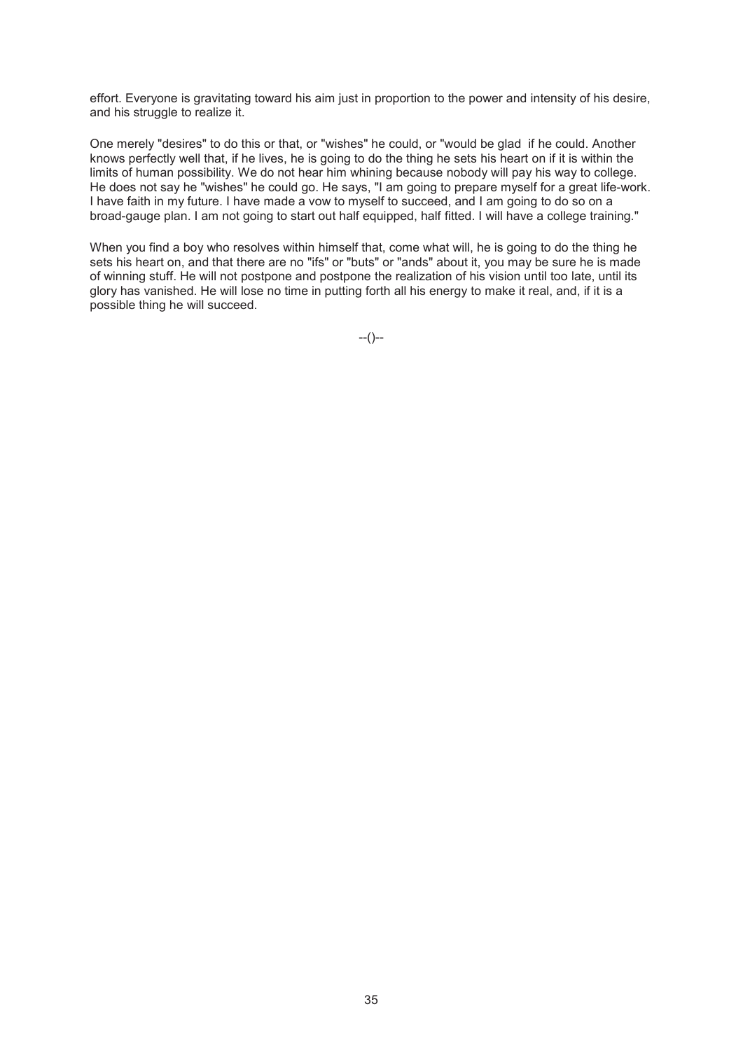effort. Everyone is gravitating toward his aim just in proportion to the power and intensity of his desire, and his struggle to realize it.

One merely "desires" to do this or that, or "wishes" he could, or "would be glad if he could. Another knows perfectly well that, if he lives, he is going to do the thing he sets his heart on if it is within the limits of human possibility. We do not hear him whining because nobody will pay his way to college. He does not say he "wishes" he could go. He says, "I am going to prepare myself for a great life-work. I have faith in my future. I have made a vow to myself to succeed, and I am going to do so on a broad-gauge plan. I am not going to start out half equipped, half fitted. I will have a college training."

When you find a boy who resolves within himself that, come what will, he is going to do the thing he sets his heart on, and that there are no "ifs" or "buts" or "ands" about it, you may be sure he is made of winning stuff. He will not postpone and postpone the realization of his vision until too late, until its glory has vanished. He will lose no time in putting forth all his energy to make it real, and, if it is a possible thing he will succeed.

--()--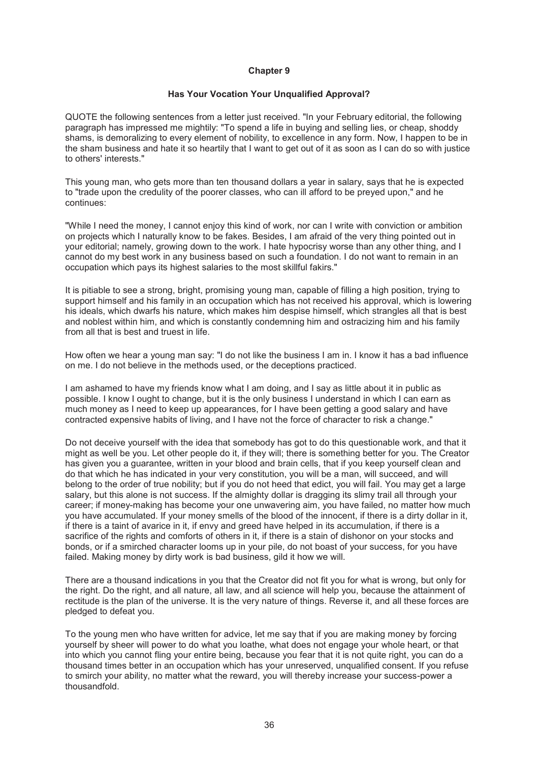# Chapter 9

## Has Your Vocation Your Unqualified Approval?

QUOTE the following sentences from a letter just received. "In your February editorial, the following paragraph has impressed me mightily: "To spend a life in buying and selling lies, or cheap, shoddy shams, is demoralizing to every element of nobility, to excellence in any form. Now, I happen to be in the sham business and hate it so heartily that I want to get out of it as soon as I can do so with justice to others' interests."

This young man, who gets more than ten thousand dollars a year in salary, says that he is expected to "trade upon the credulity of the poorer classes, who can ill afford to be preyed upon," and he continues:

"While I need the money, I cannot enjoy this kind of work, nor can I write with conviction or ambition on projects which I naturally know to be fakes. Besides, I am afraid of the very thing pointed out in your editorial; namely, growing down to the work. I hate hypocrisy worse than any other thing, and I cannot do my best work in any business based on such a foundation. I do not want to remain in an occupation which pays its highest salaries to the most skillful fakirs."

It is pitiable to see a strong, bright, promising young man, capable of filling a high position, trying to support himself and his family in an occupation which has not received his approval, which is lowering his ideals, which dwarfs his nature, which makes him despise himself, which strangles all that is best and noblest within him, and which is constantly condemning him and ostracizing him and his family from all that is best and truest in life.

How often we hear a young man say: "I do not like the business I am in. I know it has a bad influence on me. I do not believe in the methods used, or the deceptions practiced.

I am ashamed to have my friends know what I am doing, and I say as little about it in public as possible. I know I ought to change, but it is the only business I understand in which I can earn as much money as I need to keep up appearances, for I have been getting a good salary and have contracted expensive habits of living, and I have not the force of character to risk a change."

Do not deceive yourself with the idea that somebody has got to do this questionable work, and that it might as well be you. Let other people do it, if they will; there is something better for you. The Creator has given you a guarantee, written in your blood and brain cells, that if you keep yourself clean and do that which he has indicated in your very constitution, you will be a man, will succeed, and will belong to the order of true nobility; but if you do not heed that edict, you will fail. You may get a large salary, but this alone is not success. If the almighty dollar is dragging its slimy trail all through your career; if money-making has become your one unwavering aim, you have failed, no matter how much you have accumulated. If your money smells of the blood of the innocent, if there is a dirty dollar in it, if there is a taint of avarice in it, if envy and greed have helped in its accumulation, if there is a sacrifice of the rights and comforts of others in it, if there is a stain of dishonor on your stocks and bonds, or if a smirched character looms up in your pile, do not boast of your success, for you have failed. Making money by dirty work is bad business, gild it how we will.

There are a thousand indications in you that the Creator did not fit you for what is wrong, but only for the right. Do the right, and all nature, all law, and all science will help you, because the attainment of rectitude is the plan of the universe. It is the very nature of things. Reverse it, and all these forces are pledged to defeat you.

To the young men who have written for advice, let me say that if you are making money by forcing yourself by sheer will power to do what you loathe, what does not engage your whole heart, or that into which you cannot fling your entire being, because you fear that it is not quite right, you can do a thousand times better in an occupation which has your unreserved, unqualified consent. If you refuse to smirch your ability, no matter what the reward, you will thereby increase your success-power a thousandfold.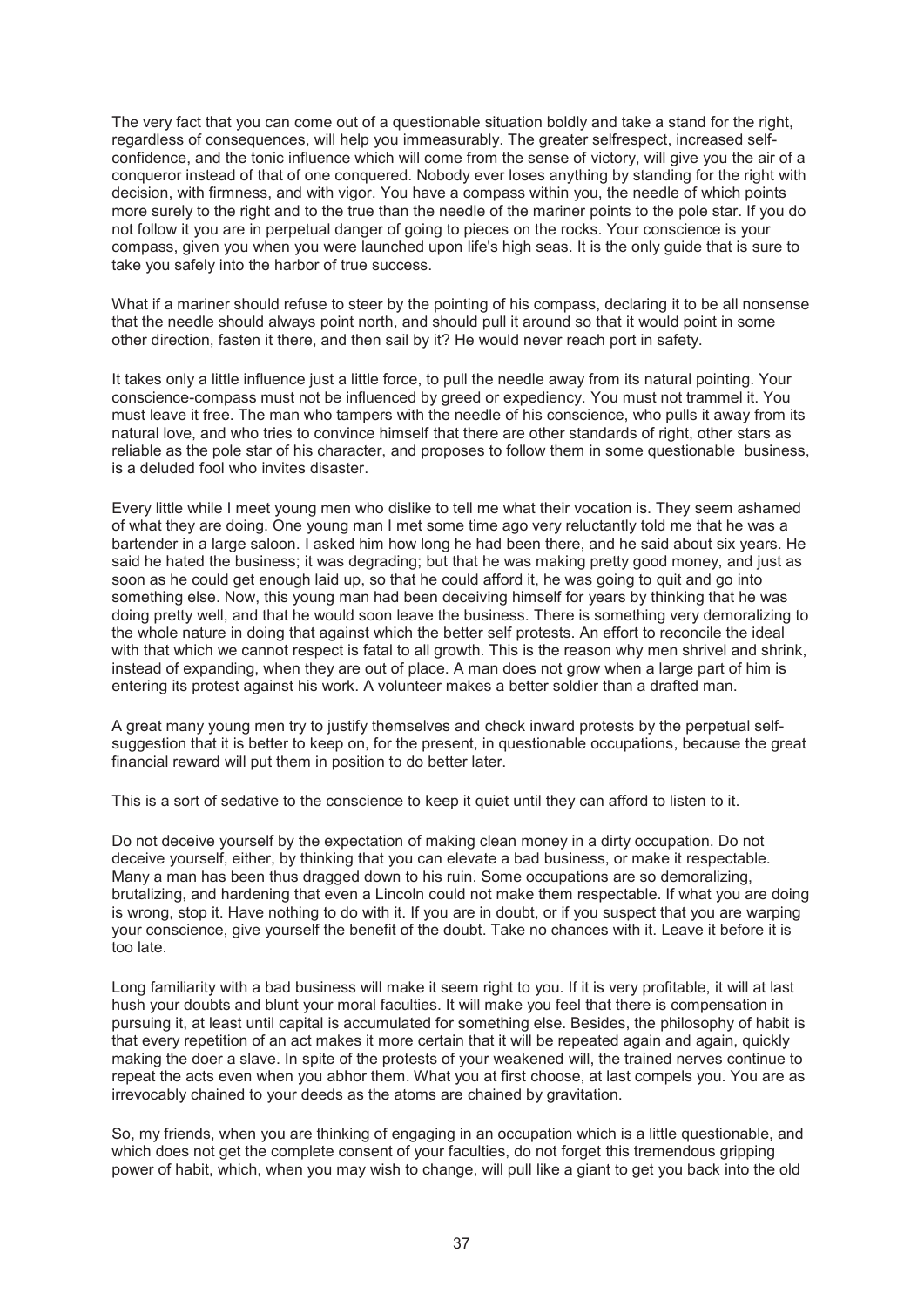The very fact that you can come out of a questionable situation boldly and take a stand for the right, regardless of consequences, will help you immeasurably. The greater selfrespect, increased self-confidence, and the tonic influence which will come from the sense of victory, will give you the air of a conqueror instead of that of one conquered. Nobody ever loses anything by standing for the right with decision, with firmness, and with vigor. You have a compass within you, the needle of which points more surely to the right and to the true than the needle of the mariner points to the pole star. If you do not follow it you are in perpetual danger of going to pieces on the rocks. Your conscience is your compass, given you when you were launched upon life's high seas. It is the only guide that is sure to take you safely into the harbor of true success.

What if a mariner should refuse to steer by the pointing of his compass, declaring it to be all nonsense that the needle should always point north, and should pull it around so that it would point in some other direction, fasten it there, and then sail by it? He would never reach port in safety.

It takes only a little influence just a little force, to pull the needle away from its natural pointing. Your conscience-compass must not be influenced by greed or expediency. You must not trammel it. You must leave it free. The man who tampers with the needle of his conscience, who pulls it away from its natural love, and who tries to convince himself that there are other standards of right, other stars as reliable as the pole star of his character, and proposes to follow them in some questionable business, is a deluded fool who invites disaster.

Every little while I meet young men who dislike to tell me what their vocation is. They seem ashamed of what they are doing. One young man I met some time ago very reluctantly told me that he was a bartender in a large saloon. I asked him how long he had been there, and he said about six years. He said he hated the business; it was degrading; but that he was making pretty good money, and just as soon as he could get enough laid up, so that he could afford it, he was going to quit and go into something else. Now, this young man had been deceiving himself for years by thinking that he was doing pretty well, and that he would soon leave the business. There is something very demoralizing to the whole nature in doing that against which the better self protests. An effort to reconcile the ideal with that which we cannot respect is fatal to all growth. This is the reason why men shrivel and shrink, instead of expanding, when they are out of place. A man does not grow when a large part of him is entering its protest against his work. A volunteer makes a better soldier than a drafted man.

A great many young men try to justify themselves and check inward protests by the perpetual self-suggestion that it is better to keep on, for the present, in questionable occupations, because the great financial reward will put them in position to do better later.

This is a sort of sedative to the conscience to keep it quiet until they can afford to listen to it.

Do not deceive yourself by the expectation of making clean money in a dirty occupation. Do not deceive yourself, either, by thinking that you can elevate a bad business, or make it respectable. Many a man has been thus dragged down to his ruin. Some occupations are so demoralizing, brutalizing, and hardening that even a Lincoln could not make them respectable. If what you are doing is wrong, stop it. Have nothing to do with it. If you are in doubt, or if you suspect that you are warping your conscience, give yourself the benefit of the doubt. Take no chances with it. Leave it before it is too late.

Long familiarity with a bad business will make it seem right to you. If it is very profitable, it will at last hush your doubts and blunt your moral faculties. It will make you feel that there is compensation in pursuing it, at least until capital is accumulated for something else. Besides, the philosophy of habit is that every repetition of an act makes it more certain that it will be repeated again and again, quickly making the doer a slave. In spite of the protests of your weakened will, the trained nerves continue to repeat the acts even when you abhor them. What you at first choose, at last compels you. You are as irrevocably chained to your deeds as the atoms are chained by gravitation.

So, my friends, when you are thinking of engaging in an occupation which is a little questionable, and which does not get the complete consent of your faculties, do not forget this tremendous gripping power of habit, which, when you may wish to change, will pull like a giant to get you back into the old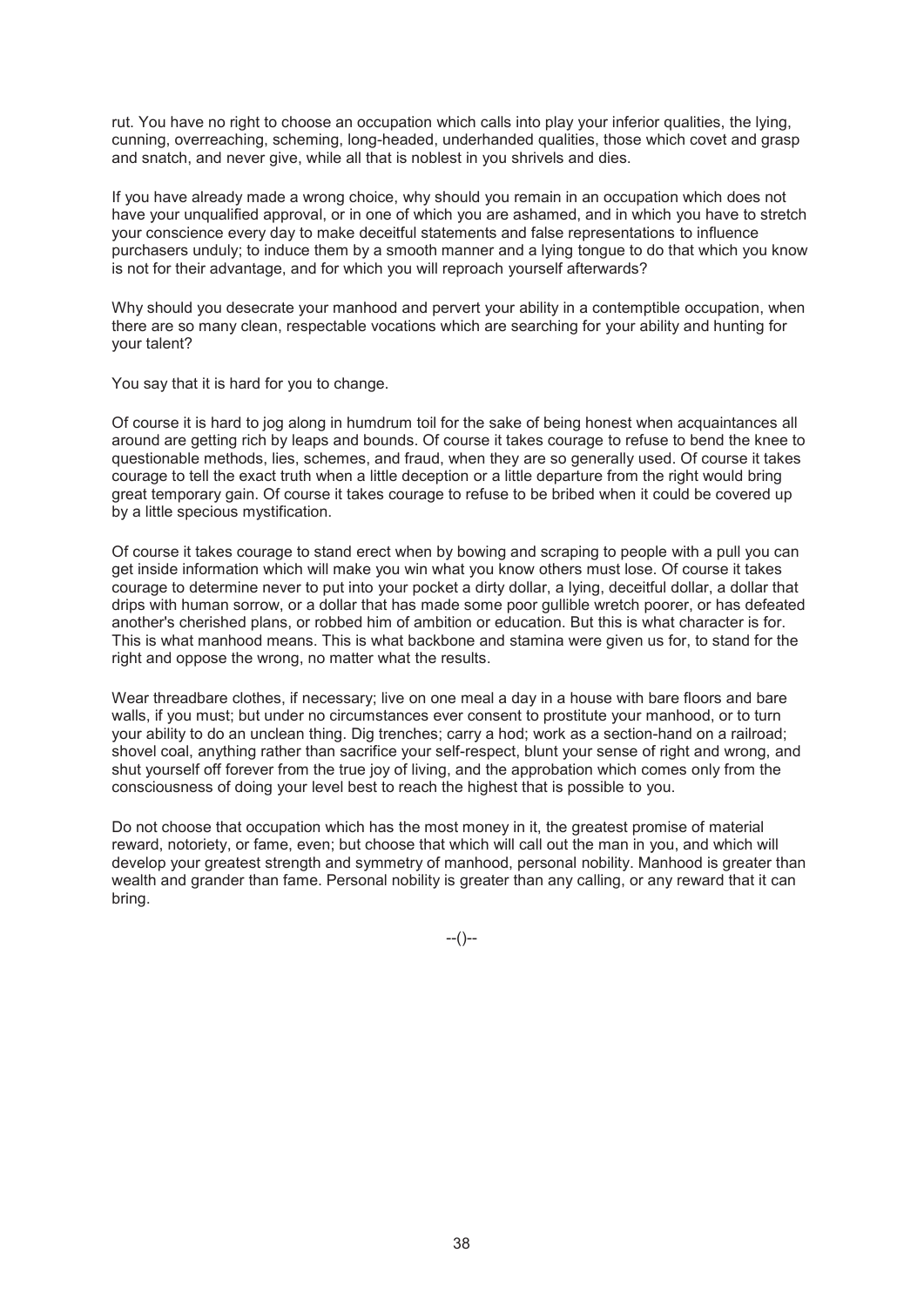rut. You have no right to choose an occupation which calls into play your inferior qualities, the lying, cunning, overreaching, scheming, long-headed, underhanded qualities, those which covet and grasp and snatch, and never give, while all that is noblest in you shrivels and dies.

If you have already made a wrong choice, why should you remain in an occupation which does not have your unqualified approval, or in one of which you are ashamed, and in which you have to stretch your conscience every day to make deceitful statements and false representations to influence purchasers unduly; to induce them by a smooth manner and a lying tongue to do that which you know is not for their advantage, and for which you will reproach yourself afterwards?

Why should you desecrate your manhood and pervert your ability in a contemptible occupation, when there are so many clean, respectable vocations which are searching for your ability and hunting for your talent?

You say that it is hard for you to change.

Of course it is hard to jog along in humdrum toil for the sake of being honest when acquaintances all around are getting rich by leaps and bounds. Of course it takes courage to refuse to bend the knee to questionable methods, lies, schemes, and fraud, when they are so generally used. Of course it takes courage to tell the exact truth when a little deception or a little departure from the right would bring great temporary gain. Of course it takes courage to refuse to be bribed when it could be covered up by a little specious mystification.

Of course it takes courage to stand erect when by bowing and scraping to people with a pull you can get inside information which will make you win what you know others must lose. Of course it takes courage to determine never to put into your pocket a dirty dollar, a lying, deceitful dollar, a dollar that drips with human sorrow, or a dollar that has made some poor gullible wretch poorer, or has defeated another's cherished plans, or robbed him of ambition or education. But this is what character is for. This is what manhood means. This is what backbone and stamina were given us for, to stand for the right and oppose the wrong, no matter what the results.

Wear threadbare clothes, if necessary; live on one meal a day in a house with bare floors and bare walls, if you must; but under no circumstances ever consent to prostitute your manhood, or to turn your ability to do an unclean thing. Dig trenches; carry a hod; work as a section-hand on a railroad; shovel coal, anything rather than sacrifice your self-respect, blunt your sense of right and wrong, and shut yourself off forever from the true joy of living, and the approbation which comes only from the consciousness of doing your level best to reach the highest that is possible to you.

Do not choose that occupation which has the most money in it, the greatest promise of material reward, notoriety, or fame, even; but choose that which will call out the man in you, and which will develop your greatest strength and symmetry of manhood, personal nobility. Manhood is greater than wealth and grander than fame. Personal nobility is greater than any calling, or any reward that it can bring.

--()--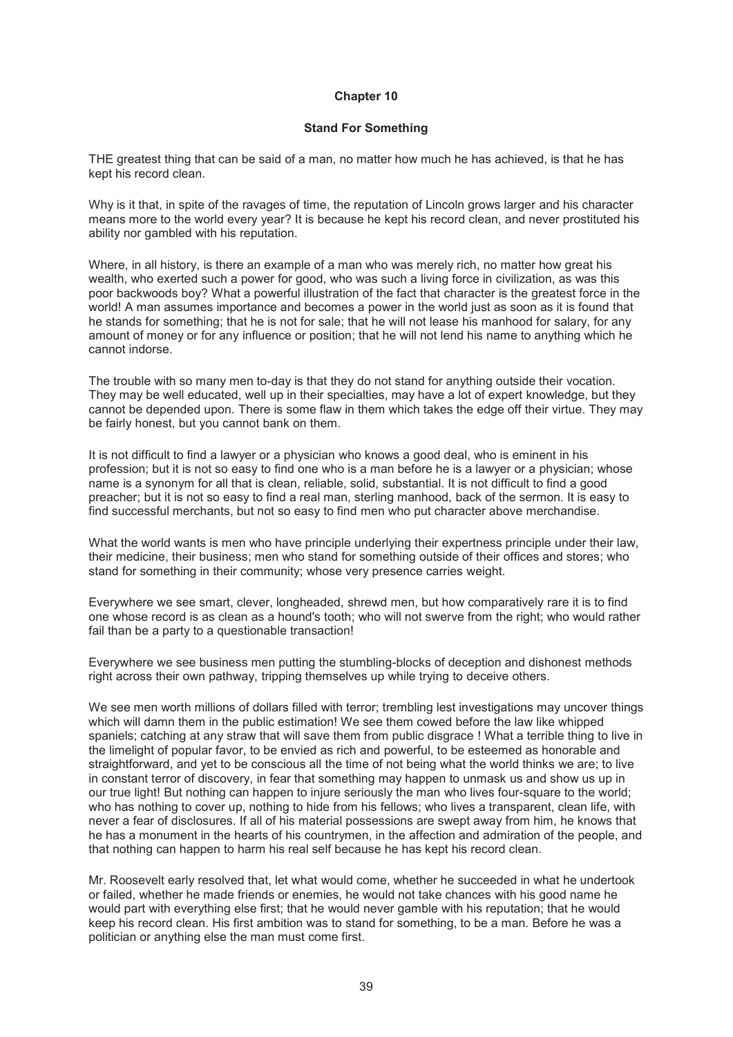## Chapter 10

### Stand For Something

THE greatest thing that can be said of a man, no matter how much he has achieved, is that he has kept his record clean.

Why is it that, in spite of the ravages of time, the reputation of Lincoln grows larger and his character means more to the world every year? It is because he kept his record clean, and never prostituted his ability nor gambled with his reputation.

Where, in all history, is there an example of a man who was merely rich, no matter how great his wealth, who exerted such a power for good, who was such a living force in civilization, as was this poor backwoods boy? What a powerful illustration of the fact that character is the greatest force in the world! A man assumes importance and becomes a power in the world just as soon as it is found that he stands for something; that he is not for sale; that he will not lease his manhood for salary, for any amount of money or for any influence or position; that he will not lend his name to anything which he cannot indorse.

The trouble with so many men to-day is that they do not stand for anything outside their vocation. They may be well educated, well up in their specialties, may have a lot of expert knowledge, but they cannot be depended upon. There is some flaw in them which takes the edge off their virtue. They may be fairly honest, but you cannot bank on them.

It is not difficult to find a lawyer or a physician who knows a good deal, who is eminent in his profession; but it is not so easy to find one who is a man before he is a lawyer or a physician; whose name is a synonym for all that is clean, reliable, solid, substantial. It is not difficult to find a good preacher; but it is not so easy to find a real man, sterling manhood, back of the sermon. It is easy to find successful merchants, but not so easy to find men who put character above merchandise.

What the world wants is men who have principle underlying their expertness principle under their law, their medicine, their business; men who stand for something outside of their offices and stores; who stand for something in their community; whose very presence carries weight.

Everywhere we see smart, clever, longheaded, shrewd men, but how comparatively rare it is to find one whose record is as clean as a hound's tooth; who will not swerve from the right; who would rather fail than be a party to a questionable transaction!

Everywhere we see business men putting the stumbling-blocks of deception and dishonest methods right across their own pathway, tripping themselves up while trying to deceive others.

We see men worth millions of dollars filled with terror; trembling lest investigations may uncover things which will damn them in the public estimation! We see them cowed before the law like whipped spaniels; catching at any straw that will save them from public disgrace ! What a terrible thing to live in the limelight of popular favor, to be envied as rich and powerful, to be esteemed as honorable and straightforward, and yet to be conscious all the time of not being what the world thinks we are; to live in constant terror of discovery, in fear that something may happen to unmask us and show us up in our true light! But nothing can happen to injure seriously the man who lives four-square to the world; who has nothing to cover up, nothing to hide from his fellows; who lives a transparent, clean life, with never a fear of disclosures. If all of his material possessions are swept away from him, he knows that he has a monument in the hearts of his countrymen, in the affection and admiration of the people, and that nothing can happen to harm his real self because he has kept his record clean.

Mr. Roosevelt early resolved that, let what would come, whether he succeeded in what he undertook or failed, whether he made friends or enemies, he would not take chances with his good name he would part with everything else first; that he would never gamble with his reputation; that he would keep his record clean. His first ambition was to stand for something, to be a man. Before he was a politician or anything else the man must come first.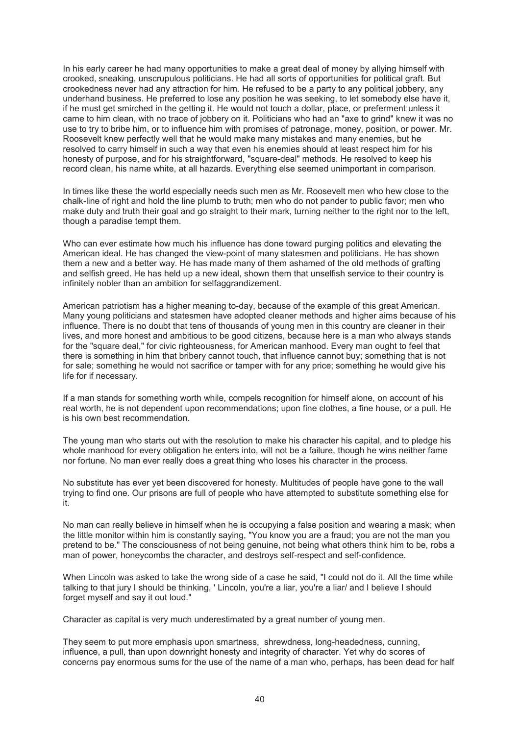In his early career he had many opportunities to make a great deal of money by allying himself with crooked, sneaking, unscrupulous politicians. He had all sorts of opportunities for political graft. But crookedness never had any attraction for him. He refused to be a party to any political jobbery, any underhand business. He preferred to lose any position he was seeking, to let somebody else have it, if he must get smirched in the getting it. He would not touch a dollar, place, or preferment unless it came to him clean, with no trace of jobbery on it. Politicians who had an "axe to grind" knew it was no use to try to bribe him, or to influence him with promises of patronage, money, position, or power. Mr. Roosevelt knew perfectly well that he would make many mistakes and many enemies, but he resolved to carry himself in such a way that even his enemies should at least respect him for his honesty of purpose, and for his straightforward, "square-deal" methods. He resolved to keep his record clean, his name white, at all hazards. Everything else seemed unimportant in comparison.

In times like these the world especially needs such men as Mr. Roosevelt men who hew close to the chalk-line of right and hold the line plumb to truth; men who do not pander to public favor; men who make duty and truth their goal and go straight to their mark, turning neither to the right nor to the left, though a paradise tempt them.

Who can ever estimate how much his influence has done toward purging politics and elevating the American ideal. He has changed the view-point of many statesmen and politicians. He has shown them a new and a better way. He has made many of them ashamed of the old methods of grafting and selfish greed. He has held up a new ideal, shown them that unselfish service to their country is infinitely nobler than an ambition for selfaggrandizement.

American patriotism has a higher meaning to-day, because of the example of this great American. Many young politicians and statesmen have adopted cleaner methods and higher aims because of his influence. There is no doubt that tens of thousands of young men in this country are cleaner in their lives, and more honest and ambitious to be good citizens, because here is a man who always stands for the "square deal," for civic righteousness, for American manhood. Every man ought to feel that there is something in him that bribery cannot touch, that influence cannot buy; something that is not for sale; something he would not sacrifice or tamper with for any price; something he would give his life for if necessary.

If a man stands for something worth while, compels recognition for himself alone, on account of his real worth, he is not dependent upon recommendations; upon fine clothes, a fine house, or a pull. He is his own best recommendation.

The young man who starts out with the resolution to make his character his capital, and to pledge his whole manhood for every obligation he enters into, will not be a failure, though he wins neither fame nor fortune. No man ever really does a great thing who loses his character in the process.

No substitute has ever yet been discovered for honesty. Multitudes of people have gone to the wall trying to find one. Our prisons are full of people who have attempted to substitute something else for it.

No man can really believe in himself when he is occupying a false position and wearing a mask; when the little monitor within him is constantly saying, "You know you are a fraud; you are not the man you pretend to be." The consciousness of not being genuine, not being what others think him to be, robs a man of power, honeycombs the character, and destroys self-respect and self-confidence.

When Lincoln was asked to take the wrong side of a case he said, "I could not do it. All the time while talking to that jury I should be thinking, ' Lincoln, you're a liar, you're a liar/ and I believe I should forget myself and say it out loud."

Character as capital is very much underestimated by a great number of young men.

They seem to put more emphasis upon smartness, shrewdness, long-headedness, cunning, influence, a pull, than upon downright honesty and integrity of character. Yet why do scores of concerns pay enormous sums for the use of the name of a man who, perhaps, has been dead for half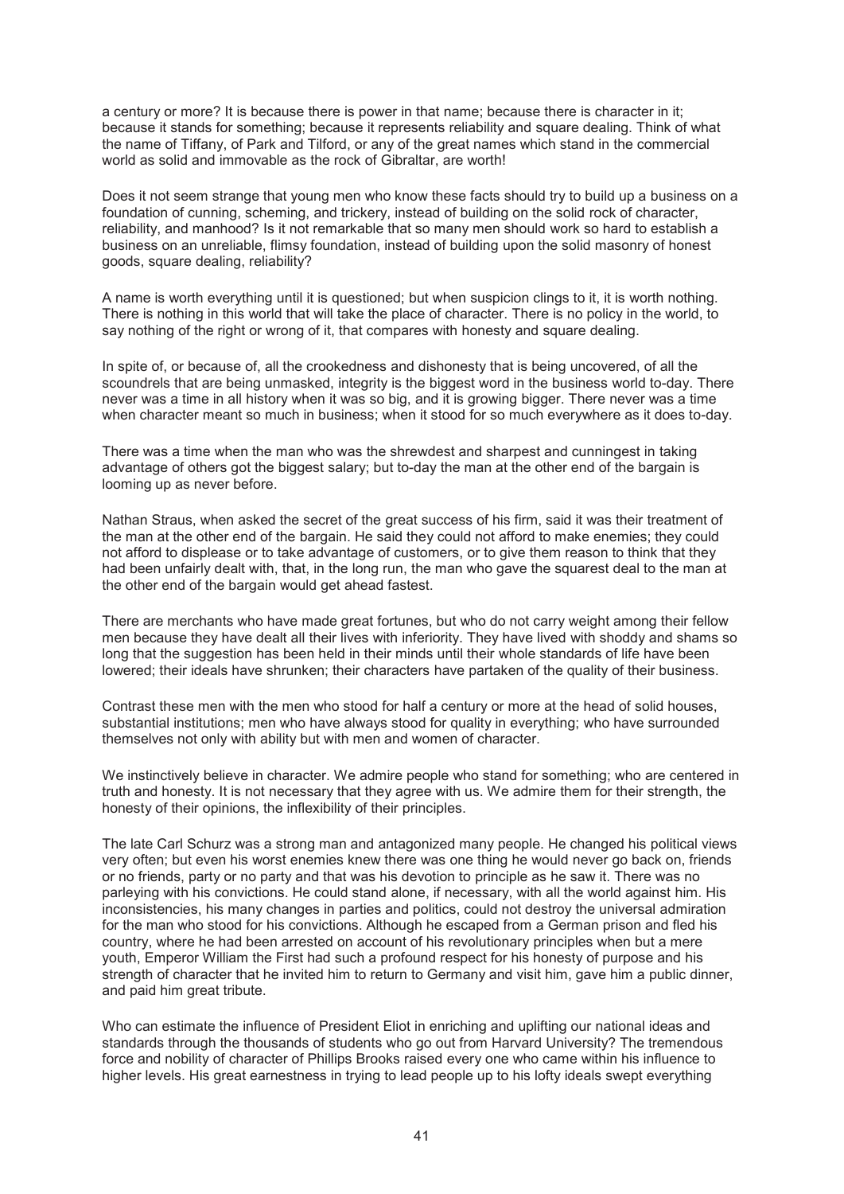a century or more? It is because there is power in that name; because there is character in it; because it stands for something; because it represents reliability and square dealing. Think of what the name of Tiffany, of Park and Tilford, or any of the great names which stand in the commercial world as solid and immovable as the rock of Gibraltar, are worth!

Does it not seem strange that young men who know these facts should try to build up a business on a foundation of cunning, scheming, and trickery, instead of building on the solid rock of character, reliability, and manhood? Is it not remarkable that so many men should work so hard to establish a business on an unreliable, flimsy foundation, instead of building upon the solid masonry of honest goods, square dealing, reliability?

A name is worth everything until it is questioned; but when suspicion clings to it, it is worth nothing. There is nothing in this world that will take the place of character. There is no policy in the world, to say nothing of the right or wrong of it, that compares with honesty and square dealing.

In spite of, or because of, all the crookedness and dishonesty that is being uncovered, of all the scoundrels that are being unmasked, integrity is the biggest word in the business world to-day. There never was a time in all history when it was so big, and it is growing bigger. There never was a time when character meant so much in business; when it stood for so much everywhere as it does to-day.

There was a time when the man who was the shrewdest and sharpest and cunningest in taking advantage of others got the biggest salary; but to-day the man at the other end of the bargain is looming up as never before.

Nathan Straus, when asked the secret of the great success of his firm, said it was their treatment of the man at the other end of the bargain. He said they could not afford to make enemies; they could not afford to displease or to take advantage of customers, or to give them reason to think that they had been unfairly dealt with, that, in the long run, the man who gave the squarest deal to the man at the other end of the bargain would get ahead fastest.

There are merchants who have made great fortunes, but who do not carry weight among their fellow men because they have dealt all their lives with inferiority. They have lived with shoddy and shams so long that the suggestion has been held in their minds until their whole standards of life have been lowered; their ideals have shrunken; their characters have partaken of the quality of their business.

Contrast these men with the men who stood for half a century or more at the head of solid houses, substantial institutions; men who have always stood for quality in everything; who have surrounded themselves not only with ability but with men and women of character.

We instinctively believe in character. We admire people who stand for something; who are centered in truth and honesty. It is not necessary that they agree with us. We admire them for their strength, the honesty of their opinions, the inflexibility of their principles.

The late Carl Schurz was a strong man and antagonized many people. He changed his political views very often; but even his worst enemies knew there was one thing he would never go back on, friends or no friends, party or no party and that was his devotion to principle as he saw it. There was no parleying with his convictions. He could stand alone, if necessary, with all the world against him. His inconsistencies, his many changes in parties and politics, could not destroy the universal admiration for the man who stood for his convictions. Although he escaped from a German prison and fled his country, where he had been arrested on account of his revolutionary principles when but a mere youth, Emperor William the First had such a profound respect for his honesty of purpose and his strength of character that he invited him to return to Germany and visit him, gave him a public dinner, and paid him great tribute.

Who can estimate the influence of President Eliot in enriching and uplifting our national ideas and standards through the thousands of students who go out from Harvard University? The tremendous force and nobility of character of Phillips Brooks raised every one who came within his influence to higher levels. His great earnestness in trying to lead people up to his lofty ideals swept everything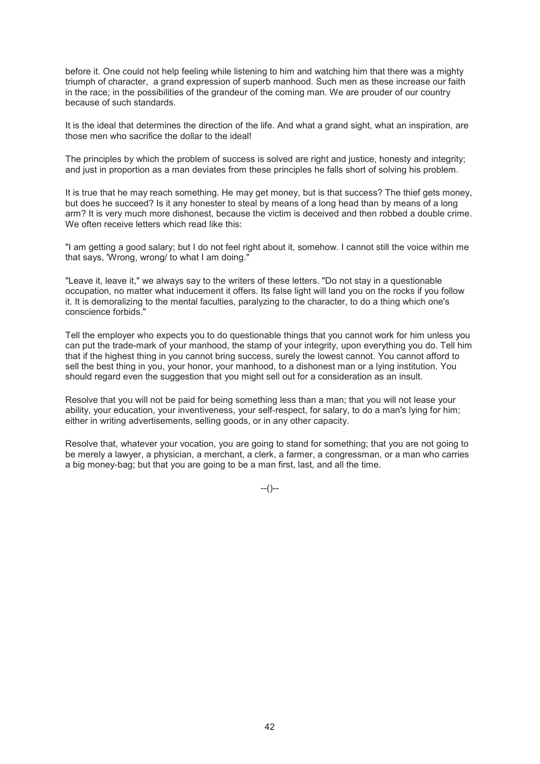before it. One could not help feeling while listening to him and watching him that there was a mighty triumph of character, a grand expression of superb manhood. Such men as these increase our faith in the race; in the possibilities of the grandeur of the coming man. We are prouder of our country because of such standards.

It is the ideal that determines the direction of the life. And what a grand sight, what an inspiration, are those men who sacrifice the dollar to the ideal!

The principles by which the problem of success is solved are right and justice, honesty and integrity; and just in proportion as a man deviates from these principles he falls short of solving his problem.

It is true that he may reach something. He may get money, but is that success? The thief gets money, but does he succeed? Is it any honester to steal by means of a long head than by means of a long arm? It is very much more dishonest, because the victim is deceived and then robbed a double crime. We often receive letters which read like this:

"I am getting a good salary; but I do not feel right about it, somehow. I cannot still the voice within me that says, 'Wrong, wrong/ to what I am doing."

"Leave it, leave it," we always say to the writers of these letters. "Do not stay in a questionable occupation, no matter what inducement it offers. Its false light will land you on the rocks if you follow it. It is demoralizing to the mental faculties, paralyzing to the character, to do a thing which one's conscience forbids."

Tell the employer who expects you to do questionable things that you cannot work for him unless you can put the trade-mark of your manhood, the stamp of your integrity, upon everything you do. Tell him that if the highest thing in you cannot bring success, surely the lowest cannot. You cannot afford to sell the best thing in you, your honor, your manhood, to a dishonest man or a lying institution. You should regard even the suggestion that you might sell out for a consideration as an insult.

Resolve that you will not be paid for being something less than a man; that you will not lease your ability, your education, your inventiveness, your self-respect, for salary, to do a man's lying for him; either in writing advertisements, selling goods, or in any other capacity.

Resolve that, whatever your vocation, you are going to stand for something; that you are not going to be merely a lawyer, a physician, a merchant, a clerk, a farmer, a congressman, or a man who carries a big money-bag; but that you are going to be a man first, last, and all the time.

--()--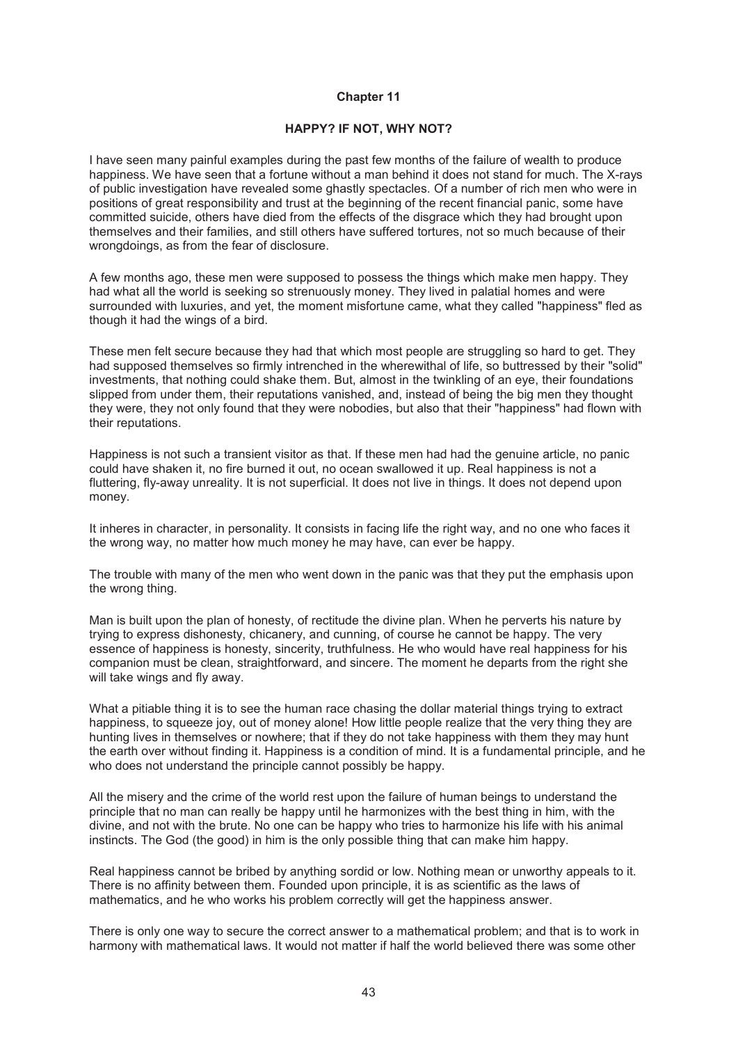## Chapter 11

### HAPPY? IF NOT, WHY NOT?

I have seen many painful examples during the past few months of the failure of wealth to produce happiness. We have seen that a fortune without a man behind it does not stand for much. The X-rays of public investigation have revealed some ghastly spectacles. Of a number of rich men who were in positions of great responsibility and trust at the beginning of the recent financial panic, some have committed suicide, others have died from the effects of the disgrace which they had brought upon themselves and their families, and still others have suffered tortures, not so much because of their wrongdoings, as from the fear of disclosure.

A few months ago, these men were supposed to possess the things which make men happy. They had what all the world is seeking so strenuously money. They lived in palatial homes and were surrounded with luxuries, and yet, the moment misfortune came, what they called "happiness" fled as though it had the wings of a bird.

These men felt secure because they had that which most people are struggling so hard to get. They had supposed themselves so firmly intrenched in the wherewithal of life, so buttressed by their "solid" investments, that nothing could shake them. But, almost in the twinkling of an eye, their foundations slipped from under them, their reputations vanished, and, instead of being the big men they thought they were, they not only found that they were nobodies, but also that their "happiness" had flown with their reputations.

Happiness is not such a transient visitor as that. If these men had had the genuine article, no panic could have shaken it, no fire burned it out, no ocean swallowed it up. Real happiness is not a fluttering, fly-away unreality. It is not superficial. It does not live in things. It does not depend upon money.

It inheres in character, in personality. It consists in facing life the right way, and no one who faces it the wrong way, no matter how much money he may have, can ever be happy.

The trouble with many of the men who went down in the panic was that they put the emphasis upon the wrong thing.

Man is built upon the plan of honesty, of rectitude the divine plan. When he perverts his nature by trying to express dishonesty, chicanery, and cunning, of course he cannot be happy. The very essence of happiness is honesty, sincerity, truthfulness. He who would have real happiness for his companion must be clean, straightforward, and sincere. The moment he departs from the right she will take wings and fly away.

What a pitiable thing it is to see the human race chasing the dollar material things trying to extract happiness, to squeeze joy, out of money alone! How little people realize that the very thing they are hunting lives in themselves or nowhere; that if they do not take happiness with them they may hunt the earth over without finding it. Happiness is a condition of mind. It is a fundamental principle, and he who does not understand the principle cannot possibly be happy.

All the misery and the crime of the world rest upon the failure of human beings to understand the principle that no man can really be happy until he harmonizes with the best thing in him, with the divine, and not with the brute. No one can be happy who tries to harmonize his life with his animal instincts. The God (the good) in him is the only possible thing that can make him happy.

Real happiness cannot be bribed by anything sordid or low. Nothing mean or unworthy appeals to it. There is no affinity between them. Founded upon principle, it is as scientific as the laws of mathematics, and he who works his problem correctly will get the happiness answer.

There is only one way to secure the correct answer to a mathematical problem; and that is to work in harmony with mathematical laws. It would not matter if half the world believed there was some other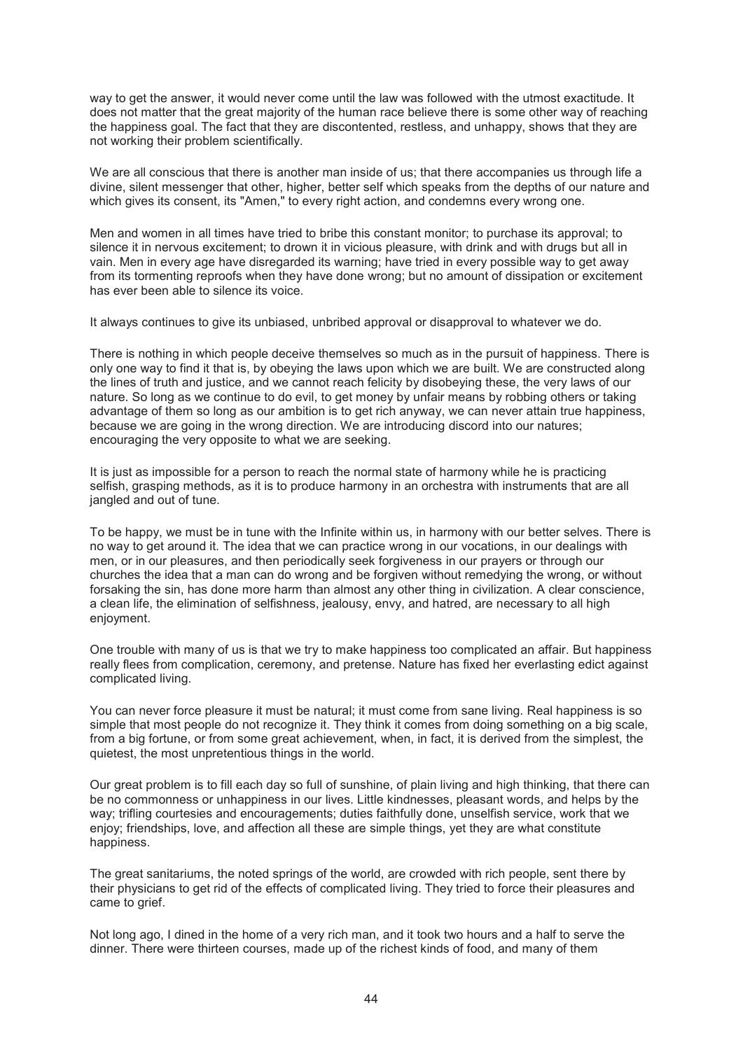way to get the answer, it would never come until the law was followed with the utmost exactitude. It does not matter that the great majority of the human race believe there is some other way of reaching the happiness goal. The fact that they are discontented, restless, and unhappy, shows that they are not working their problem scientifically.

We are all conscious that there is another man inside of us; that there accompanies us through life a divine, silent messenger that other, higher, better self which speaks from the depths of our nature and which gives its consent, its "Amen," to every right action, and condemns every wrong one.

Men and women in all times have tried to bribe this constant monitor; to purchase its approval; to silence it in nervous excitement; to drown it in vicious pleasure, with drink and with drugs but all in vain. Men in every age have disregarded its warning; have tried in every possible way to get away from its tormenting reproofs when they have done wrong; but no amount of dissipation or excitement has ever been able to silence its voice.

It always continues to give its unbiased, unbribed approval or disapproval to whatever we do.

There is nothing in which people deceive themselves so much as in the pursuit of happiness. There is only one way to find it that is, by obeying the laws upon which we are built. We are constructed along the lines of truth and justice, and we cannot reach felicity by disobeying these, the very laws of our nature. So long as we continue to do evil, to get money by unfair means by robbing others or taking advantage of them so long as our ambition is to get rich anyway, we can never attain true happiness, because we are going in the wrong direction. We are introducing discord into our natures; encouraging the very opposite to what we are seeking.

It is just as impossible for a person to reach the normal state of harmony while he is practicing selfish, grasping methods, as it is to produce harmony in an orchestra with instruments that are all jangled and out of tune.

To be happy, we must be in tune with the Infinite within us, in harmony with our better selves. There is no way to get around it. The idea that we can practice wrong in our vocations, in our dealings with men, or in our pleasures, and then periodically seek forgiveness in our prayers or through our churches the idea that a man can do wrong and be forgiven without remedying the wrong, or without forsaking the sin, has done more harm than almost any other thing in civilization. A clear conscience, a clean life, the elimination of selfishness, jealousy, envy, and hatred, are necessary to all high enjoyment.

One trouble with many of us is that we try to make happiness too complicated an affair. But happiness really flees from complication, ceremony, and pretense. Nature has fixed her everlasting edict against complicated living.

You can never force pleasure it must be natural; it must come from sane living. Real happiness is so simple that most people do not recognize it. They think it comes from doing something on a big scale, from a big fortune, or from some great achievement, when, in fact, it is derived from the simplest, the quietest, the most unpretentious things in the world.

Our great problem is to fill each day so full of sunshine, of plain living and high thinking, that there can be no commonness or unhappiness in our lives. Little kindnesses, pleasant words, and helps by the way; trifling courtesies and encouragements; duties faithfully done, unselfish service, work that we enjoy; friendships, love, and affection all these are simple things, yet they are what constitute happiness.

The great sanitariums, the noted springs of the world, are crowded with rich people, sent there by their physicians to get rid of the effects of complicated living. They tried to force their pleasures and came to grief.

Not long ago, I dined in the home of a very rich man, and it took two hours and a half to serve the dinner. There were thirteen courses, made up of the richest kinds of food, and many of them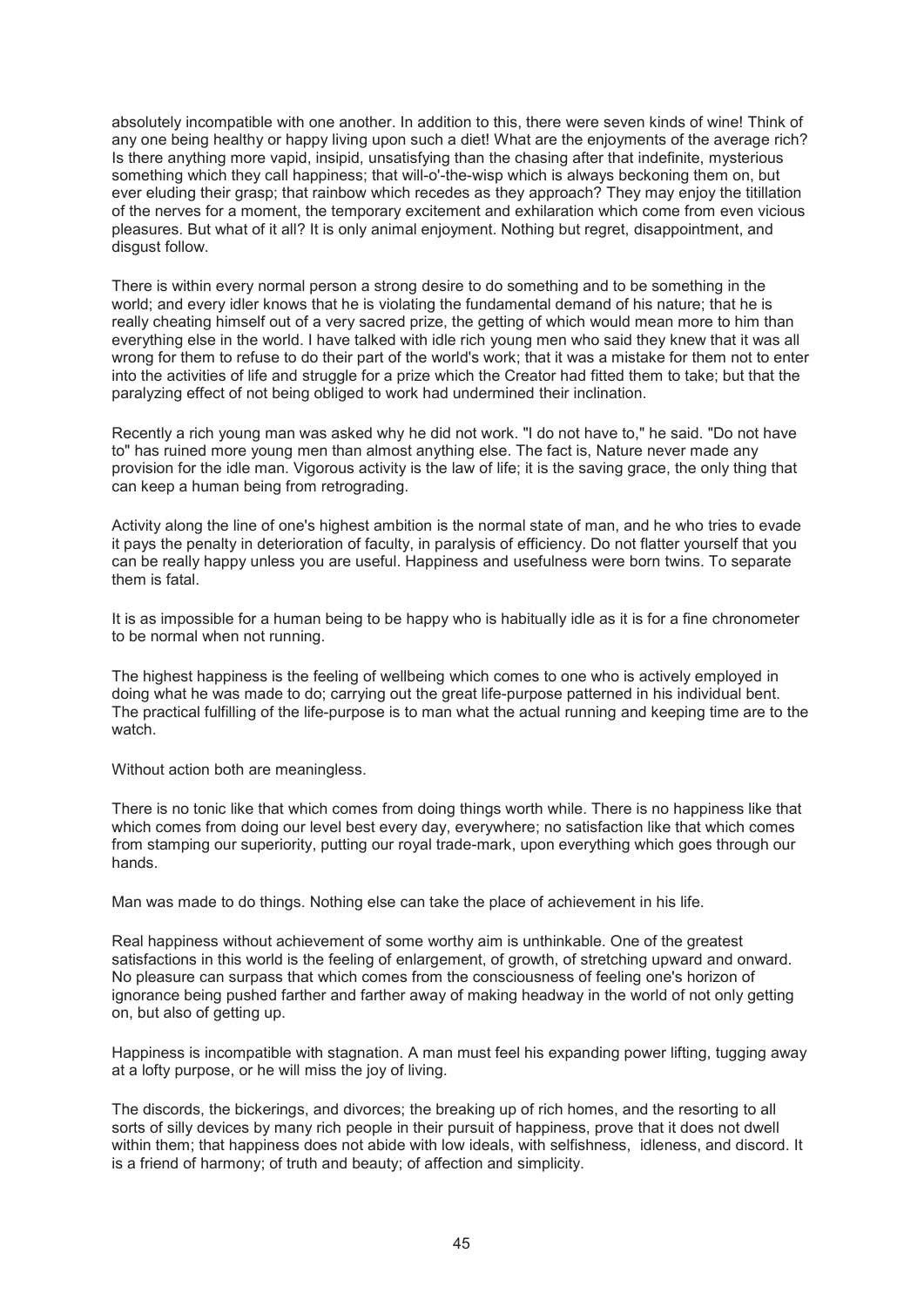absolutely incompatible with one another. In addition to this, there were seven kinds of wine! Think of any one being healthy or happy living upon such a diet! What are the enjoyments of the average rich? Is there anything more vapid, insipid, unsatisfying than the chasing after that indefinite, mysterious something which they call happiness; that will-o'-the-wisp which is always beckoning them on, but ever eluding their grasp; that rainbow which recedes as they approach? They may enjoy the titillation of the nerves for a moment, the temporary excitement and exhilaration which come from even vicious pleasures. But what of it all? It is only animal enjoyment. Nothing but regret, disappointment, and disgust follow.

There is within every normal person a strong desire to do something and to be something in the world; and every idler knows that he is violating the fundamental demand of his nature; that he is really cheating himself out of a very sacred prize, the getting of which would mean more to him than everything else in the world. I have talked with idle rich young men who said they knew that it was all wrong for them to refuse to do their part of the world's work; that it was a mistake for them not to enter into the activities of life and struggle for a prize which the Creator had fitted them to take; but that the paralyzing effect of not being obliged to work had undermined their inclination.

Recently a rich young man was asked why he did not work. "I do not have to," he said. "Do not have to" has ruined more young men than almost anything else. The fact is, Nature never made any provision for the idle man. Vigorous activity is the law of life; it is the saving grace, the only thing that can keep a human being from retrograding.

Activity along the line of one's highest ambition is the normal state of man, and he who tries to evade it pays the penalty in deterioration of faculty, in paralysis of efficiency. Do not flatter yourself that you can be really happy unless you are useful. Happiness and usefulness were born twins. To separate them is fatal.

It is as impossible for a human being to be happy who is habitually idle as it is for a fine chronometer to be normal when not running.

The highest happiness is the feeling of wellbeing which comes to one who is actively employed in doing what he was made to do; carrying out the great life-purpose patterned in his individual bent. The practical fulfilling of the life-purpose is to man what the actual running and keeping time are to the watch.

Without action both are meaningless.

There is no tonic like that which comes from doing things worth while. There is no happiness like that which comes from doing our level best every day, everywhere; no satisfaction like that which comes from stamping our superiority, putting our royal trade-mark, upon everything which goes through our hands.

Man was made to do things. Nothing else can take the place of achievement in his life.

Real happiness without achievement of some worthy aim is unthinkable. One of the greatest satisfactions in this world is the feeling of enlargement, of growth, of stretching upward and onward. No pleasure can surpass that which comes from the consciousness of feeling one's horizon of ignorance being pushed farther and farther away of making headway in the world of not only getting on, but also of getting up.

Happiness is incompatible with stagnation. A man must feel his expanding power lifting, tugging away at a lofty purpose, or he will miss the joy of living.

The discords, the bickerings, and divorces; the breaking up of rich homes, and the resorting to all sorts of silly devices by many rich people in their pursuit of happiness, prove that it does not dwell within them; that happiness does not abide with low ideals, with selfishness, idleness, and discord. It is a friend of harmony; of truth and beauty; of affection and simplicity.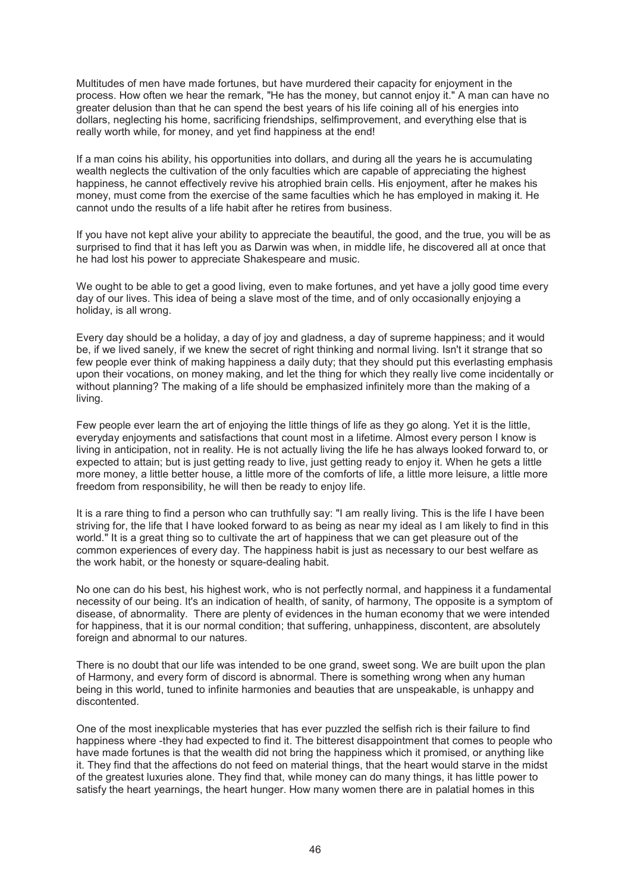Multitudes of men have made fortunes, but have murdered their capacity for enjoyment in the process. How often we hear the remark, "He has the money, but cannot enjoy it." A man can have no greater delusion than that he can spend the best years of his life coining all of his energies into dollars, neglecting his home, sacrificing friendships, selfimprovement, and everything else that is really worth while, for money, and yet find happiness at the end!

If a man coins his ability, his opportunities into dollars, and during all the years he is accumulating wealth neglects the cultivation of the only faculties which are capable of appreciating the highest happiness, he cannot effectively revive his atrophied brain cells. His enjoyment, after he makes his money, must come from the exercise of the same faculties which he has employed in making it. He cannot undo the results of a life habit after he retires from business.

If you have not kept alive your ability to appreciate the beautiful, the good, and the true, you will be as surprised to find that it has left you as Darwin was when, in middle life, he discovered all at once that he had lost his power to appreciate Shakespeare and music.

We ought to be able to get a good living, even to make fortunes, and yet have a jolly good time every day of our lives. This idea of being a slave most of the time, and of only occasionally enjoying a holiday, is all wrong.

Every day should be a holiday, a day of joy and gladness, a day of supreme happiness; and it would be, if we lived sanely, if we knew the secret of right thinking and normal living. Isn't it strange that so few people ever think of making happiness a daily duty; that they should put this everlasting emphasis upon their vocations, on money making, and let the thing for which they really live come incidentally or without planning? The making of a life should be emphasized infinitely more than the making of a living.

Few people ever learn the art of enjoying the little things of life as they go along. Yet it is the little, everyday enjoyments and satisfactions that count most in a lifetime. Almost every person I know is living in anticipation, not in reality. He is not actually living the life he has always looked forward to, or expected to attain; but is just getting ready to live, just getting ready to enjoy it. When he gets a little more money, a little better house, a little more of the comforts of life, a little more leisure, a little more freedom from responsibility, he will then be ready to enjoy life.

It is a rare thing to find a person who can truthfully say: "I am really living. This is the life I have been striving for, the life that I have looked forward to as being as near my ideal as I am likely to find in this world." It is a great thing so to cultivate the art of happiness that we can get pleasure out of the common experiences of every day. The happiness habit is just as necessary to our best welfare as the work habit, or the honesty or square-dealing habit.

No one can do his best, his highest work, who is not perfectly normal, and happiness it a fundamental necessity of our being. It's an indication of health, of sanity, of harmony, The opposite is a symptom of disease, of abnormality. There are plenty of evidences in the human economy that we were intended for happiness, that it is our normal condition; that suffering, unhappiness, discontent, are absolutely foreign and abnormal to our natures.

There is no doubt that our life was intended to be one grand, sweet song. We are built upon the plan of Harmony, and every form of discord is abnormal. There is something wrong when any human being in this world, tuned to infinite harmonies and beauties that are unspeakable, is unhappy and discontented.

One of the most inexplicable mysteries that has ever puzzled the selfish rich is their failure to find happiness where -they had expected to find it. The bitterest disappointment that comes to people who have made fortunes is that the wealth did not bring the happiness which it promised, or anything like it. They find that the affections do not feed on material things, that the heart would starve in the midst of the greatest luxuries alone. They find that, while money can do many things, it has little power to satisfy the heart yearnings, the heart hunger. How many women there are in palatial homes in this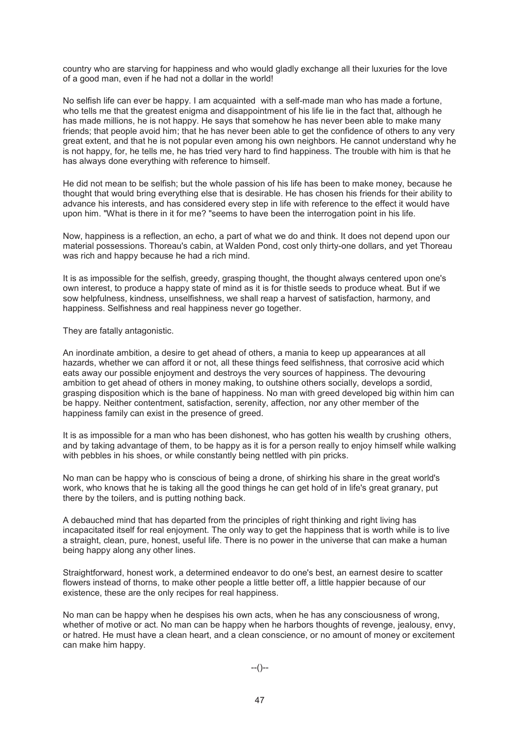country who are starving for happiness and who would gladly exchange all their luxuries for the love of a good man, even if he had not a dollar in the world!

No selfish life can ever be happy. I am acquainted with a self-made man who has made a fortune, who tells me that the greatest enigma and disappointment of his life lie in the fact that, although he has made millions, he is not happy. He says that somehow he has never been able to make many friends; that people avoid him; that he has never been able to get the confidence of others to any very great extent, and that he is not popular even among his own neighbors. He cannot understand why he is not happy, for, he tells me, he has tried very hard to find happiness. The trouble with him is that he has always done everything with reference to himself.

He did not mean to be selfish; but the whole passion of his life has been to make money, because he thought that would bring everything else that is desirable. He has chosen his friends for their ability to advance his interests, and has considered every step in life with reference to the effect it would have upon him. "What is there in it for me? "seems to have been the interrogation point in his life.

Now, happiness is a reflection, an echo, a part of what we do and think. It does not depend upon our material possessions. Thoreau's cabin, at Walden Pond, cost only thirty-one dollars, and yet Thoreau was rich and happy because he had a rich mind.

It is as impossible for the selfish, greedy, grasping thought, the thought always centered upon one's own interest, to produce a happy state of mind as it is for thistle seeds to produce wheat. But if we sow helpfulness, kindness, unselfishness, we shall reap a harvest of satisfaction, harmony, and happiness. Selfishness and real happiness never go together.

They are fatally antagonistic.

An inordinate ambition, a desire to get ahead of others, a mania to keep up appearances at all hazards, whether we can afford it or not, all these things feed selfishness, that corrosive acid which eats away our possible enjoyment and destroys the very sources of happiness. The devouring ambition to get ahead of others in money making, to outshine others socially, develops a sordid, grasping disposition which is the bane of happiness. No man with greed developed big within him can be happy. Neither contentment, satisfaction, serenity, affection, nor any other member of the happiness family can exist in the presence of greed.

It is as impossible for a man who has been dishonest, who has gotten his wealth by crushing others, and by taking advantage of them, to be happy as it is for a person really to enjoy himself while walking with pebbles in his shoes, or while constantly being nettled with pin pricks.

No man can be happy who is conscious of being a drone, of shirking his share in the great world's work, who knows that he is taking all the good things he can get hold of in life's great granary, put there by the toilers, and is putting nothing back.

A debauched mind that has departed from the principles of right thinking and right living has incapacitated itself for real enjoyment. The only way to get the happiness that is worth while is to live a straight, clean, pure, honest, useful life. There is no power in the universe that can make a human being happy along any other lines.

Straightforward, honest work, a determined endeavor to do one's best, an earnest desire to scatter flowers instead of thorns, to make other people a little better off, a little happier because of our existence, these are the only recipes for real happiness.

No man can be happy when he despises his own acts, when he has any consciousness of wrong, whether of motive or act. No man can be happy when he harbors thoughts of revenge, jealousy, envy, or hatred. He must have a clean heart, and a clean conscience, or no amount of money or excitement can make him happy.

--()--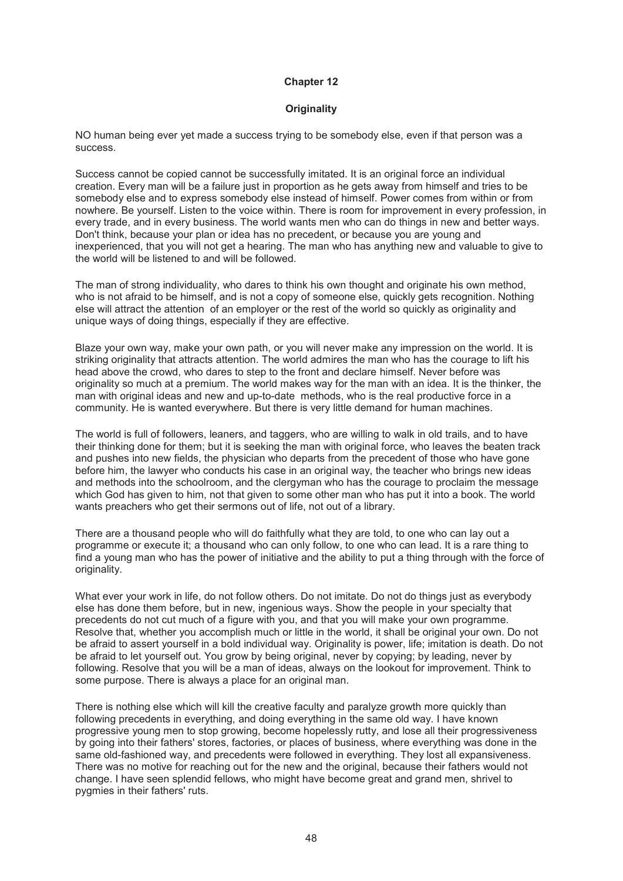# Chapter 12

## Originality

NO human being ever yet made a success trying to be somebody else, even if that person was a success.

Success cannot be copied cannot be successfully imitated. It is an original force an individual creation. Every man will be a failure just in proportion as he gets away from himself and tries to be somebody else and to express somebody else instead of himself. Power comes from within or from nowhere. Be yourself. Listen to the voice within. There is room for improvement in every profession, in every trade, and in every business. The world wants men who can do things in new and better ways. Don't think, because your plan or idea has no precedent, or because you are young and inexperienced, that you will not get a hearing. The man who has anything new and valuable to give to the world will be listened to and will be followed.

The man of strong individuality, who dares to think his own thought and originate his own method, who is not afraid to be himself, and is not a copy of someone else, quickly gets recognition. Nothing else will attract the attention of an employer or the rest of the world so quickly as originality and unique ways of doing things, especially if they are effective.

Blaze your own way, make your own path, or you will never make any impression on the world. It is striking originality that attracts attention. The world admires the man who has the courage to lift his head above the crowd, who dares to step to the front and declare himself. Never before was originality so much at a premium. The world makes way for the man with an idea. It is the thinker, the man with original ideas and new and up-to-date methods, who is the real productive force in a community. He is wanted everywhere. But there is very little demand for human machines.

The world is full of followers, leaners, and taggers, who are willing to walk in old trails, and to have their thinking done for them; but it is seeking the man with original force, who leaves the beaten track and pushes into new fields, the physician who departs from the precedent of those who have gone before him, the lawyer who conducts his case in an original way, the teacher who brings new ideas and methods into the schoolroom, and the clergyman who has the courage to proclaim the message which God has given to him, not that given to some other man who has put it into a book. The world wants preachers who get their sermons out of life, not out of a library.

There are a thousand people who will do faithfully what they are told, to one who can lay out a programme or execute it; a thousand who can only follow, to one who can lead. It is a rare thing to find a young man who has the power of initiative and the ability to put a thing through with the force of originality.

What ever your work in life, do not follow others. Do not imitate. Do not do things just as everybody else has done them before, but in new, ingenious ways. Show the people in your specialty that precedents do not cut much of a figure with you, and that you will make your own programme. Resolve that, whether you accomplish much or little in the world, it shall be original your own. Do not be afraid to assert yourself in a bold individual way. Originality is power, life; imitation is death. Do not be afraid to let yourself out. You grow by being original, never by copying; by leading, never by following. Resolve that you will be a man of ideas, always on the lookout for improvement. Think to some purpose. There is always a place for an original man.

There is nothing else which will kill the creative faculty and paralyze growth more quickly than following precedents in everything, and doing everything in the same old way. I have known progressive young men to stop growing, become hopelessly rutty, and lose all their progressiveness by going into their fathers' stores, factories, or places of business, where everything was done in the same old-fashioned way, and precedents were followed in everything. They lost all expansiveness. There was no motive for reaching out for the new and the original, because their fathers would not change. I have seen splendid fellows, who might have become great and grand men, shrivel to pygmies in their fathers' ruts.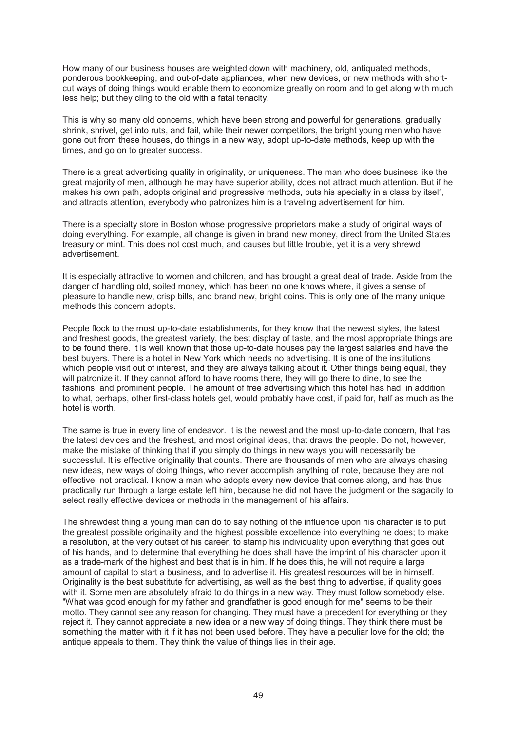How many of our business houses are weighted down with machinery, old, antiquated methods, ponderous bookkeeping, and out-of-date appliances, when new devices, or new methods with short-cut ways of doing things would enable them to economize greatly on room and to get along with much less help; but they cling to the old with a fatal tenacity.

This is why so many old concerns, which have been strong and powerful for generations, gradually shrink, shrivel, get into ruts, and fail, while their newer competitors, the bright young men who have gone out from these houses, do things in a new way, adopt up-to-date methods, keep up with the times, and go on to greater success.

There is a great advertising quality in originality, or uniqueness. The man who does business like the great majority of men, although he may have superior ability, does not attract much attention. But if he makes his own path, adopts original and progressive methods, puts his specialty in a class by itself, and attracts attention, everybody who patronizes him is a traveling advertisement for him.

There is a specialty store in Boston whose progressive proprietors make a study of original ways of doing everything. For example, all change is given in brand new money, direct from the United States treasury or mint. This does not cost much, and causes but little trouble, yet it is a very shrewd advertisement.

It is especially attractive to women and children, and has brought a great deal of trade. Aside from the danger of handling old, soiled money, which has been no one knows where, it gives a sense of pleasure to handle new, crisp bills, and brand new, bright coins. This is only one of the many unique methods this concern adopts.

People flock to the most up-to-date establishments, for they know that the newest styles, the latest and freshest goods, the greatest variety, the best display of taste, and the most appropriate things are to be found there. It is well known that those up-to-date houses pay the largest salaries and have the best buyers. There is a hotel in New York which needs no advertising. It is one of the institutions which people visit out of interest, and they are always talking about it. Other things being equal, they will patronize it. If they cannot afford to have rooms there, they will go there to dine, to see the fashions, and prominent people. The amount of free advertising which this hotel has had, in addition to what, perhaps, other first-class hotels get, would probably have cost, if paid for, half as much as the hotel is worth.

The same is true in every line of endeavor. It is the newest and the most up-to-date concern, that has the latest devices and the freshest, and most original ideas, that draws the people. Do not, however, make the mistake of thinking that if you simply do things in new ways you will necessarily be successful. It is effective originality that counts. There are thousands of men who are always chasing new ideas, new ways of doing things, who never accomplish anything of note, because they are not effective, not practical. I know a man who adopts every new device that comes along, and has thus practically run through a large estate left him, because he did not have the judgment or the sagacity to select really effective devices or methods in the management of his affairs.

The shrewdest thing a young man can do to say nothing of the influence upon his character is to put the greatest possible originality and the highest possible excellence into everything he does; to make a resolution, at the very outset of his career, to stamp his individuality upon everything that goes out of his hands, and to determine that everything he does shall have the imprint of his character upon it as a trade-mark of the highest and best that is in him. If he does this, he will not require a large amount of capital to start a business, and to advertise it. His greatest resources will be in himself. Originality is the best substitute for advertising, as well as the best thing to advertise, if quality goes with it. Some men are absolutely afraid to do things in a new way. They must follow somebody else. "What was good enough for my father and grandfather is good enough for me" seems to be their motto. They cannot see any reason for changing. They must have a precedent for everything or they reject it. They cannot appreciate a new idea or a new way of doing things. They think there must be something the matter with it if it has not been used before. They have a peculiar love for the old; the antique appeals to them. They think the value of things lies in their age.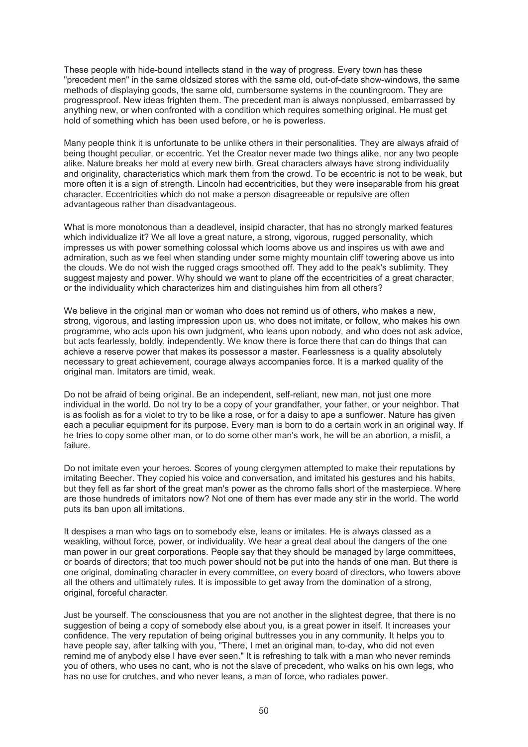These people with hide-bound intellects stand in the way of progress. Every town has these "precedent men" in the same oldsized stores with the same old, out-of-date show-windows, the same methods of displaying goods, the same old, cumbersome systems in the countingroom. They are progressproof. New ideas frighten them. The precedent man is always nonplussed, embarrassed by anything new, or when confronted with a condition which requires something original. He must get hold of something which has been used before, or he is powerless.

Many people think it is unfortunate to be unlike others in their personalities. They are always afraid of being thought peculiar, or eccentric. Yet the Creator never made two things alike, nor any two people alike. Nature breaks her mold at every new birth. Great characters always have strong individuality and originality, characteristics which mark them from the crowd. To be eccentric is not to be weak, but more often it is a sign of strength. Lincoln had eccentricities, but they were inseparable from his great character. Eccentricities which do not make a person disagreeable or repulsive are often advantageous rather than disadvantageous.

What is more monotonous than a deadlevel, insipid character, that has no strongly marked features which individualize it? We all love a great nature, a strong, vigorous, rugged personality, which impresses us with power something colossal which looms above us and inspires us with awe and admiration, such as we feel when standing under some mighty mountain cliff towering above us into the clouds. We do not wish the rugged crags smoothed off. They add to the peak's sublimity. They suggest majesty and power. Why should we want to plane off the eccentricities of a great character, or the individuality which characterizes him and distinguishes him from all others?

We believe in the original man or woman who does not remind us of others, who makes a new, strong, vigorous, and lasting impression upon us, who does not imitate, or follow, who makes his own programme, who acts upon his own judgment, who leans upon nobody, and who does not ask advice, but acts fearlessly, boldly, independently. We know there is force there that can do things that can achieve a reserve power that makes its possessor a master. Fearlessness is a quality absolutely necessary to great achievement, courage always accompanies force. It is a marked quality of the original man. Imitators are timid, weak.

Do not be afraid of being original. Be an independent, self-reliant, new man, not just one more individual in the world. Do not try to be a copy of your grandfather, your father, or your neighbor. That is as foolish as for a violet to try to be like a rose, or for a daisy to ape a sunflower. Nature has given each a peculiar equipment for its purpose. Every man is born to do a certain work in an original way. If he tries to copy some other man, or to do some other man's work, he will be an abortion, a misfit, a failure.

Do not imitate even your heroes. Scores of young clergymen attempted to make their reputations by imitating Beecher. They copied his voice and conversation, and imitated his gestures and his habits, but they fell as far short of the great man's power as the chromo falls short of the masterpiece. Where are those hundreds of imitators now? Not one of them has ever made any stir in the world. The world puts its ban upon all imitations.

It despises a man who tags on to somebody else, leans or imitates. He is always classed as a weakling, without force, power, or individuality. We hear a great deal about the dangers of the one man power in our great corporations. People say that they should be managed by large committees, or boards of directors; that too much power should not be put into the hands of one man. But there is one original, dominating character in every committee, on every board of directors, who towers above all the others and ultimately rules. It is impossible to get away from the domination of a strong, original, forceful character.

Just be yourself. The consciousness that you are not another in the slightest degree, that there is no suggestion of being a copy of somebody else about you, is a great power in itself. It increases your confidence. The very reputation of being original buttresses you in any community. It helps you to have people say, after talking with you, "There, I met an original man, to-day, who did not even remind me of anybody else I have ever seen." It is refreshing to talk with a man who never reminds you of others, who uses no cant, who is not the slave of precedent, who walks on his own legs, who has no use for crutches, and who never leans, a man of force, who radiates power.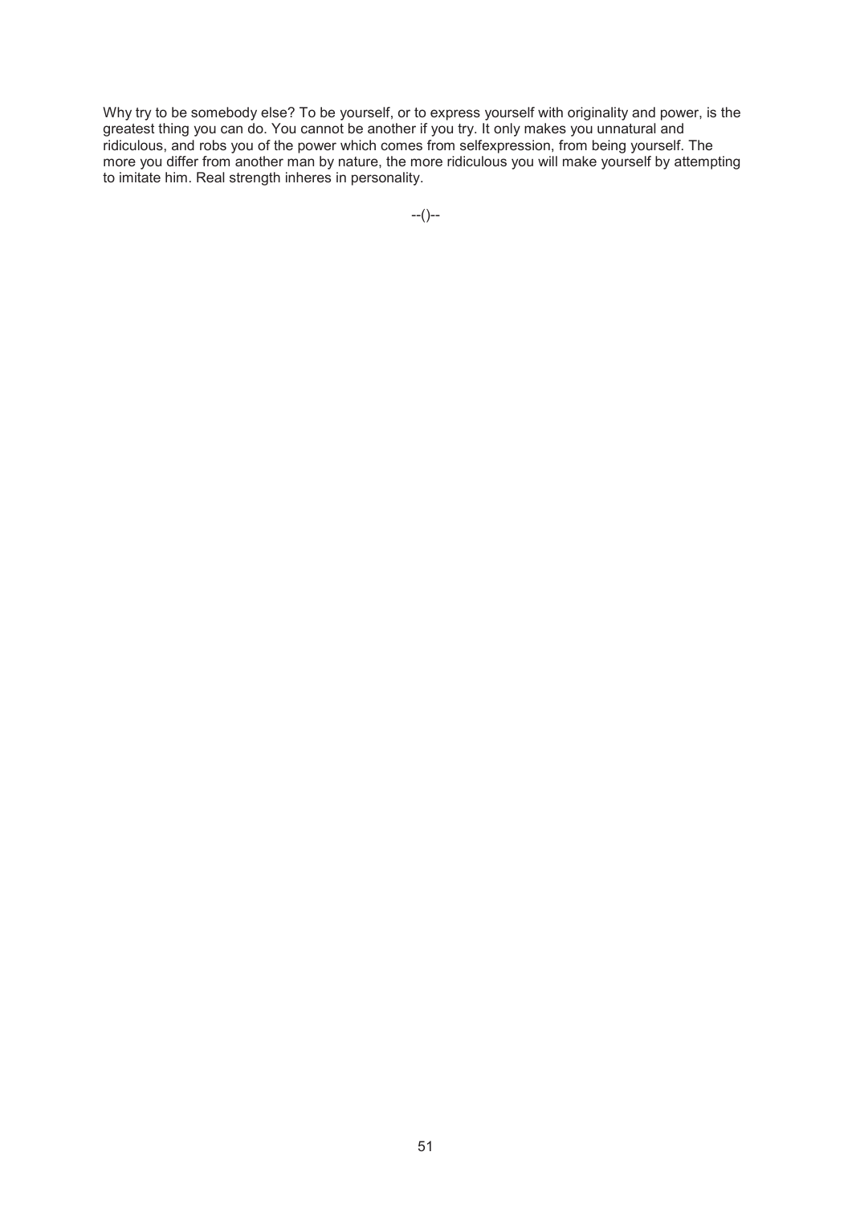Why try to be somebody else? To be yourself, or to express yourself with originality and power, is the greatest thing you can do. You cannot be another if you try. It only makes you unnatural and ridiculous, and robs you of the power which comes from selfexpression, from being yourself. The more you differ from another man by nature, the more ridiculous you will make yourself by attempting to imitate him. Real strength inheres in personality.

--()--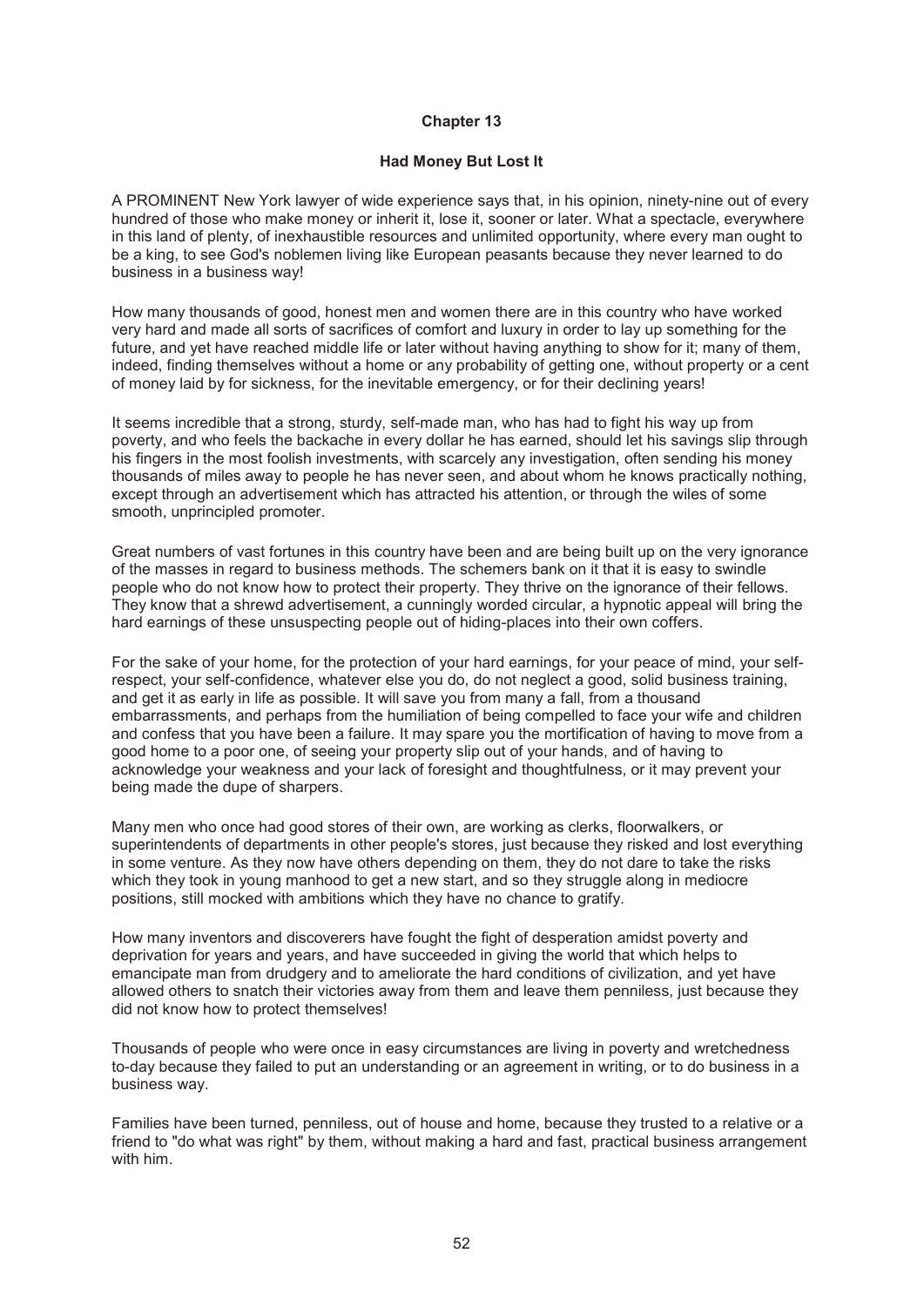## Chapter 13

### Had Money But Lost It

A PROMINENT New York lawyer of wide experience says that, in his opinion, ninety-nine out of every hundred of those who make money or inherit it, lose it, sooner or later. What a spectacle, everywhere in this land of plenty, of inexhaustible resources and unlimited opportunity, where every man ought to be a king, to see God's noblemen living like European peasants because they never learned to do business in a business way!

How many thousands of good, honest men and women there are in this country who have worked very hard and made all sorts of sacrifices of comfort and luxury in order to lay up something for the future, and yet have reached middle life or later without having anything to show for it; many of them, indeed, finding themselves without a home or any probability of getting one, without property or a cent of money laid by for sickness, for the inevitable emergency, or for their declining years!

It seems incredible that a strong, sturdy, self-made man, who has had to fight his way up from poverty, and who feels the backache in every dollar he has earned, should let his savings slip through his fingers in the most foolish investments, with scarcely any investigation, often sending his money thousands of miles away to people he has never seen, and about whom he knows practically nothing, except through an advertisement which has attracted his attention, or through the wiles of some smooth, unprincipled promoter.

Great numbers of vast fortunes in this country have been and are being built up on the very ignorance of the masses in regard to business methods. The schemers bank on it that it is easy to swindle people who do not know how to protect their property. They thrive on the ignorance of their fellows. They know that a shrewd advertisement, a cunningly worded circular, a hypnotic appeal will bring the hard earnings of these unsuspecting people out of hiding-places into their own coffers.

For the sake of your home, for the protection of your hard earnings, for your peace of mind, your self-respect, your self-confidence, whatever else you do, do not neglect a good, solid business training, and get it as early in life as possible. It will save you from many a fall, from a thousand embarrassments, and perhaps from the humiliation of being compelled to face your wife and children and confess that you have been a failure. It may spare you the mortification of having to move from a good home to a poor one, of seeing your property slip out of your hands, and of having to acknowledge your weakness and your lack of foresight and thoughtfulness, or it may prevent your being made the dupe of sharpers.

Many men who once had good stores of their own, are working as clerks, floorwalkers, or superintendents of departments in other people's stores, just because they risked and lost everything in some venture. As they now have others depending on them, they do not dare to take the risks which they took in young manhood to get a new start, and so they struggle along in mediocre positions, still mocked with ambitions which they have no chance to gratify.

How many inventors and discoverers have fought the fight of desperation amidst poverty and deprivation for years and years, and have succeeded in giving the world that which helps to emancipate man from drudgery and to ameliorate the hard conditions of civilization, and yet have allowed others to snatch their victories away from them and leave them penniless, just because they did not know how to protect themselves!

Thousands of people who were once in easy circumstances are living in poverty and wretchedness to-day because they failed to put an understanding or an agreement in writing, or to do business in a business way.

Families have been turned, penniless, out of house and home, because they trusted to a relative or a friend to "do what was right" by them, without making a hard and fast, practical business arrangement with him.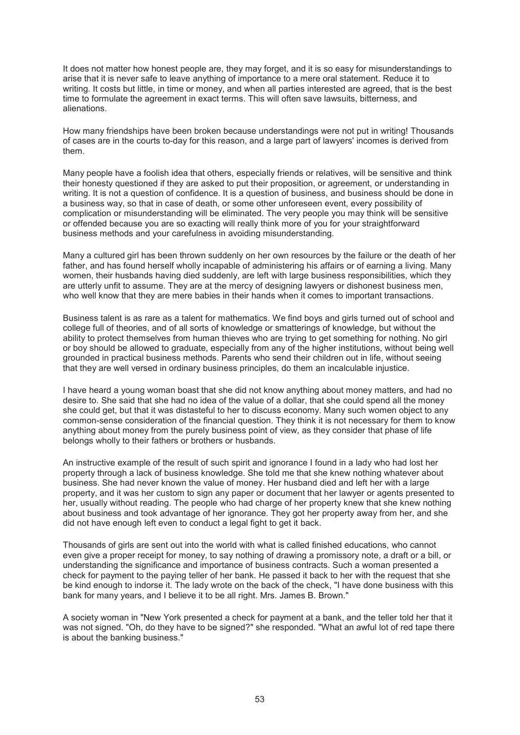It does not matter how honest people are, they may forget, and it is so easy for misunderstandings to arise that it is never safe to leave anything of importance to a mere oral statement. Reduce it to writing. It costs but little, in time or money, and when all parties interested are agreed, that is the best time to formulate the agreement in exact terms. This will often save lawsuits, bitterness, and alienations.

How many friendships have been broken because understandings were not put in writing! Thousands of cases are in the courts to-day for this reason, and a large part of lawyers' incomes is derived from them.

Many people have a foolish idea that others, especially friends or relatives, will be sensitive and think their honesty questioned if they are asked to put their proposition, or agreement, or understanding in writing. It is not a question of confidence. It is a question of business, and business should be done in a business way, so that in case of death, or some other unforeseen event, every possibility of complication or misunderstanding will be eliminated. The very people you may think will be sensitive or offended because you are so exacting will really think more of you for your straightforward business methods and your carefulness in avoiding misunderstanding.

Many a cultured girl has been thrown suddenly on her own resources by the failure or the death of her father, and has found herself wholly incapable of administering his affairs or of earning a living. Many women, their husbands having died suddenly, are left with large business responsibilities, which they are utterly unfit to assume. They are at the mercy of designing lawyers or dishonest business men, who well know that they are mere babies in their hands when it comes to important transactions.

Business talent is as rare as a talent for mathematics. We find boys and girls turned out of school and college full of theories, and of all sorts of knowledge or smatterings of knowledge, but without the ability to protect themselves from human thieves who are trying to get something for nothing. No girl or boy should be allowed to graduate, especially from any of the higher institutions, without being well grounded in practical business methods. Parents who send their children out in life, without seeing that they are well versed in ordinary business principles, do them an incalculable injustice.

I have heard a young woman boast that she did not know anything about money matters, and had no desire to. She said that she had no idea of the value of a dollar, that she could spend all the money she could get, but that it was distasteful to her to discuss economy. Many such women object to any common-sense consideration of the financial question. They think it is not necessary for them to know anything about money from the purely business point of view, as they consider that phase of life belongs wholly to their fathers or brothers or husbands.

An instructive example of the result of such spirit and ignorance I found in a lady who had lost her property through a lack of business knowledge. She told me that she knew nothing whatever about business. She had never known the value of money. Her husband died and left her with a large property, and it was her custom to sign any paper or document that her lawyer or agents presented to her, usually without reading. The people who had charge of her property knew that she knew nothing about business and took advantage of her ignorance. They got her property away from her, and she did not have enough left even to conduct a legal fight to get it back.

Thousands of girls are sent out into the world with what is called finished educations, who cannot even give a proper receipt for money, to say nothing of drawing a promissory note, a draft or a bill, or understanding the significance and importance of business contracts. Such a woman presented a check for payment to the paying teller of her bank. He passed it back to her with the request that she be kind enough to indorse it. The lady wrote on the back of the check, "I have done business with this bank for many years, and I believe it to be all right. Mrs. James B. Brown."

A society woman in "New York presented a check for payment at a bank, and the teller told her that it was not signed. "Oh, do they have to be signed?" she responded. "What an awful lot of red tape there is about the banking business."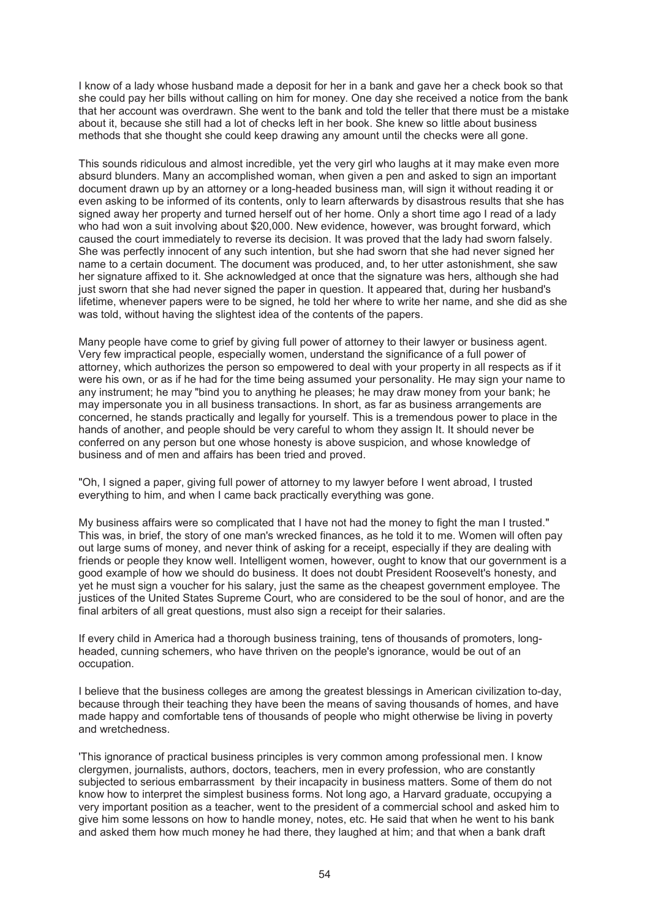I know of a lady whose husband made a deposit for her in a bank and gave her a check book so that she could pay her bills without calling on him for money. One day she received a notice from the bank that her account was overdrawn. She went to the bank and told the teller that there must be a mistake about it, because she still had a lot of checks left in her book. She knew so little about business methods that she thought she could keep drawing any amount until the checks were all gone.

This sounds ridiculous and almost incredible, yet the very girl who laughs at it may make even more absurd blunders. Many an accomplished woman, when given a pen and asked to sign an important document drawn up by an attorney or a long-headed business man, will sign it without reading it or even asking to be informed of its contents, only to learn afterwards by disastrous results that she has signed away her property and turned herself out of her home. Only a short time ago I read of a lady who had won a suit involving about $20,000. New evidence, however, was brought forward, which caused the court immediately to reverse its decision. It was proved that the lady had sworn falsely. She was perfectly innocent of any such intention, but she had sworn that she had never signed her name to a certain document. The document was produced, and, to her utter astonishment, she saw her signature affixed to it. She acknowledged at once that the signature was hers, although she had just sworn that she had never signed the paper in question. It appeared that, during her husband's lifetime, whenever papers were to be signed, he told her where to write her name, and she did as she was told, without having the slightest idea of the contents of the papers.

Many people have come to grief by giving full power of attorney to their lawyer or business agent. Very few impractical people, especially women, understand the significance of a full power of attorney, which authorizes the person so empowered to deal with your property in all respects as if it were his own, or as if he had for the time being assumed your personality. He may sign your name to any instrument; he may "bind you to anything he pleases; he may draw money from your bank; he may impersonate you in all business transactions. In short, as far as business arrangements are concerned, he stands practically and legally for yourself. This is a tremendous power to place in the hands of another, and people should be very careful to whom they assign It. It should never be conferred on any person but one whose honesty is above suspicion, and whose knowledge of business and of men and affairs has been tried and proved.

"Oh, I signed a paper, giving full power of attorney to my lawyer before I went abroad, I trusted everything to him, and when I came back practically everything was gone.

My business affairs were so complicated that I have not had the money to fight the man I trusted." This was, in brief, the story of one man's wrecked finances, as he told it to me. Women will often pay out large sums of money, and never think of asking for a receipt, especially if they are dealing with friends or people they know well. Intelligent women, however, ought to know that our government is a good example of how we should do business. It does not doubt President Roosevelt's honesty, and yet he must sign a voucher for his salary, just the same as the cheapest government employee. The justices of the United States Supreme Court, who are considered to be the soul of honor, and are the final arbiters of all great questions, must also sign a receipt for their salaries.

If every child in America had a thorough business training, tens of thousands of promoters, long-headed, cunning schemers, who have thriven on the people's ignorance, would be out of an occupation.

I believe that the business colleges are among the greatest blessings in American civilization to-day, because through their teaching they have been the means of saving thousands of homes, and have made happy and comfortable tens of thousands of people who might otherwise be living in poverty and wretchedness.

'This ignorance of practical business principles is very common among professional men. I know clergymen, journalists, authors, doctors, teachers, men in every profession, who are constantly subjected to serious embarrassment by their incapacity in business matters. Some of them do not know how to interpret the simplest business forms. Not long ago, a Harvard graduate, occupying a very important position as a teacher, went to the president of a commercial school and asked him to give him some lessons on how to handle money, notes, etc. He said that when he went to his bank and asked them how much money he had there, they laughed at him; and that when a bank draft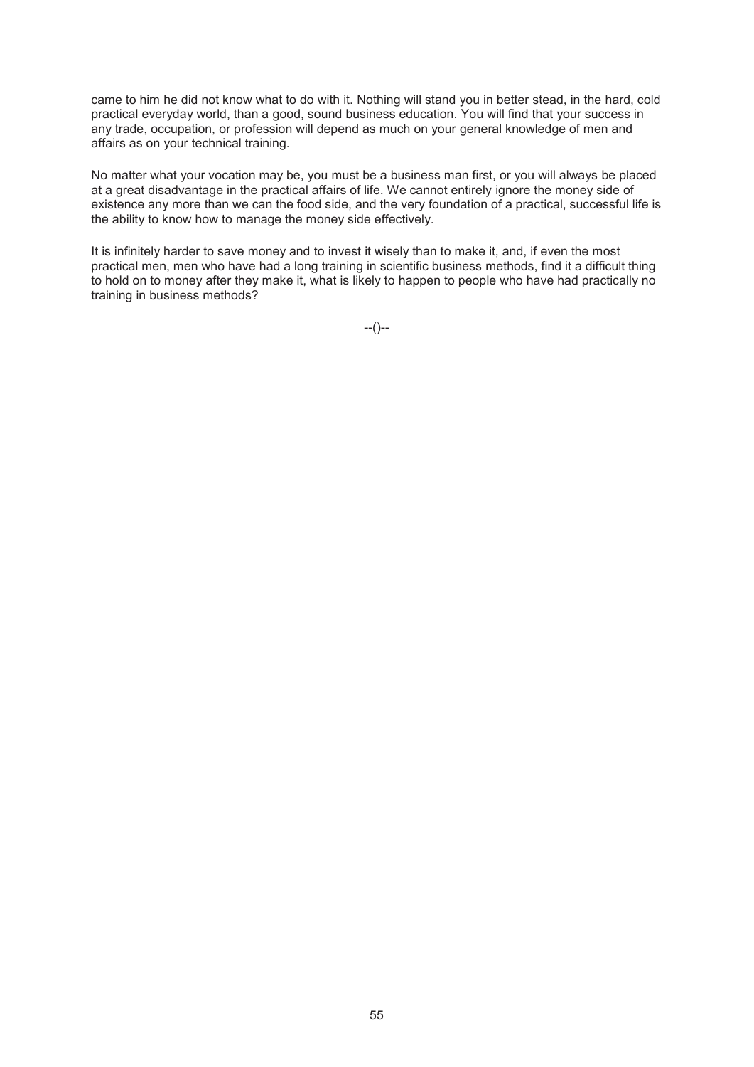came to him he did not know what to do with it. Nothing will stand you in better stead, in the hard, cold practical everyday world, than a good, sound business education. You will find that your success in any trade, occupation, or profession will depend as much on your general knowledge of men and affairs as on your technical training.

No matter what your vocation may be, you must be a business man first, or you will always be placed at a great disadvantage in the practical affairs of life. We cannot entirely ignore the money side of existence any more than we can the food side, and the very foundation of a practical, successful life is the ability to know how to manage the money side effectively.

It is infinitely harder to save money and to invest it wisely than to make it, and, if even the most practical men, men who have had a long training in scientific business methods, find it a difficult thing to hold on to money after they make it, what is likely to happen to people who have had practically no training in business methods?

--()--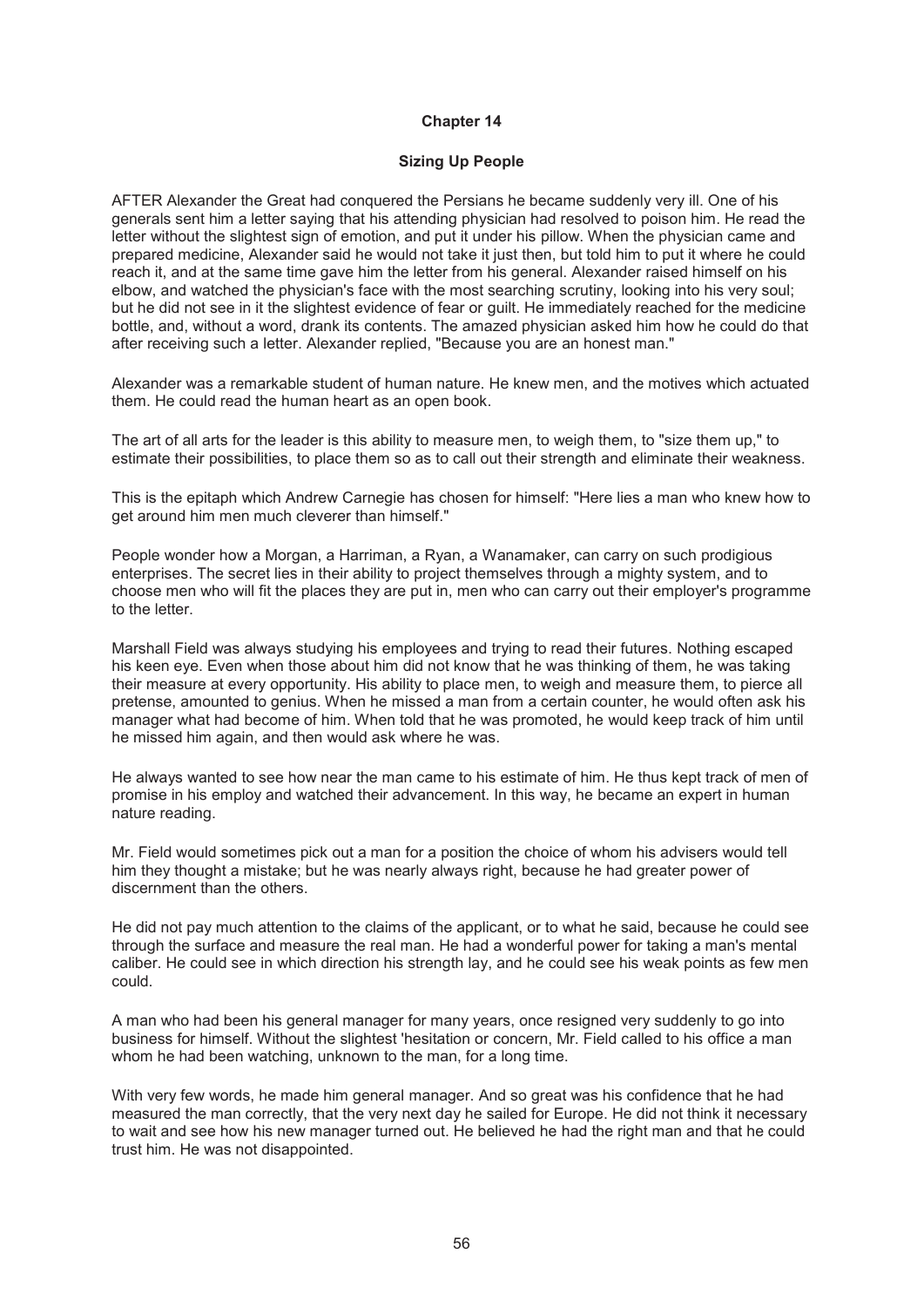# Chapter 14

## Sizing Up People

AFTER Alexander the Great had conquered the Persians he became suddenly very ill. One of his generals sent him a letter saying that his attending physician had resolved to poison him. He read the letter without the slightest sign of emotion, and put it under his pillow. When the physician came and prepared medicine, Alexander said he would not take it just then, but told him to put it where he could reach it, and at the same time gave him the letter from his general. Alexander raised himself on his elbow, and watched the physician's face with the most searching scrutiny, looking into his very soul; but he did not see in it the slightest evidence of fear or guilt. He immediately reached for the medicine bottle, and, without a word, drank its contents. The amazed physician asked him how he could do that after receiving such a letter. Alexander replied, "Because you are an honest man."

Alexander was a remarkable student of human nature. He knew men, and the motives which actuated them. He could read the human heart as an open book.

The art of all arts for the leader is this ability to measure men, to weigh them, to "size them up," to estimate their possibilities, to place them so as to call out their strength and eliminate their weakness.

This is the epitaph which Andrew Carnegie has chosen for himself: "Here lies a man who knew how to get around him men much cleverer than himself."

People wonder how a Morgan, a Harriman, a Ryan, a Wanamaker, can carry on such prodigious enterprises. The secret lies in their ability to project themselves through a mighty system, and to choose men who will fit the places they are put in, men who can carry out their employer's programme to the letter.

Marshall Field was always studying his employees and trying to read their futures. Nothing escaped his keen eye. Even when those about him did not know that he was thinking of them, he was taking their measure at every opportunity. His ability to place men, to weigh and measure them, to pierce all pretense, amounted to genius. When he missed a man from a certain counter, he would often ask his manager what had become of him. When told that he was promoted, he would keep track of him until he missed him again, and then would ask where he was.

He always wanted to see how near the man came to his estimate of him. He thus kept track of men of promise in his employ and watched their advancement. In this way, he became an expert in human nature reading.

Mr. Field would sometimes pick out a man for a position the choice of whom his advisers would tell him they thought a mistake; but he was nearly always right, because he had greater power of discernment than the others.

He did not pay much attention to the claims of the applicant, or to what he said, because he could see through the surface and measure the real man. He had a wonderful power for taking a man's mental caliber. He could see in which direction his strength lay, and he could see his weak points as few men could.

A man who had been his general manager for many years, once resigned very suddenly to go into business for himself. Without the slightest 'hesitation or concern, Mr. Field called to his office a man whom he had been watching, unknown to the man, for a long time.

With very few words, he made him general manager. And so great was his confidence that he had measured the man correctly, that the very next day he sailed for Europe. He did not think it necessary to wait and see how his new manager turned out. He believed he had the right man and that he could trust him. He was not disappointed.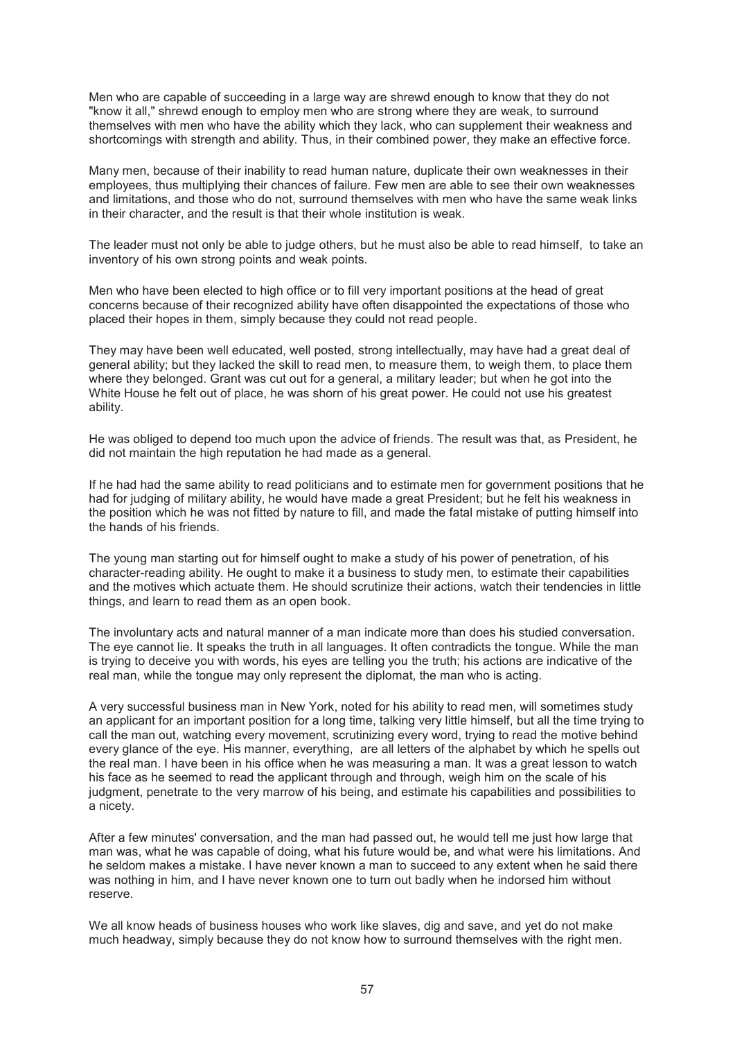Men who are capable of succeeding in a large way are shrewd enough to know that they do not "know it all," shrewd enough to employ men who are strong where they are weak, to surround themselves with men who have the ability which they lack, who can supplement their weakness and shortcomings with strength and ability. Thus, in their combined power, they make an effective force.

Many men, because of their inability to read human nature, duplicate their own weaknesses in their employees, thus multiplying their chances of failure. Few men are able to see their own weaknesses and limitations, and those who do not, surround themselves with men who have the same weak links in their character, and the result is that their whole institution is weak.

The leader must not only be able to judge others, but he must also be able to read himself, to take an inventory of his own strong points and weak points.

Men who have been elected to high office or to fill very important positions at the head of great concerns because of their recognized ability have often disappointed the expectations of those who placed their hopes in them, simply because they could not read people.

They may have been well educated, well posted, strong intellectually, may have had a great deal of general ability; but they lacked the skill to read men, to measure them, to weigh them, to place them where they belonged. Grant was cut out for a general, a military leader; but when he got into the White House he felt out of place, he was shorn of his great power. He could not use his greatest ability.

He was obliged to depend too much upon the advice of friends. The result was that, as President, he did not maintain the high reputation he had made as a general.

If he had had the same ability to read politicians and to estimate men for government positions that he had for judging of military ability, he would have made a great President; but he felt his weakness in the position which he was not fitted by nature to fill, and made the fatal mistake of putting himself into the hands of his friends.

The young man starting out for himself ought to make a study of his power of penetration, of his character-reading ability. He ought to make it a business to study men, to estimate their capabilities and the motives which actuate them. He should scrutinize their actions, watch their tendencies in little things, and learn to read them as an open book.

The involuntary acts and natural manner of a man indicate more than does his studied conversation. The eye cannot lie. It speaks the truth in all languages. It often contradicts the tongue. While the man is trying to deceive you with words, his eyes are telling you the truth; his actions are indicative of the real man, while the tongue may only represent the diplomat, the man who is acting.

A very successful business man in New York, noted for his ability to read men, will sometimes study an applicant for an important position for a long time, talking very little himself, but all the time trying to call the man out, watching every movement, scrutinizing every word, trying to read the motive behind every glance of the eye. His manner, everything, are all letters of the alphabet by which he spells out the real man. I have been in his office when he was measuring a man. It was a great lesson to watch his face as he seemed to read the applicant through and through, weigh him on the scale of his judgment, penetrate to the very marrow of his being, and estimate his capabilities and possibilities to a nicety.

After a few minutes' conversation, and the man had passed out, he would tell me just how large that man was, what he was capable of doing, what his future would be, and what were his limitations. And he seldom makes a mistake. I have never known a man to succeed to any extent when he said there was nothing in him, and I have never known one to turn out badly when he indorsed him without reserve.

We all know heads of business houses who work like slaves, dig and save, and yet do not make much headway, simply because they do not know how to surround themselves with the right men.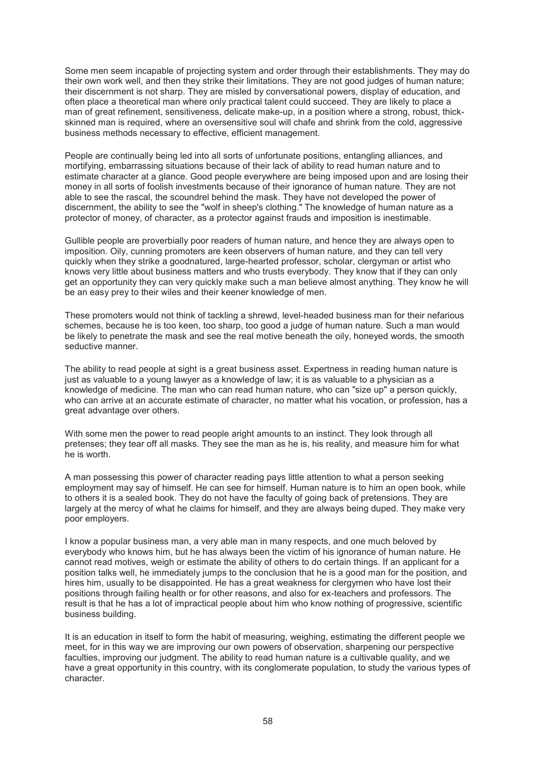Some men seem incapable of projecting system and order through their establishments. They may do their own work well, and then they strike their limitations. They are not good judges of human nature; their discernment is not sharp. They are misled by conversational powers, display of education, and often place a theoretical man where only practical talent could succeed. They are likely to place a man of great refinement, sensitiveness, delicate make-up, in a position where a strong, robust, thick-skinned man is required, where an oversensitive soul will chafe and shrink from the cold, aggressive business methods necessary to effective, efficient management.

People are continually being led into all sorts of unfortunate positions, entangling alliances, and mortifying, embarrassing situations because of their lack of ability to read human nature and to estimate character at a glance. Good people everywhere are being imposed upon and are losing their money in all sorts of foolish investments because of their ignorance of human nature. They are not able to see the rascal, the scoundrel behind the mask. They have not developed the power of discernment, the ability to see the "wolf in sheep's clothing." The knowledge of human nature as a protector of money, of character, as a protector against frauds and imposition is inestimable.

Gullible people are proverbially poor readers of human nature, and hence they are always open to imposition. Oily, cunning promoters are keen observers of human nature, and they can tell very quickly when they strike a goodnatured, large-hearted professor, scholar, clergyman or artist who knows very little about business matters and who trusts everybody. They know that if they can only get an opportunity they can very quickly make such a man believe almost anything. They know he will be an easy prey to their wiles and their keener knowledge of men.

These promoters would not think of tackling a shrewd, level-headed business man for their nefarious schemes, because he is too keen, too sharp, too good a judge of human nature. Such a man would be likely to penetrate the mask and see the real motive beneath the oily, honeyed words, the smooth seductive manner.

The ability to read people at sight is a great business asset. Expertness in reading human nature is just as valuable to a young lawyer as a knowledge of law; it is as valuable to a physician as a knowledge of medicine. The man who can read human nature, who can "size up" a person quickly, who can arrive at an accurate estimate of character, no matter what his vocation, or profession, has a great advantage over others.

With some men the power to read people aright amounts to an instinct. They look through all pretenses; they tear off all masks. They see the man as he is, his reality, and measure him for what he is worth.

A man possessing this power of character reading pays little attention to what a person seeking employment may say of himself. He can see for himself. Human nature is to him an open book, while to others it is a sealed book. They do not have the faculty of going back of pretensions. They are largely at the mercy of what he claims for himself, and they are always being duped. They make very poor employers.

I know a popular business man, a very able man in many respects, and one much beloved by everybody who knows him, but he has always been the victim of his ignorance of human nature. He cannot read motives, weigh or estimate the ability of others to do certain things. If an applicant for a position talks well, he immediately jumps to the conclusion that he is a good man for the position, and hires him, usually to be disappointed. He has a great weakness for clergymen who have lost their positions through failing health or for other reasons, and also for ex-teachers and professors. The result is that he has a lot of impractical people about him who know nothing of progressive, scientific business building.

It is an education in itself to form the habit of measuring, weighing, estimating the different people we meet, for in this way we are improving our own powers of observation, sharpening our perspective faculties, improving our judgment. The ability to read human nature is a cultivable quality, and we have a great opportunity in this country, with its conglomerate population, to study the various types of character.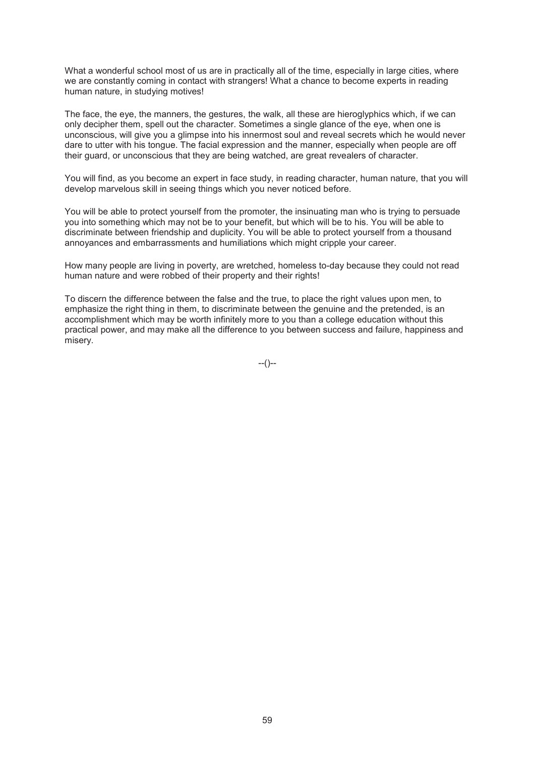What a wonderful school most of us are in practically all of the time, especially in large cities, where we are constantly coming in contact with strangers! What a chance to become experts in reading human nature, in studying motives!

The face, the eye, the manners, the gestures, the walk, all these are hieroglyphics which, if we can only decipher them, spell out the character. Sometimes a single glance of the eye, when one is unconscious, will give you a glimpse into his innermost soul and reveal secrets which he would never dare to utter with his tongue. The facial expression and the manner, especially when people are off their guard, or unconscious that they are being watched, are great revealers of character.

You will find, as you become an expert in face study, in reading character, human nature, that you will develop marvelous skill in seeing things which you never noticed before.

You will be able to protect yourself from the promoter, the insinuating man who is trying to persuade you into something which may not be to your benefit, but which will be to his. You will be able to discriminate between friendship and duplicity. You will be able to protect yourself from a thousand annoyances and embarrassments and humiliations which might cripple your career.

How many people are living in poverty, are wretched, homeless to-day because they could not read human nature and were robbed of their property and their rights!

To discern the difference between the false and the true, to place the right values upon men, to emphasize the right thing in them, to discriminate between the genuine and the pretended, is an accomplishment which may be worth infinitely more to you than a college education without this practical power, and may make all the difference to you between success and failure, happiness and misery.

--()--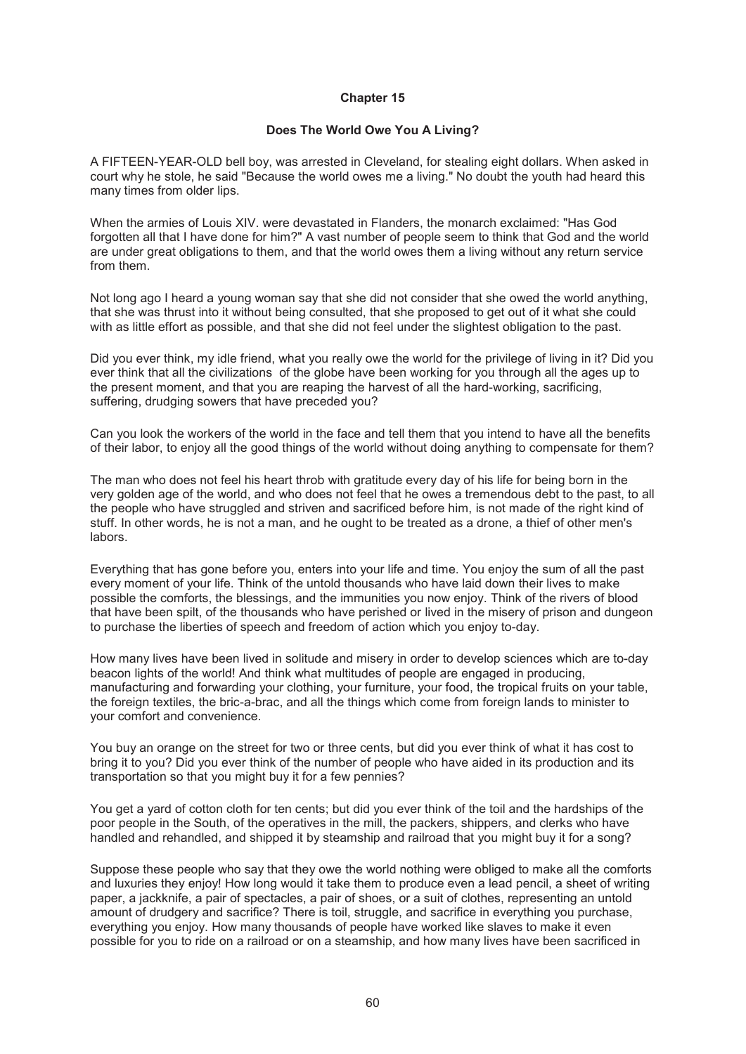## Chapter 15

### Does The World Owe You A Living?

A FIFTEEN-YEAR-OLD bell boy, was arrested in Cleveland, for stealing eight dollars. When asked in court why he stole, he said "Because the world owes me a living." No doubt the youth had heard this many times from older lips.

When the armies of Louis XIV. were devastated in Flanders, the monarch exclaimed: "Has God forgotten all that I have done for him?" A vast number of people seem to think that God and the world are under great obligations to them, and that the world owes them a living without any return service from them.

Not long ago I heard a young woman say that she did not consider that she owed the world anything, that she was thrust into it without being consulted, that she proposed to get out of it what she could with as little effort as possible, and that she did not feel under the slightest obligation to the past.

Did you ever think, my idle friend, what you really owe the world for the privilege of living in it? Did you ever think that all the civilizations of the globe have been working for you through all the ages up to the present moment, and that you are reaping the harvest of all the hard-working, sacrificing, suffering, drudging sowers that have preceded you?

Can you look the workers of the world in the face and tell them that you intend to have all the benefits of their labor, to enjoy all the good things of the world without doing anything to compensate for them?

The man who does not feel his heart throb with gratitude every day of his life for being born in the very golden age of the world, and who does not feel that he owes a tremendous debt to the past, to all the people who have struggled and striven and sacrificed before him, is not made of the right kind of stuff. In other words, he is not a man, and he ought to be treated as a drone, a thief of other men's labors.

Everything that has gone before you, enters into your life and time. You enjoy the sum of all the past every moment of your life. Think of the untold thousands who have laid down their lives to make possible the comforts, the blessings, and the immunities you now enjoy. Think of the rivers of blood that have been spilt, of the thousands who have perished or lived in the misery of prison and dungeon to purchase the liberties of speech and freedom of action which you enjoy to-day.

How many lives have been lived in solitude and misery in order to develop sciences which are to-day beacon lights of the world! And think what multitudes of people are engaged in producing, manufacturing and forwarding your clothing, your furniture, your food, the tropical fruits on your table, the foreign textiles, the bric-a-brac, and all the things which come from foreign lands to minister to your comfort and convenience.

You buy an orange on the street for two or three cents, but did you ever think of what it has cost to bring it to you? Did you ever think of the number of people who have aided in its production and its transportation so that you might buy it for a few pennies?

You get a yard of cotton cloth for ten cents; but did you ever think of the toil and the hardships of the poor people in the South, of the operatives in the mill, the packers, shippers, and clerks who have handled and rehandled, and shipped it by steamship and railroad that you might buy it for a song?

Suppose these people who say that they owe the world nothing were obliged to make all the comforts and luxuries they enjoy! How long would it take them to produce even a lead pencil, a sheet of writing paper, a jackknife, a pair of spectacles, a pair of shoes, or a suit of clothes, representing an untold amount of drudgery and sacrifice? There is toil, struggle, and sacrifice in everything you purchase, everything you enjoy. How many thousands of people have worked like slaves to make it even possible for you to ride on a railroad or on a steamship, and how many lives have been sacrificed in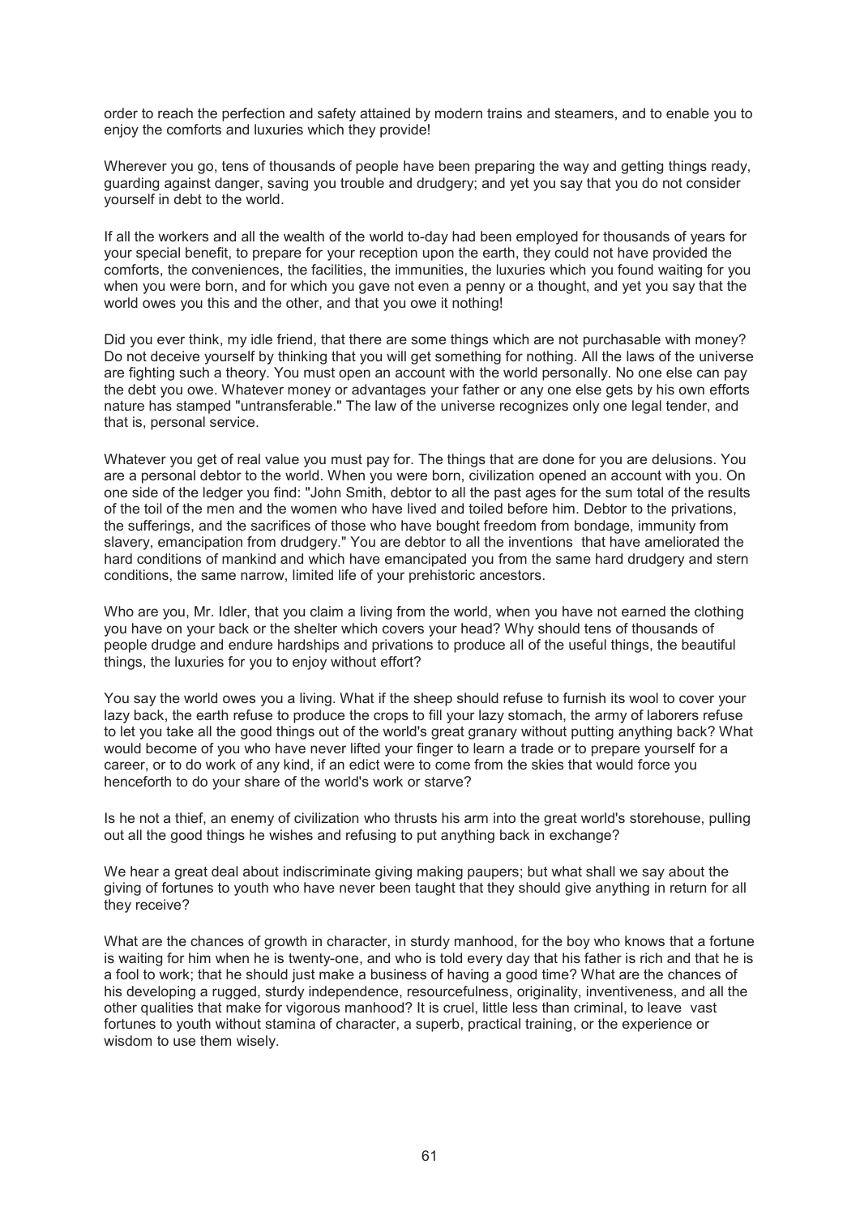order to reach the perfection and safety attained by modern trains and steamers, and to enable you to enjoy the comforts and luxuries which they provide!

Wherever you go, tens of thousands of people have been preparing the way and getting things ready, guarding against danger, saving you trouble and drudgery; and yet you say that you do not consider yourself in debt to the world.

If all the workers and all the wealth of the world to-day had been employed for thousands of years for your special benefit, to prepare for your reception upon the earth, they could not have provided the comforts, the conveniences, the facilities, the immunities, the luxuries which you found waiting for you when you were born, and for which you gave not even a penny or a thought, and yet you say that the world owes you this and the other, and that you owe it nothing!

Did you ever think, my idle friend, that there are some things which are not purchasable with money? Do not deceive yourself by thinking that you will get something for nothing. All the laws of the universe are fighting such a theory. You must open an account with the world personally. No one else can pay the debt you owe. Whatever money or advantages your father or any one else gets by his own efforts nature has stamped "untransferable." The law of the universe recognizes only one legal tender, and that is, personal service.

Whatever you get of real value you must pay for. The things that are done for you are delusions. You are a personal debtor to the world. When you were born, civilization opened an account with you. On one side of the ledger you find: "John Smith, debtor to all the past ages for the sum total of the results of the toil of the men and the women who have lived and toiled before him. Debtor to the privations, the sufferings, and the sacrifices of those who have bought freedom from bondage, immunity from slavery, emancipation from drudgery." You are debtor to all the inventions that have ameliorated the hard conditions of mankind and which have emancipated you from the same hard drudgery and stern conditions, the same narrow, limited life of your prehistoric ancestors.

Who are you, Mr. Idler, that you claim a living from the world, when you have not earned the clothing you have on your back or the shelter which covers your head? Why should tens of thousands of people drudge and endure hardships and privations to produce all of the useful things, the beautiful things, the luxuries for you to enjoy without effort?

You say the world owes you a living. What if the sheep should refuse to furnish its wool to cover your lazy back, the earth refuse to produce the crops to fill your lazy stomach, the army of laborers refuse to let you take all the good things out of the world's great granary without putting anything back? What would become of you who have never lifted your finger to learn a trade or to prepare yourself for a career, or to do work of any kind, if an edict were to come from the skies that would force you henceforth to do your share of the world's work or starve?

Is he not a thief, an enemy of civilization who thrusts his arm into the great world's storehouse, pulling out all the good things he wishes and refusing to put anything back in exchange?

We hear a great deal about indiscriminate giving making paupers; but what shall we say about the giving of fortunes to youth who have never been taught that they should give anything in return for all they receive?

What are the chances of growth in character, in sturdy manhood, for the boy who knows that a fortune is waiting for him when he is twenty-one, and who is told every day that his father is rich and that he is a fool to work; that he should just make a business of having a good time? What are the chances of his developing a rugged, sturdy independence, resourcefulness, originality, inventiveness, and all the other qualities that make for vigorous manhood? It is cruel, little less than criminal, to leave vast fortunes to youth without stamina of character, a superb, practical training, or the experience or wisdom to use them wisely.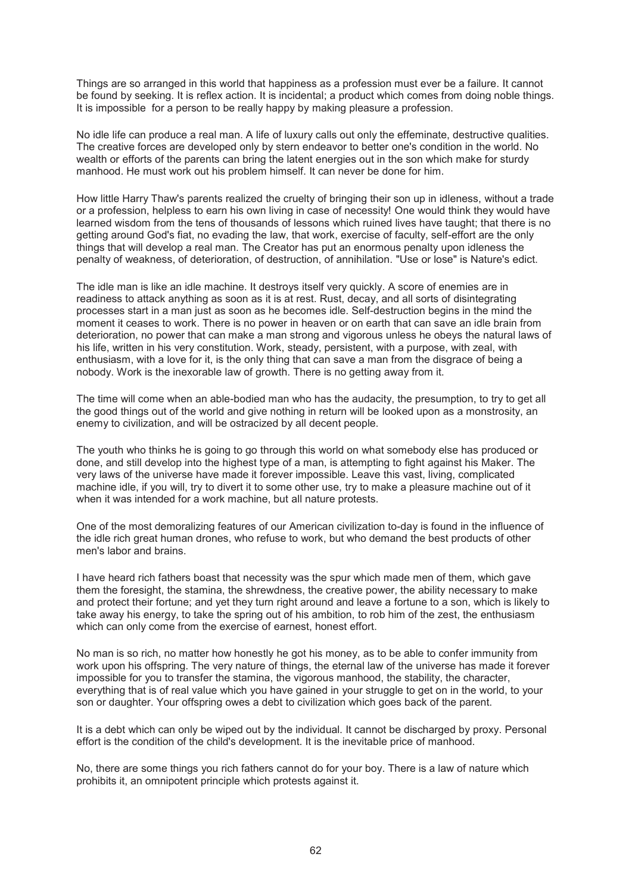Things are so arranged in this world that happiness as a profession must ever be a failure. It cannot be found by seeking. It is reflex action. It is incidental; a product which comes from doing noble things. It is impossible for a person to be really happy by making pleasure a profession.

No idle life can produce a real man. A life of luxury calls out only the effeminate, destructive qualities. The creative forces are developed only by stern endeavor to better one's condition in the world. No wealth or efforts of the parents can bring the latent energies out in the son which make for sturdy manhood. He must work out his problem himself. It can never be done for him.

How little Harry Thaw's parents realized the cruelty of bringing their son up in idleness, without a trade or a profession, helpless to earn his own living in case of necessity! One would think they would have learned wisdom from the tens of thousands of lessons which ruined lives have taught; that there is no getting around God's fiat, no evading the law, that work, exercise of faculty, self-effort are the only things that will develop a real man. The Creator has put an enormous penalty upon idleness the penalty of weakness, of deterioration, of destruction, of annihilation. "Use or lose" is Nature's edict.

The idle man is like an idle machine. It destroys itself very quickly. A score of enemies are in readiness to attack anything as soon as it is at rest. Rust, decay, and all sorts of disintegrating processes start in a man just as soon as he becomes idle. Self-destruction begins in the mind the moment it ceases to work. There is no power in heaven or on earth that can save an idle brain from deterioration, no power that can make a man strong and vigorous unless he obeys the natural laws of his life, written in his very constitution. Work, steady, persistent, with a purpose, with zeal, with enthusiasm, with a love for it, is the only thing that can save a man from the disgrace of being a nobody. Work is the inexorable law of growth. There is no getting away from it.

The time will come when an able-bodied man who has the audacity, the presumption, to try to get all the good things out of the world and give nothing in return will be looked upon as a monstrosity, an enemy to civilization, and will be ostracized by all decent people.

The youth who thinks he is going to go through this world on what somebody else has produced or done, and still develop into the highest type of a man, is attempting to fight against his Maker. The very laws of the universe have made it forever impossible. Leave this vast, living, complicated machine idle, if you will, try to divert it to some other use, try to make a pleasure machine out of it when it was intended for a work machine, but all nature protests.

One of the most demoralizing features of our American civilization to-day is found in the influence of the idle rich great human drones, who refuse to work, but who demand the best products of other men's labor and brains.

I have heard rich fathers boast that necessity was the spur which made men of them, which gave them the foresight, the stamina, the shrewdness, the creative power, the ability necessary to make and protect their fortune; and yet they turn right around and leave a fortune to a son, which is likely to take away his energy, to take the spring out of his ambition, to rob him of the zest, the enthusiasm which can only come from the exercise of earnest, honest effort.

No man is so rich, no matter how honestly he got his money, as to be able to confer immunity from work upon his offspring. The very nature of things, the eternal law of the universe has made it forever impossible for you to transfer the stamina, the vigorous manhood, the stability, the character, everything that is of real value which you have gained in your struggle to get on in the world, to your son or daughter. Your offspring owes a debt to civilization which goes back of the parent.

It is a debt which can only be wiped out by the individual. It cannot be discharged by proxy. Personal effort is the condition of the child's development. It is the inevitable price of manhood.

No, there are some things you rich fathers cannot do for your boy. There is a law of nature which prohibits it, an omnipotent principle which protests against it.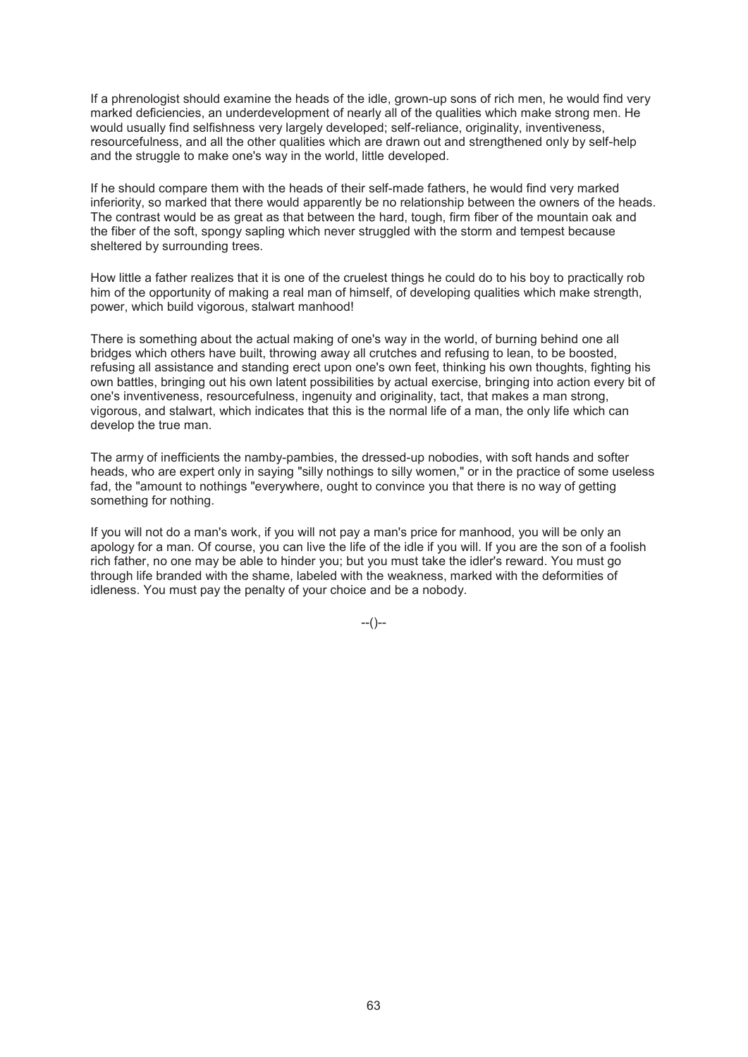If a phrenologist should examine the heads of the idle, grown-up sons of rich men, he would find very marked deficiencies, an underdevelopment of nearly all of the qualities which make strong men. He would usually find selfishness very largely developed; self-reliance, originality, inventiveness, resourcefulness, and all the other qualities which are drawn out and strengthened only by self-help and the struggle to make one's way in the world, little developed.

If he should compare them with the heads of their self-made fathers, he would find very marked inferiority, so marked that there would apparently be no relationship between the owners of the heads. The contrast would be as great as that between the hard, tough, firm fiber of the mountain oak and the fiber of the soft, spongy sapling which never struggled with the storm and tempest because sheltered by surrounding trees.

How little a father realizes that it is one of the cruelest things he could do to his boy to practically rob him of the opportunity of making a real man of himself, of developing qualities which make strength, power, which build vigorous, stalwart manhood!

There is something about the actual making of one's way in the world, of burning behind one all bridges which others have built, throwing away all crutches and refusing to lean, to be boosted, refusing all assistance and standing erect upon one's own feet, thinking his own thoughts, fighting his own battles, bringing out his own latent possibilities by actual exercise, bringing into action every bit of one's inventiveness, resourcefulness, ingenuity and originality, tact, that makes a man strong, vigorous, and stalwart, which indicates that this is the normal life of a man, the only life which can develop the true man.

The army of inefficients the namby-pambies, the dressed-up nobodies, with soft hands and softer heads, who are expert only in saying "silly nothings to silly women," or in the practice of some useless fad, the "amount to nothings "everywhere, ought to convince you that there is no way of getting something for nothing.

If you will not do a man's work, if you will not pay a man's price for manhood, you will be only an apology for a man. Of course, you can live the life of the idle if you will. If you are the son of a foolish rich father, no one may be able to hinder you; but you must take the idler's reward. You must go through life branded with the shame, labeled with the weakness, marked with the deformities of idleness. You must pay the penalty of your choice and be a nobody.

--()--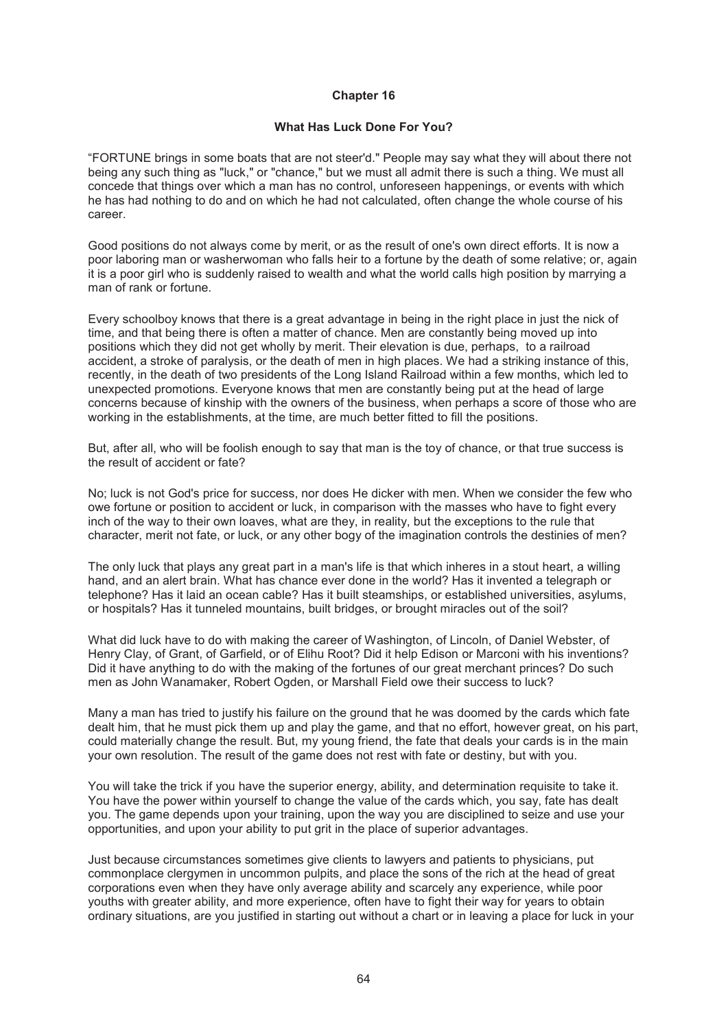## Chapter 16

### What Has Luck Done For You?

"FORTUNE brings in some boats that are not steer'd." People may say what they will about there not being any such thing as "luck," or "chance," but we must all admit there is such a thing. We must all concede that things over which a man has no control, unforeseen happenings, or events with which he has had nothing to do and on which he had not calculated, often change the whole course of his career.

Good positions do not always come by merit, or as the result of one's own direct efforts. It is now a poor laboring man or washerwoman who falls heir to a fortune by the death of some relative; or, again it is a poor girl who is suddenly raised to wealth and what the world calls high position by marrying a man of rank or fortune.

Every schoolboy knows that there is a great advantage in being in the right place in just the nick of time, and that being there is often a matter of chance. Men are constantly being moved up into positions which they did not get wholly by merit. Their elevation is due, perhaps, to a railroad accident, a stroke of paralysis, or the death of men in high places. We had a striking instance of this, recently, in the death of two presidents of the Long Island Railroad within a few months, which led to unexpected promotions. Everyone knows that men are constantly being put at the head of large concerns because of kinship with the owners of the business, when perhaps a score of those who are working in the establishments, at the time, are much better fitted to fill the positions.

But, after all, who will be foolish enough to say that man is the toy of chance, or that true success is the result of accident or fate?

No; luck is not God's price for success, nor does He dicker with men. When we consider the few who owe fortune or position to accident or luck, in comparison with the masses who have to fight every inch of the way to their own loaves, what are they, in reality, but the exceptions to the rule that character, merit not fate, or luck, or any other bogy of the imagination controls the destinies of men?

The only luck that plays any great part in a man's life is that which inheres in a stout heart, a willing hand, and an alert brain. What has chance ever done in the world? Has it invented a telegraph or telephone? Has it laid an ocean cable? Has it built steamships, or established universities, asylums, or hospitals? Has it tunneled mountains, built bridges, or brought miracles out of the soil?

What did luck have to do with making the career of Washington, of Lincoln, of Daniel Webster, of Henry Clay, of Grant, of Garfield, or of Elihu Root? Did it help Edison or Marconi with his inventions? Did it have anything to do with the making of the fortunes of our great merchant princes? Do such men as John Wanamaker, Robert Ogden, or Marshall Field owe their success to luck?

Many a man has tried to justify his failure on the ground that he was doomed by the cards which fate dealt him, that he must pick them up and play the game, and that no effort, however great, on his part, could materially change the result. But, my young friend, the fate that deals your cards is in the main your own resolution. The result of the game does not rest with fate or destiny, but with you.

You will take the trick if you have the superior energy, ability, and determination requisite to take it. You have the power within yourself to change the value of the cards which, you say, fate has dealt you. The game depends upon your training, upon the way you are disciplined to seize and use your opportunities, and upon your ability to put grit in the place of superior advantages.

Just because circumstances sometimes give clients to lawyers and patients to physicians, put commonplace clergymen in uncommon pulpits, and place the sons of the rich at the head of great corporations even when they have only average ability and scarcely any experience, while poor youths with greater ability, and more experience, often have to fight their way for years to obtain ordinary situations, are you justified in starting out without a chart or in leaving a place for luck in your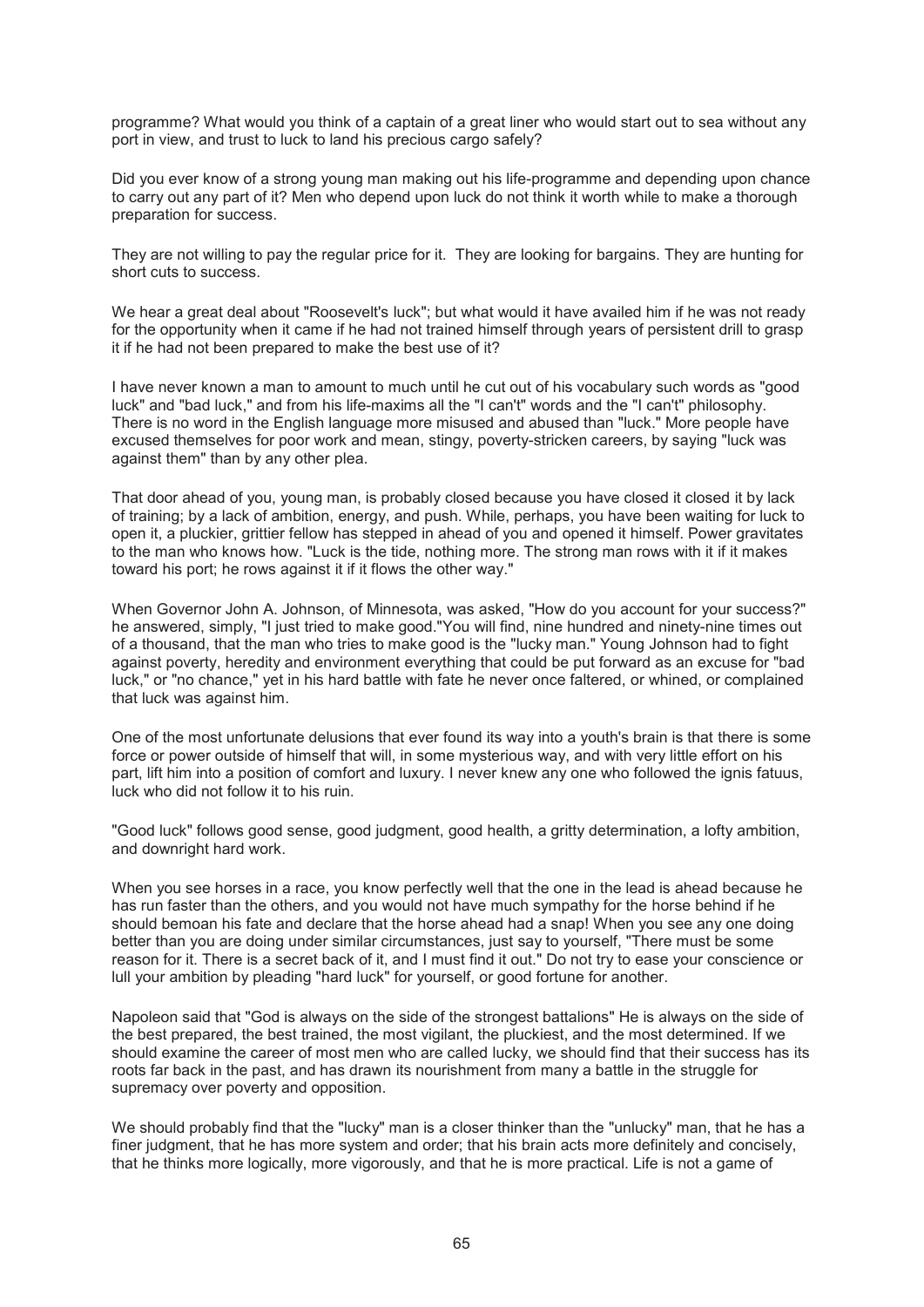programme? What would you think of a captain of a great liner who would start out to sea without any port in view, and trust to luck to land his precious cargo safely?

Did you ever know of a strong young man making out his life-programme and depending upon chance to carry out any part of it? Men who depend upon luck do not think it worth while to make a thorough preparation for success.

They are not willing to pay the regular price for it. They are looking for bargains. They are hunting for short cuts to success.

We hear a great deal about "Roosevelt's luck"; but what would it have availed him if he was not ready for the opportunity when it came if he had not trained himself through years of persistent drill to grasp it if he had not been prepared to make the best use of it?

I have never known a man to amount to much until he cut out of his vocabulary such words as "good luck" and "bad luck," and from his life-maxims all the "I can't" words and the "I can't" philosophy. There is no word in the English language more misused and abused than "luck." More people have excused themselves for poor work and mean, stingy, poverty-stricken careers, by saying "luck was against them" than by any other plea.

That door ahead of you, young man, is probably closed because you have closed it closed it by lack of training; by a lack of ambition, energy, and push. While, perhaps, you have been waiting for luck to open it, a pluckier, grittier fellow has stepped in ahead of you and opened it himself. Power gravitates to the man who knows how. "Luck is the tide, nothing more. The strong man rows with it if it makes toward his port; he rows against it if it flows the other way."

When Governor John A. Johnson, of Minnesota, was asked, "How do you account for your success?" he answered, simply, "I just tried to make good."You will find, nine hundred and ninety-nine times out of a thousand, that the man who tries to make good is the "lucky man." Young Johnson had to fight against poverty, heredity and environment everything that could be put forward as an excuse for "bad luck," or "no chance," yet in his hard battle with fate he never once faltered, or whined, or complained that luck was against him.

One of the most unfortunate delusions that ever found its way into a youth's brain is that there is some force or power outside of himself that will, in some mysterious way, and with very little effort on his part, lift him into a position of comfort and luxury. I never knew any one who followed the ignis fatuus, luck who did not follow it to his ruin.

"Good luck" follows good sense, good judgment, good health, a gritty determination, a lofty ambition, and downright hard work.

When you see horses in a race, you know perfectly well that the one in the lead is ahead because he has run faster than the others, and you would not have much sympathy for the horse behind if he should bemoan his fate and declare that the horse ahead had a snap! When you see any one doing better than you are doing under similar circumstances, just say to yourself, "There must be some reason for it. There is a secret back of it, and I must find it out." Do not try to ease your conscience or lull your ambition by pleading "hard luck" for yourself, or good fortune for another.

Napoleon said that "God is always on the side of the strongest battalions" He is always on the side of the best prepared, the best trained, the most vigilant, the pluckiest, and the most determined. If we should examine the career of most men who are called lucky, we should find that their success has its roots far back in the past, and has drawn its nourishment from many a battle in the struggle for supremacy over poverty and opposition.

We should probably find that the "lucky" man is a closer thinker than the "unlucky" man, that he has a finer judgment, that he has more system and order; that his brain acts more definitely and concisely, that he thinks more logically, more vigorously, and that he is more practical. Life is not a game of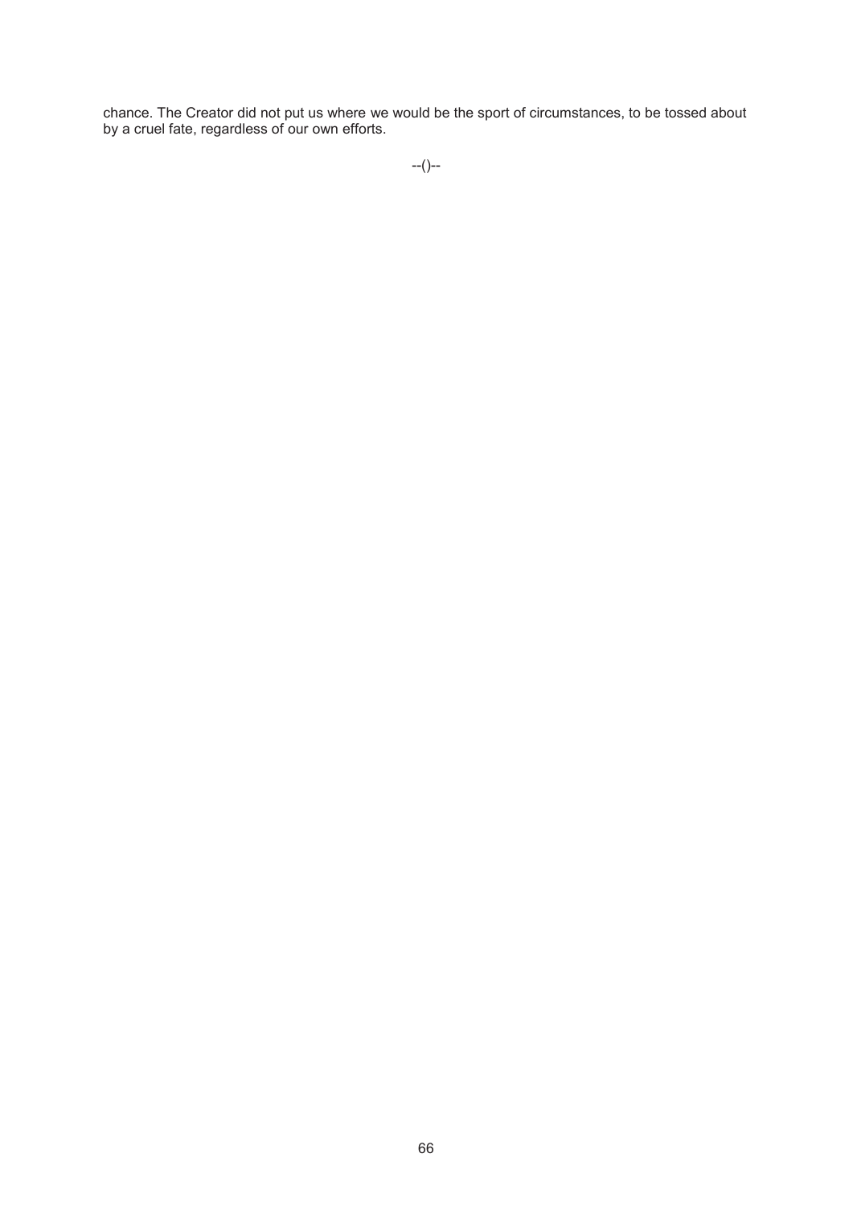chance. The Creator did not put us where we would be the sport of circumstances, to be tossed about by a cruel fate, regardless of our own efforts.

--()--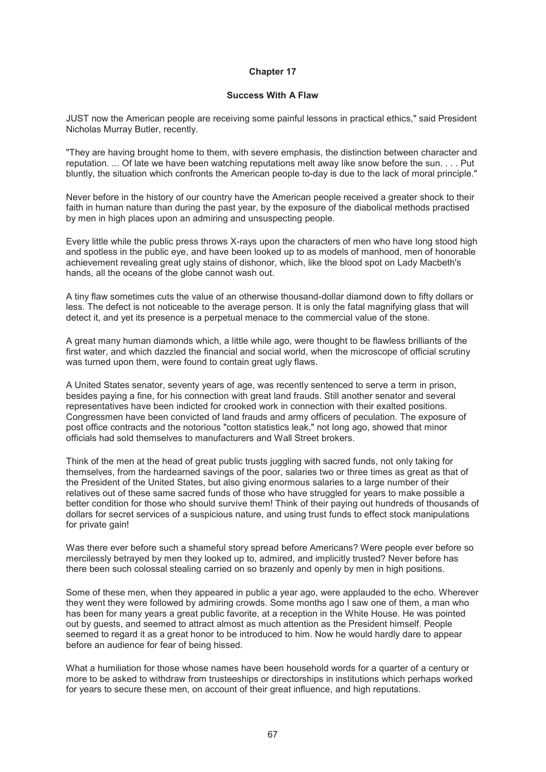## Chapter 17

### Success With A Flaw

JUST now the American people are receiving some painful lessons in practical ethics," said President Nicholas Murray Butler, recently.

"They are having brought home to them, with severe emphasis, the distinction between character and reputation. ... Of late we have been watching reputations melt away like snow before the sun. . . . Put bluntly, the situation which confronts the American people to-day is due to the lack of moral principle."

Never before in the history of our country have the American people received a greater shock to their faith in human nature than during the past year, by the exposure of the diabolical methods practised by men in high places upon an admiring and unsuspecting people.

Every little while the public press throws X-rays upon the characters of men who have long stood high and spotless in the public eye, and have been looked up to as models of manhood, men of honorable achievement revealing great ugly stains of dishonor, which, like the blood spot on Lady Macbeth's hands, all the oceans of the globe cannot wash out.

A tiny flaw sometimes cuts the value of an otherwise thousand-dollar diamond down to fifty dollars or less. The defect is not noticeable to the average person. It is only the fatal magnifying glass that will detect it, and yet its presence is a perpetual menace to the commercial value of the stone.

A great many human diamonds which, a little while ago, were thought to be flawless brilliants of the first water, and which dazzled the financial and social world, when the microscope of official scrutiny was turned upon them, were found to contain great ugly flaws.

A United States senator, seventy years of age, was recently sentenced to serve a term in prison, besides paying a fine, for his connection with great land frauds. Still another senator and several representatives have been indicted for crooked work in connection with their exalted positions. Congressmen have been convicted of land frauds and army officers of peculation. The exposure of post office contracts and the notorious "cotton statistics leak," not long ago, showed that minor officials had sold themselves to manufacturers and Wall Street brokers.

Think of the men at the head of great public trusts juggling with sacred funds, not only taking for themselves, from the hardearned savings of the poor, salaries two or three times as great as that of the President of the United States, but also giving enormous salaries to a large number of their relatives out of these same sacred funds of those who have struggled for years to make possible a better condition for those who should survive them! Think of their paying out hundreds of thousands of dollars for secret services of a suspicious nature, and using trust funds to effect stock manipulations for private gain!

Was there ever before such a shameful story spread before Americans? Were people ever before so mercilessly betrayed by men they looked up to, admired, and implicitly trusted? Never before has there been such colossal stealing carried on so brazenly and openly by men in high positions.

Some of these men, when they appeared in public a year ago, were applauded to the echo. Wherever they went they were followed by admiring crowds. Some months ago I saw one of them, a man who has been for many years a great public favorite, at a reception in the White House. He was pointed out by guests, and seemed to attract almost as much attention as the President himself. People seemed to regard it as a great honor to be introduced to him. Now he would hardly dare to appear before an audience for fear of being hissed.

What a humiliation for those whose names have been household words for a quarter of a century or more to be asked to withdraw from trusteeships or directorships in institutions which perhaps worked for years to secure these men, on account of their great influence, and high reputations.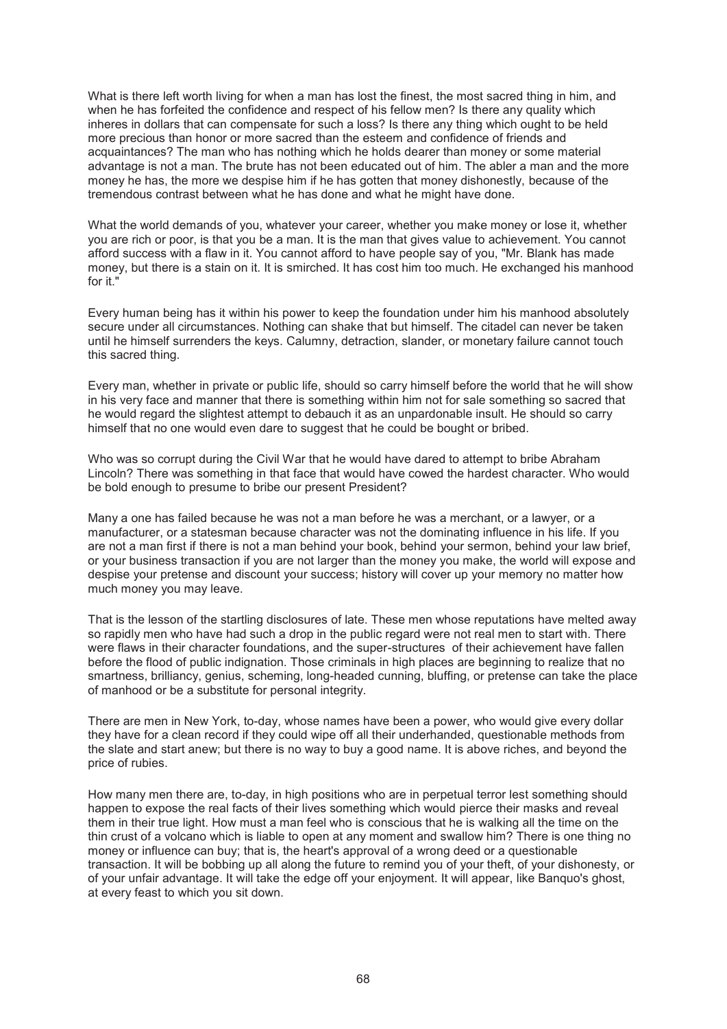What is there left worth living for when a man has lost the finest, the most sacred thing in him, and when he has forfeited the confidence and respect of his fellow men? Is there any quality which inheres in dollars that can compensate for such a loss? Is there any thing which ought to be held more precious than honor or more sacred than the esteem and confidence of friends and acquaintances? The man who has nothing which he holds dearer than money or some material advantage is not a man. The brute has not been educated out of him. The abler a man and the more money he has, the more we despise him if he has gotten that money dishonestly, because of the tremendous contrast between what he has done and what he might have done.

What the world demands of you, whatever your career, whether you make money or lose it, whether you are rich or poor, is that you be a man. It is the man that gives value to achievement. You cannot afford success with a flaw in it. You cannot afford to have people say of you, "Mr. Blank has made money, but there is a stain on it. It is smirched. It has cost him too much. He exchanged his manhood for it."

Every human being has it within his power to keep the foundation under him his manhood absolutely secure under all circumstances. Nothing can shake that but himself. The citadel can never be taken until he himself surrenders the keys. Calumny, detraction, slander, or monetary failure cannot touch this sacred thing.

Every man, whether in private or public life, should so carry himself before the world that he will show in his very face and manner that there is something within him not for sale something so sacred that he would regard the slightest attempt to debauch it as an unpardonable insult. He should so carry himself that no one would even dare to suggest that he could be bought or bribed.

Who was so corrupt during the Civil War that he would have dared to attempt to bribe Abraham Lincoln? There was something in that face that would have cowed the hardest character. Who would be bold enough to presume to bribe our present President?

Many a one has failed because he was not a man before he was a merchant, or a lawyer, or a manufacturer, or a statesman because character was not the dominating influence in his life. If you are not a man first if there is not a man behind your book, behind your sermon, behind your law brief, or your business transaction if you are not larger than the money you make, the world will expose and despise your pretense and discount your success; history will cover up your memory no matter how much money you may leave.

That is the lesson of the startling disclosures of late. These men whose reputations have melted away so rapidly men who have had such a drop in the public regard were not real men to start with. There were flaws in their character foundations, and the super-structures of their achievement have fallen before the flood of public indignation. Those criminals in high places are beginning to realize that no smartness, brilliancy, genius, scheming, long-headed cunning, bluffing, or pretense can take the place of manhood or be a substitute for personal integrity.

There are men in New York, to-day, whose names have been a power, who would give every dollar they have for a clean record if they could wipe off all their underhanded, questionable methods from the slate and start anew; but there is no way to buy a good name. It is above riches, and beyond the price of rubies.

How many men there are, to-day, in high positions who are in perpetual terror lest something should happen to expose the real facts of their lives something which would pierce their masks and reveal them in their true light. How must a man feel who is conscious that he is walking all the time on the thin crust of a volcano which is liable to open at any moment and swallow him? There is one thing no money or influence can buy; that is, the heart's approval of a wrong deed or a questionable transaction. It will be bobbing up all along the future to remind you of your theft, of your dishonesty, or of your unfair advantage. It will take the edge off your enjoyment. It will appear, like Banquo's ghost, at every feast to which you sit down.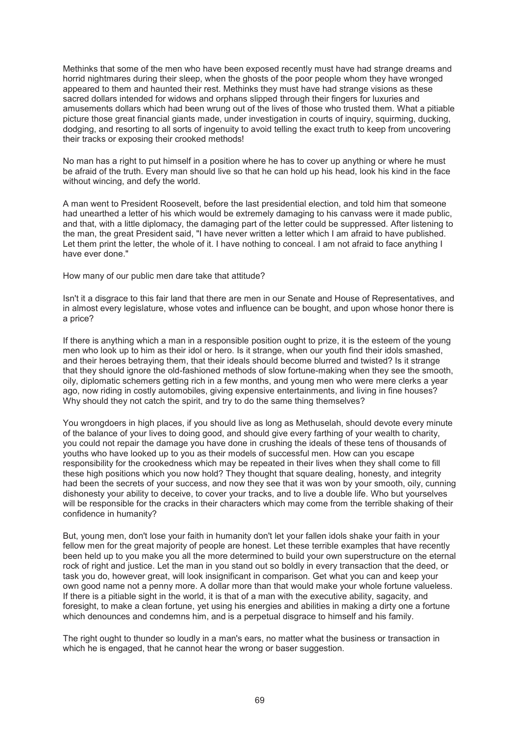Methinks that some of the men who have been exposed recently must have had strange dreams and horrid nightmares during their sleep, when the ghosts of the poor people whom they have wronged appeared to them and haunted their rest. Methinks they must have had strange visions as these sacred dollars intended for widows and orphans slipped through their fingers for luxuries and amusements dollars which had been wrung out of the lives of those who trusted them. What a pitiable picture those great financial giants made, under investigation in courts of inquiry, squirming, ducking, dodging, and resorting to all sorts of ingenuity to avoid telling the exact truth to keep from uncovering their tracks or exposing their crooked methods!

No man has a right to put himself in a position where he has to cover up anything or where he must be afraid of the truth. Every man should live so that he can hold up his head, look his kind in the face without wincing, and defy the world.

A man went to President Roosevelt, before the last presidential election, and told him that someone had unearthed a letter of his which would be extremely damaging to his canvass were it made public, and that, with a little diplomacy, the damaging part of the letter could be suppressed. After listening to the man, the great President said, "I have never written a letter which I am afraid to have published. Let them print the letter, the whole of it. I have nothing to conceal. I am not afraid to face anything I have ever done."

How many of our public men dare take that attitude?

Isn't it a disgrace to this fair land that there are men in our Senate and House of Representatives, and in almost every legislature, whose votes and influence can be bought, and upon whose honor there is a price?

If there is anything which a man in a responsible position ought to prize, it is the esteem of the young men who look up to him as their idol or hero. Is it strange, when our youth find their idols smashed, and their heroes betraying them, that their ideals should become blurred and twisted? Is it strange that they should ignore the old-fashioned methods of slow fortune-making when they see the smooth, oily, diplomatic schemers getting rich in a few months, and young men who were mere clerks a year ago, now riding in costly automobiles, giving expensive entertainments, and living in fine houses? Why should they not catch the spirit, and try to do the same thing themselves?

You wrongdoers in high places, if you should live as long as Methuselah, should devote every minute of the balance of your lives to doing good, and should give every farthing of your wealth to charity, you could not repair the damage you have done in crushing the ideals of these tens of thousands of youths who have looked up to you as their models of successful men. How can you escape responsibility for the crookedness which may be repeated in their lives when they shall come to fill these high positions which you now hold? They thought that square dealing, honesty, and integrity had been the secrets of your success, and now they see that it was won by your smooth, oily, cunning dishonesty your ability to deceive, to cover your tracks, and to live a double life. Who but yourselves will be responsible for the cracks in their characters which may come from the terrible shaking of their confidence in humanity?

But, young men, don't lose your faith in humanity don't let your fallen idols shake your faith in your fellow men for the great majority of people are honest. Let these terrible examples that have recently been held up to you make you all the more determined to build your own superstructure on the eternal rock of right and justice. Let the man in you stand out so boldly in every transaction that the deed, or task you do, however great, will look insignificant in comparison. Get what you can and keep your own good name not a penny more. A dollar more than that would make your whole fortune valueless. If there is a pitiable sight in the world, it is that of a man with the executive ability, sagacity, and foresight, to make a clean fortune, yet using his energies and abilities in making a dirty one a fortune which denounces and condemns him, and is a perpetual disgrace to himself and his family.

The right ought to thunder so loudly in a man's ears, no matter what the business or transaction in which he is engaged, that he cannot hear the wrong or baser suggestion.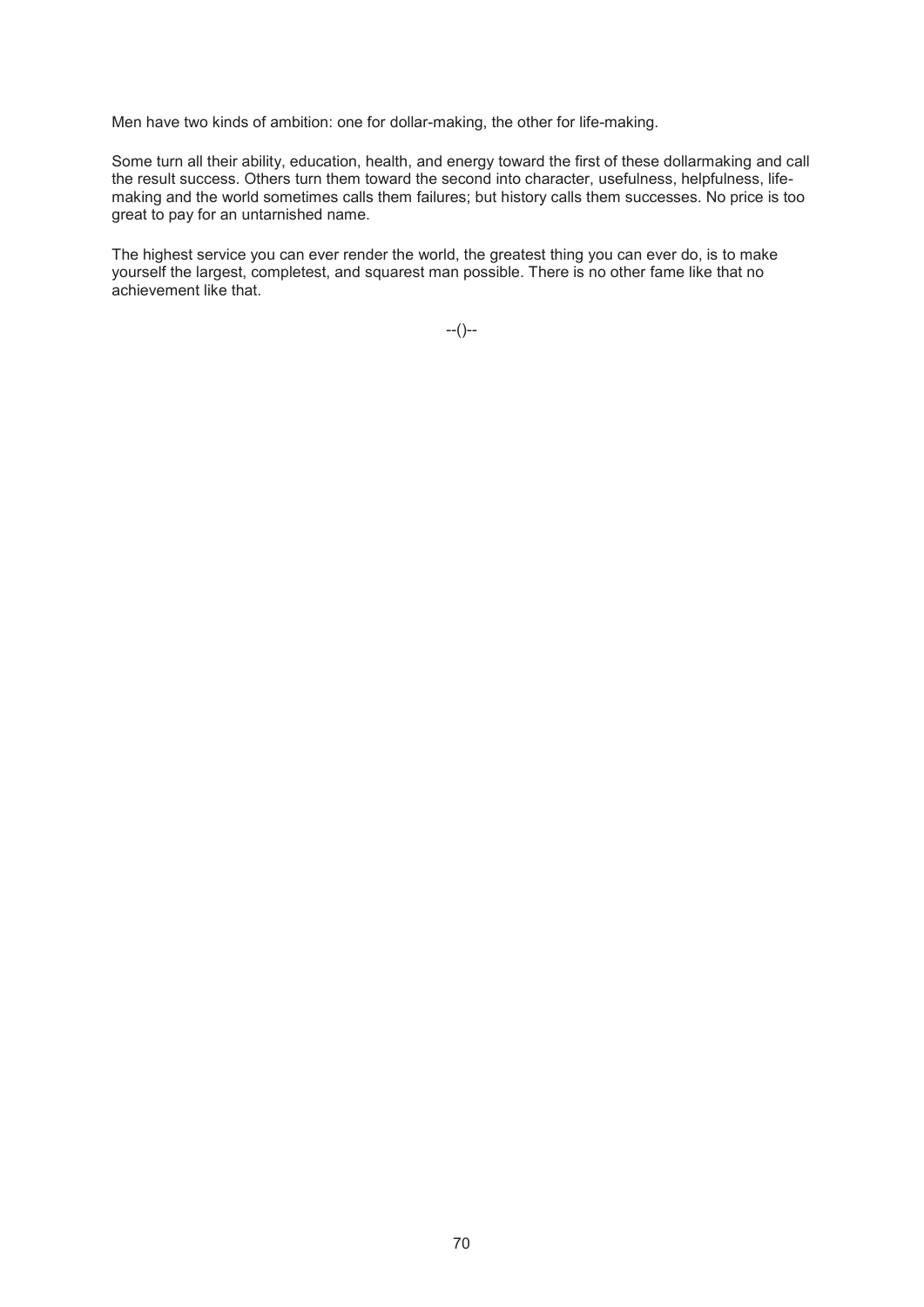Men have two kinds of ambition: one for dollar-making, the other for life-making.

Some turn all their ability, education, health, and energy toward the first of these dollarmaking and call the result success. Others turn them toward the second into character, usefulness, helpfulness, life-making and the world sometimes calls them failures; but history calls them successes. No price is too great to pay for an untarnished name.

The highest service you can ever render the world, the greatest thing you can ever do, is to make yourself the largest, completest, and squarest man possible. There is no other fame like that no achievement like that.

--()--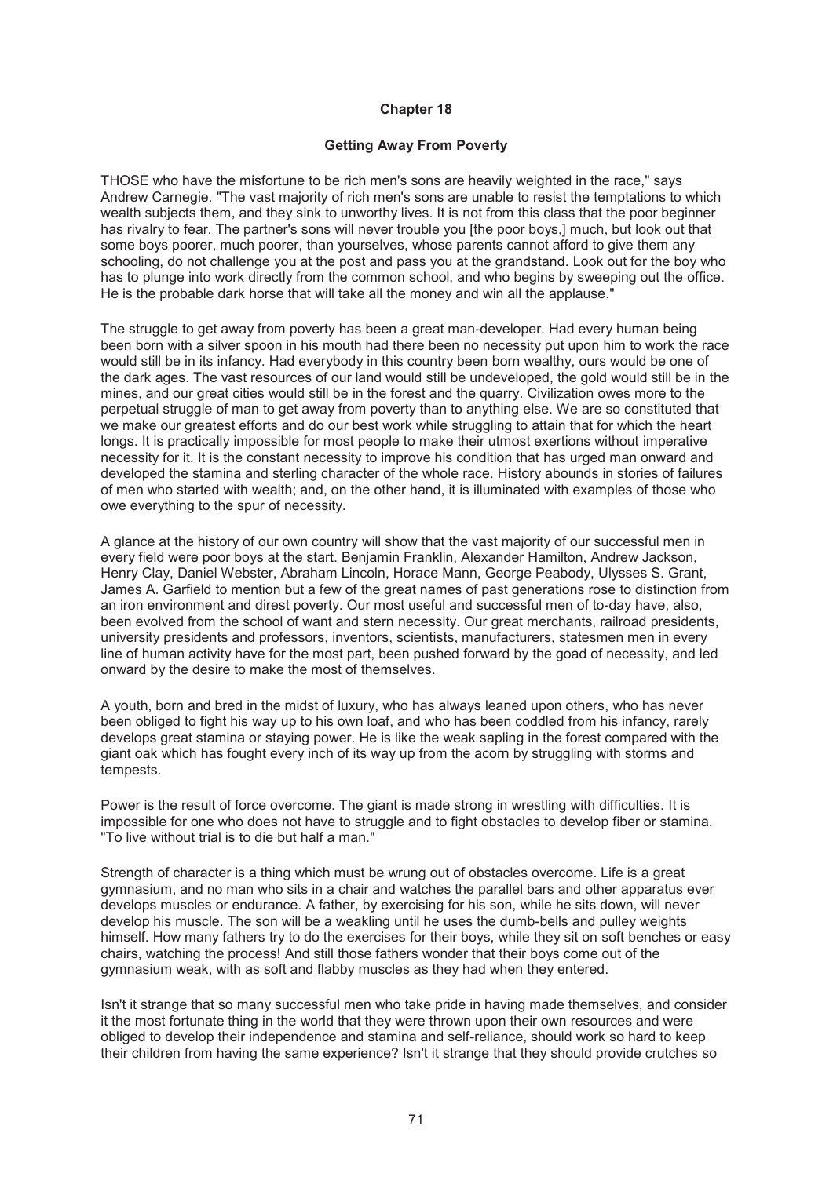## Chapter 18

### Getting Away From Poverty

THOSE who have the misfortune to be rich men's sons are heavily weighted in the race," says Andrew Carnegie. "The vast majority of rich men's sons are unable to resist the temptations to which wealth subjects them, and they sink to unworthy lives. It is not from this class that the poor beginner has rivalry to fear. The partner's sons will never trouble you [the poor boys,] much, but look out that some boys poorer, much poorer, than yourselves, whose parents cannot afford to give them any schooling, do not challenge you at the post and pass you at the grandstand. Look out for the boy who has to plunge into work directly from the common school, and who begins by sweeping out the office. He is the probable dark horse that will take all the money and win all the applause."

The struggle to get away from poverty has been a great man-developer. Had every human being been born with a silver spoon in his mouth had there been no necessity put upon him to work the race would still be in its infancy. Had everybody in this country been born wealthy, ours would be one of the dark ages. The vast resources of our land would still be undeveloped, the gold would still be in the mines, and our great cities would still be in the forest and the quarry. Civilization owes more to the perpetual struggle of man to get away from poverty than to anything else. We are so constituted that we make our greatest efforts and do our best work while struggling to attain that for which the heart longs. It is practically impossible for most people to make their utmost exertions without imperative necessity for it. It is the constant necessity to improve his condition that has urged man onward and developed the stamina and sterling character of the whole race. History abounds in stories of failures of men who started with wealth; and, on the other hand, it is illuminated with examples of those who owe everything to the spur of necessity.

A glance at the history of our own country will show that the vast majority of our successful men in every field were poor boys at the start. Benjamin Franklin, Alexander Hamilton, Andrew Jackson, Henry Clay, Daniel Webster, Abraham Lincoln, Horace Mann, George Peabody, Ulysses S. Grant, James A. Garfield to mention but a few of the great names of past generations rose to distinction from an iron environment and direst poverty. Our most useful and successful men of to-day have, also, been evolved from the school of want and stern necessity. Our great merchants, railroad presidents, university presidents and professors, inventors, scientists, manufacturers, statesmen men in every line of human activity have for the most part, been pushed forward by the goad of necessity, and led onward by the desire to make the most of themselves.

A youth, born and bred in the midst of luxury, who has always leaned upon others, who has never been obliged to fight his way up to his own loaf, and who has been coddled from his infancy, rarely develops great stamina or staying power. He is like the weak sapling in the forest compared with the giant oak which has fought every inch of its way up from the acorn by struggling with storms and tempests.

Power is the result of force overcome. The giant is made strong in wrestling with difficulties. It is impossible for one who does not have to struggle and to fight obstacles to develop fiber or stamina. "To live without trial is to die but half a man."

Strength of character is a thing which must be wrung out of obstacles overcome. Life is a great gymnasium, and no man who sits in a chair and watches the parallel bars and other apparatus ever develops muscles or endurance. A father, by exercising for his son, while he sits down, will never develop his muscle. The son will be a weakling until he uses the dumb-bells and pulley weights himself. How many fathers try to do the exercises for their boys, while they sit on soft benches or easy chairs, watching the process! And still those fathers wonder that their boys come out of the gymnasium weak, with as soft and flabby muscles as they had when they entered.

Isn't it strange that so many successful men who take pride in having made themselves, and consider it the most fortunate thing in the world that they were thrown upon their own resources and were obliged to develop their independence and stamina and self-reliance, should work so hard to keep their children from having the same experience? Isn't it strange that they should provide crutches so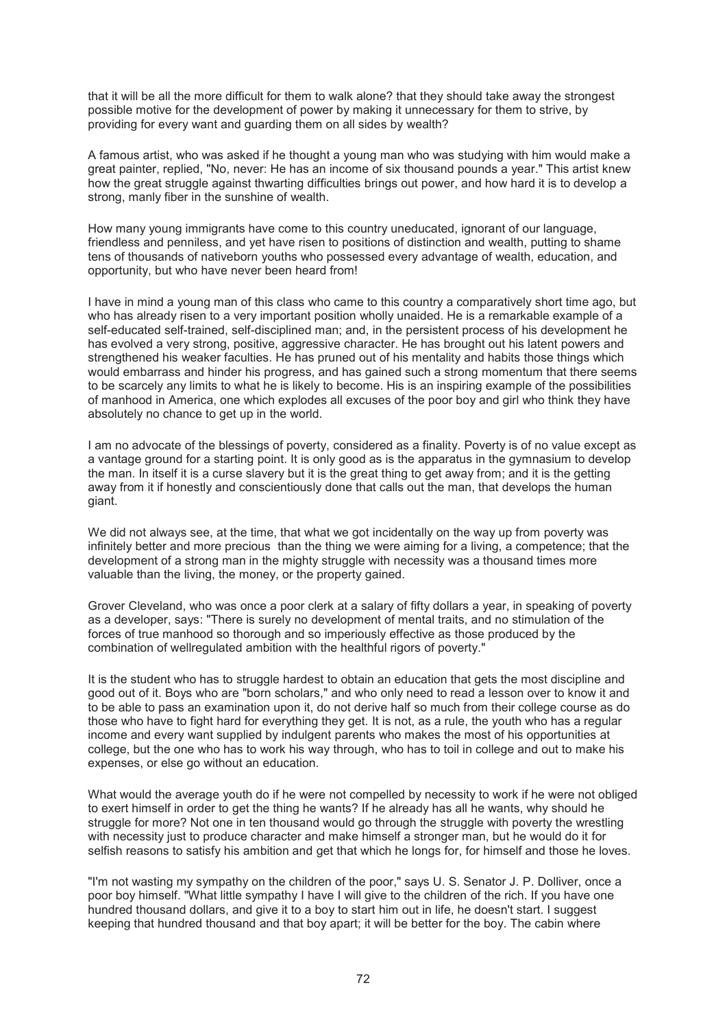that it will be all the more difficult for them to walk alone? that they should take away the strongest possible motive for the development of power by making it unnecessary for them to strive, by providing for every want and guarding them on all sides by wealth?

A famous artist, who was asked if he thought a young man who was studying with him would make a great painter, replied, "No, never: He has an income of six thousand pounds a year." This artist knew how the great struggle against thwarting difficulties brings out power, and how hard it is to develop a strong, manly fiber in the sunshine of wealth.

How many young immigrants have come to this country uneducated, ignorant of our language, friendless and penniless, and yet have risen to positions of distinction and wealth, putting to shame tens of thousands of nativeborn youths who possessed every advantage of wealth, education, and opportunity, but who have never been heard from!

I have in mind a young man of this class who came to this country a comparatively short time ago, but who has already risen to a very important position wholly unaided. He is a remarkable example of a self-educated self-trained, self-disciplined man; and, in the persistent process of his development he has evolved a very strong, positive, aggressive character. He has brought out his latent powers and strengthened his weaker faculties. He has pruned out of his mentality and habits those things which would embarrass and hinder his progress, and has gained such a strong momentum that there seems to be scarcely any limits to what he is likely to become. His is an inspiring example of the possibilities of manhood in America, one which explodes all excuses of the poor boy and girl who think they have absolutely no chance to get up in the world.

I am no advocate of the blessings of poverty, considered as a finality. Poverty is of no value except as a vantage ground for a starting point. It is only good as is the apparatus in the gymnasium to develop the man. In itself it is a curse slavery but it is the great thing to get away from; and it is the getting away from it if honestly and conscientiously done that calls out the man, that develops the human giant.

We did not always see, at the time, that what we got incidentally on the way up from poverty was infinitely better and more precious than the thing we were aiming for a living, a competence; that the development of a strong man in the mighty struggle with necessity was a thousand times more valuable than the living, the money, or the property gained.

Grover Cleveland, who was once a poor clerk at a salary of fifty dollars a year, in speaking of poverty as a developer, says: "There is surely no development of mental traits, and no stimulation of the forces of true manhood so thorough and so imperiously effective as those produced by the combination of wellregulated ambition with the healthful rigors of poverty."

It is the student who has to struggle hardest to obtain an education that gets the most discipline and good out of it. Boys who are "born scholars," and who only need to read a lesson over to know it and to be able to pass an examination upon it, do not derive half so much from their college course as do those who have to fight hard for everything they get. It is not, as a rule, the youth who has a regular income and every want supplied by indulgent parents who makes the most of his opportunities at college, but the one who has to work his way through, who has to toil in college and out to make his expenses, or else go without an education.

What would the average youth do if he were not compelled by necessity to work if he were not obliged to exert himself in order to get the thing he wants? If he already has all he wants, why should he struggle for more? Not one in ten thousand would go through the struggle with poverty the wrestling with necessity just to produce character and make himself a stronger man, but he would do it for selfish reasons to satisfy his ambition and get that which he longs for, for himself and those he loves.

"I'm not wasting my sympathy on the children of the poor," says U. S. Senator J. P. Dolliver, once a poor boy himself. "What little sympathy I have I will give to the children of the rich. If you have one hundred thousand dollars, and give it to a boy to start him out in life, he doesn't start. I suggest keeping that hundred thousand and that boy apart; it will be better for the boy. The cabin where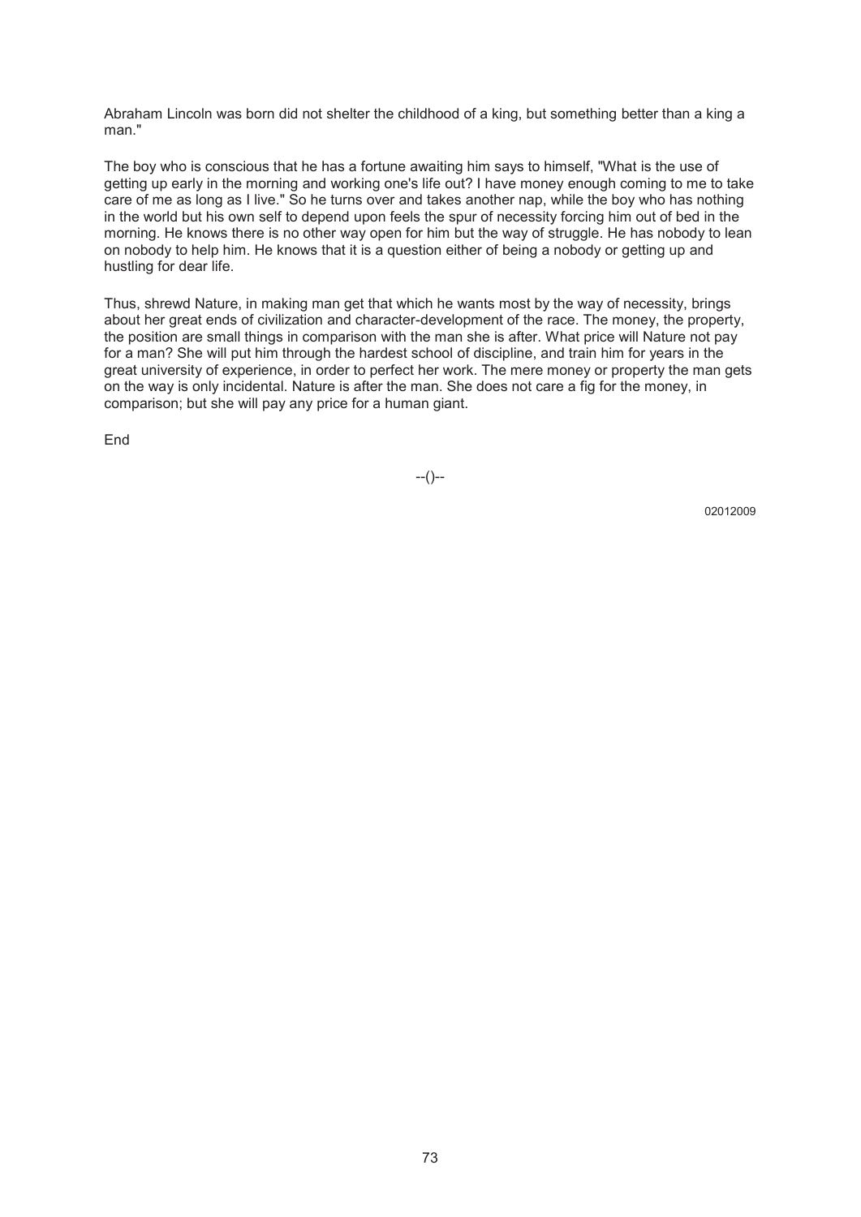Abraham Lincoln was born did not shelter the childhood of a king, but something better than a king a man."

The boy who is conscious that he has a fortune awaiting him says to himself, "What is the use of getting up early in the morning and working one's life out? I have money enough coming to me to take care of me as long as I live." So he turns over and takes another nap, while the boy who has nothing in the world but his own self to depend upon feels the spur of necessity forcing him out of bed in the morning. He knows there is no other way open for him but the way of struggle. He has nobody to lean on nobody to help him. He knows that it is a question either of being a nobody or getting up and hustling for dear life.

Thus, shrewd Nature, in making man get that which he wants most by the way of necessity, brings about her great ends of civilization and character-development of the race. The money, the property, the position are small things in comparison with the man she is after. What price will Nature not pay for a man? She will put him through the hardest school of discipline, and train him for years in the great university of experience, in order to perfect her work. The mere money or property the man gets on the way is only incidental. Nature is after the man. She does not care a fig for the money, in comparison; but she will pay any price for a human giant.

End

--()--

02012009